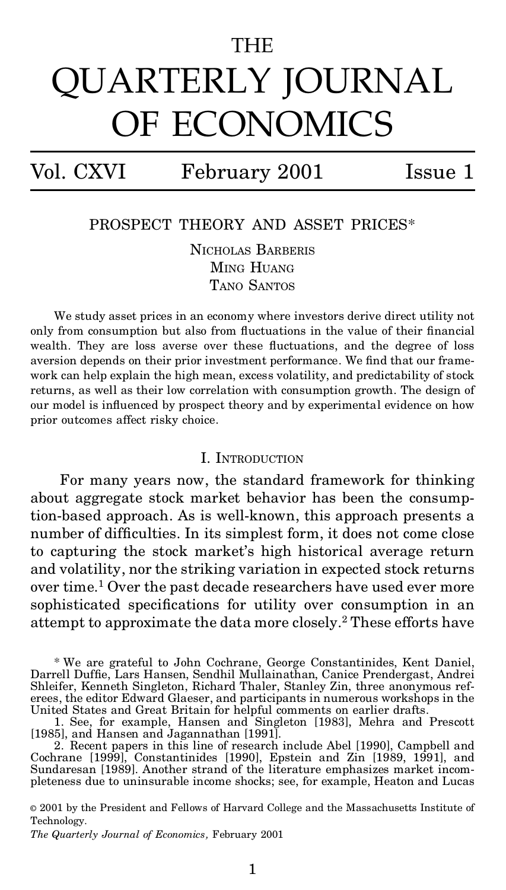# THE QUARTERLY JOURNAL OF ECONOMICS

Vol. CXVI February 2001 Issue 1

## PROSPECT THEORY AND ASSET PRICES*

Nicholas Barberis
Ming Huang
Tano Santos

We study asset prices in an economy where investors derive direct utility not only from consumption but also from fluctuations in the value of their financial wealth. They are loss averse over these fluctuations, and the degree of loss aversion depends on their prior investment performance. We find that our framework can help explain the high mean, excess volatility, and predictability of stock returns, as well as their low correlation with consumption growth. The design of our model is influenced by prospect theory and by experimental evidence on how prior outcomes affect risky choice.

### I. Introduction

For many years now, the standard framework for thinking about aggregate stock market behavior has been the consumption-based approach. As is well-known, this approach presents a number of difficulties. In its simplest form, it does not come close to capturing the stock market's high historical average return and volatility, nor the striking variation in expected stock returns over time.[1] Over the past decade researchers have used ever more sophisticated specifications for utility over consumption in an attempt to approximate the data more closely.[2] These efforts have

\* We are grateful to John Cochrane, George Constantinides, Kent Daniel, Darrell Duffie, Lars Hansen, Sendhil Mullainathan, Canice Prendergast, Andrei Shleifer, Kenneth Singleton, Richard Thaler, Stanley Zin, three anonymous referees, the editor Edward Glaeser, and participants in numerous workshops in the United States and Great Britain for helpful comments on earlier drafts.

1. See, for example, Hansen and Singleton [1983], Mehra and Prescott [1985], and Hansen and Jagannathan [1991].

2. Recent papers in this line of research include Abel [1990], Campbell and Cochrane [1999], Constantinides [1990], Epstein and Zin [1989, 1991], and Sundaresan [1989]. Another strand of the literature emphasizes market incompleteness due to uninsurable income shocks; see, for example, Heaton and Lucas

© 2001 by the President and Fellows of Harvard College and the Massachusetts Institute of Technology.

*The Quarterly Journal of Economics,* February 2001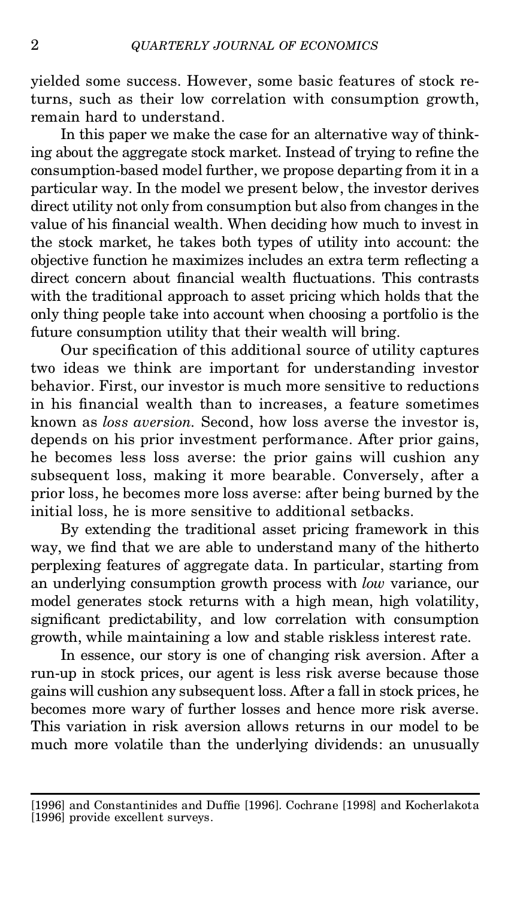yielded some success. However, some basic features of stock returns, such as their low correlation with consumption growth, remain hard to understand.

In this paper we make the case for an alternative way of thinking about the aggregate stock market. Instead of trying to refine the consumption-based model further, we propose departing from it in a particular way. In the model we present below, the investor derives direct utility not only from consumption but also from changes in the value of his financial wealth. When deciding how much to invest in the stock market, he takes both types of utility into account: the objective function he maximizes includes an extra term reflecting a direct concern about financial wealth fluctuations. This contrasts with the traditional approach to asset pricing which holds that the only thing people take into account when choosing a portfolio is the future consumption utility that their wealth will bring.

Our specification of this additional source of utility captures two ideas we think are important for understanding investor behavior. First, our investor is much more sensitive to reductions in his financial wealth than to increases, a feature sometimes known as *loss aversion.* Second, how loss averse the investor is, depends on his prior investment performance. After prior gains, he becomes less loss averse: the prior gains will cushion any subsequent loss, making it more bearable. Conversely, after a prior loss, he becomes more loss averse: after being burned by the initial loss, he is more sensitive to additional setbacks.

By extending the traditional asset pricing framework in this way, we find that we are able to understand many of the hitherto perplexing features of aggregate data. In particular, starting from an underlying consumption growth process with *low* variance, our model generates stock returns with a high mean, high volatility, significant predictability, and low correlation with consumption growth, while maintaining a low and stable riskless interest rate.

In essence, our story is one of changing risk aversion. After a run-up in stock prices, our agent is less risk averse because those gains will cushion any subsequent loss. After a fall in stock prices, he becomes more wary of further losses and hence more risk averse. This variation in risk aversion allows returns in our model to be much more volatile than the underlying dividends: an unusually

[1996] and Constantinides and Duffie [1996]. Cochrane [1998] and Kocherlakota [1996] provide excellent surveys.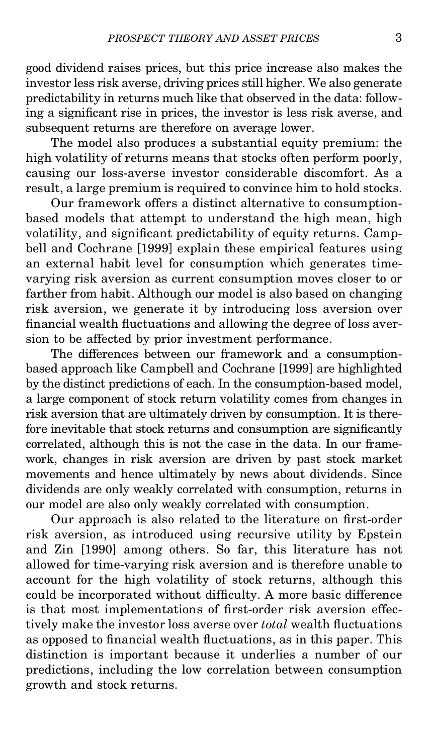good dividend raises prices, but this price increase also makes the investor less risk averse, driving prices still higher. We also generate predictability in returns much like that observed in the data: following a significant rise in prices, the investor is less risk averse, and subsequent returns are therefore on average lower.

The model also produces a substantial equity premium: the high volatility of returns means that stocks often perform poorly, causing our loss-averse investor considerable discomfort. As a result, a large premium is required to convince him to hold stocks.

Our framework offers a distinct alternative to consumption-based models that attempt to understand the high mean, high volatility, and significant predictability of equity returns. Campbell and Cochrane [1999] explain these empirical features using an external habit level for consumption which generates time-varying risk aversion as current consumption moves closer to or farther from habit. Although our model is also based on changing risk aversion, we generate it by introducing loss aversion over financial wealth fluctuations and allowing the degree of loss aversion to be affected by prior investment performance.

The differences between our framework and a consumption-based approach like Campbell and Cochrane [1999] are highlighted by the distinct predictions of each. In the consumption-based model, a large component of stock return volatility comes from changes in risk aversion that are ultimately driven by consumption. It is therefore inevitable that stock returns and consumption are significantly correlated, although this is not the case in the data. In our framework, changes in risk aversion are driven by past stock market movements and hence ultimately by news about dividends. Since dividends are only weakly correlated with consumption, returns in our model are also only weakly correlated with consumption.

Our approach is also related to the literature on first-order risk aversion, as introduced using recursive utility by Epstein and Zin [1990] among others. So far, this literature has not allowed for time-varying risk aversion and is therefore unable to account for the high volatility of stock returns, although this could be incorporated without difficulty. A more basic difference is that most implementations of first-order risk aversion effectively make the investor loss averse over *total* wealth fluctuations as opposed to financial wealth fluctuations, as in this paper. This distinction is important because it underlies a number of our predictions, including the low correlation between consumption growth and stock returns.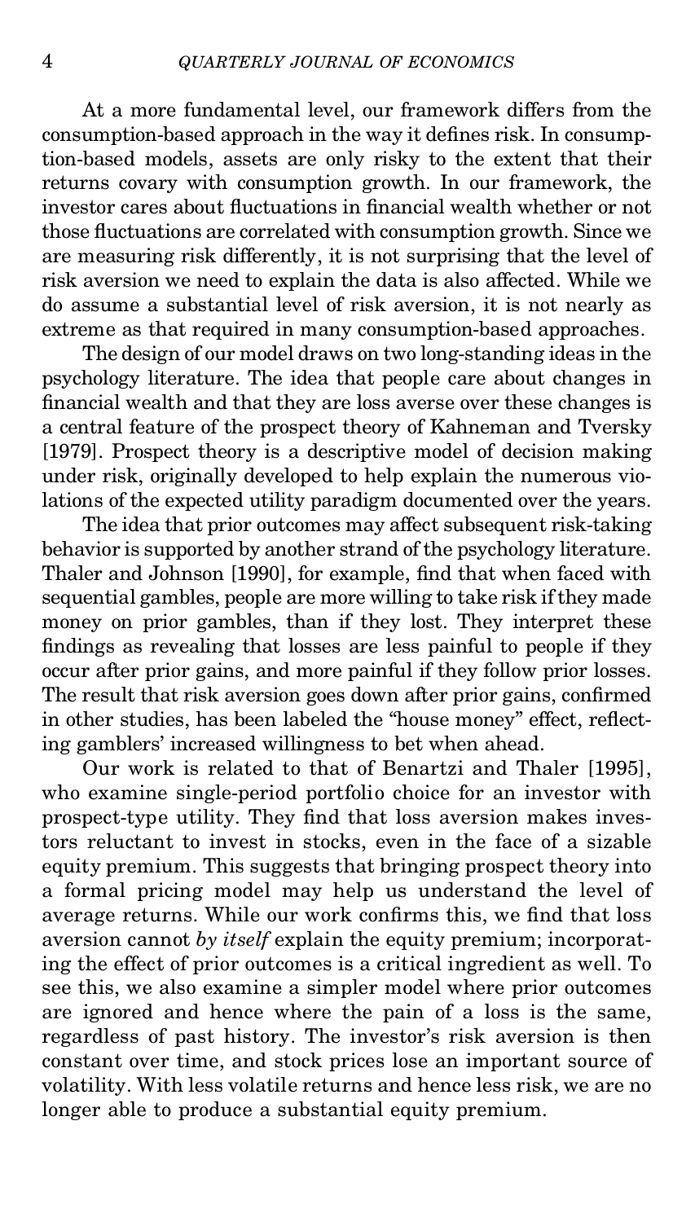At a more fundamental level, our framework differs from the consumption-based approach in the way it defines risk. In consumption-based models, assets are only risky to the extent that their returns covary with consumption growth. In our framework, the investor cares about fluctuations in financial wealth whether or not those fluctuations are correlated with consumption growth. Since we are measuring risk differently, it is not surprising that the level of risk aversion we need to explain the data is also affected. While we do assume a substantial level of risk aversion, it is not nearly as extreme as that required in many consumption-based approaches.

The design of our model draws on two long-standing ideas in the psychology literature. The idea that people care about changes in financial wealth and that they are loss averse over these changes is a central feature of the prospect theory of Kahneman and Tversky [1979]. Prospect theory is a descriptive model of decision making under risk, originally developed to help explain the numerous violations of the expected utility paradigm documented over the years.

The idea that prior outcomes may affect subsequent risk-taking behavior is supported by another strand of the psychology literature. Thaler and Johnson [1990], for example, find that when faced with sequential gambles, people are more willing to take risk if they made money on prior gambles, than if they lost. They interpret these findings as revealing that losses are less painful to people if they occur after prior gains, and more painful if they follow prior losses. The result that risk aversion goes down after prior gains, confirmed in other studies, has been labeled the "house money" effect, reflecting gamblers' increased willingness to bet when ahead.

Our work is related to that of Benartzi and Thaler [1995], who examine single-period portfolio choice for an investor with prospect-type utility. They find that loss aversion makes investors reluctant to invest in stocks, even in the face of a sizable equity premium. This suggests that bringing prospect theory into a formal pricing model may help us understand the level of average returns. While our work confirms this, we find that loss aversion cannot *by itself* explain the equity premium; incorporating the effect of prior outcomes is a critical ingredient as well. To see this, we also examine a simpler model where prior outcomes are ignored and hence where the pain of a loss is the same, regardless of past history. The investor's risk aversion is then constant over time, and stock prices lose an important source of volatility. With less volatile returns and hence less risk, we are no longer able to produce a substantial equity premium.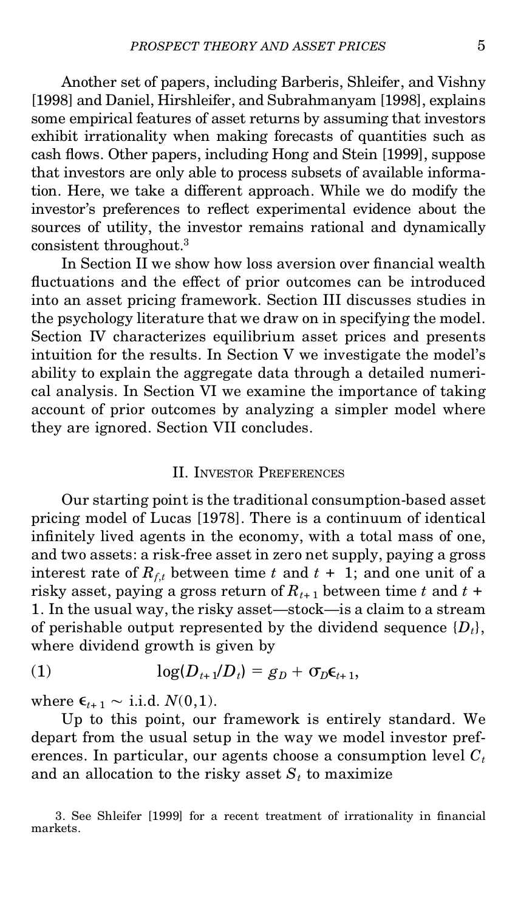Another set of papers, including Barberis, Shleifer, and Vishny [1998] and Daniel, Hirshleifer, and Subrahmanyam [1998], explains some empirical features of asset returns by assuming that investors exhibit irrationality when making forecasts of quantities such as cash flows. Other papers, including Hong and Stein [1999], suppose that investors are only able to process subsets of available information. Here, we take a different approach. While we do modify the investor's preferences to reflect experimental evidence about the sources of utility, the investor remains rational and dynamically consistent throughout.[3]

In Section II we show how loss aversion over financial wealth fluctuations and the effect of prior outcomes can be introduced into an asset pricing framework. Section III discusses studies in the psychology literature that we draw on in specifying the model. Section IV characterizes equilibrium asset prices and presents intuition for the results. In Section V we investigate the model's ability to explain the aggregate data through a detailed numerical analysis. In Section VI we examine the importance of taking account of prior outcomes by analyzing a simpler model where they are ignored. Section VII concludes.

## II. Investor Preferences

Our starting point is the traditional consumption-based asset pricing model of Lucas [1978]. There is a continuum of identical infinitely lived agents in the economy, with a total mass of one, and two assets: a risk-free asset in zero net supply, paying a gross interest rate of $R_{f,t}$ between time $t$ and $t + 1$; and one unit of a risky asset, paying a gross return of $R_{t+1}$ between time $t$ and $t + 1$. In the usual way, the risky asset—stock—is a claim to a stream of perishable output represented by the dividend sequence $\{D_t\}$, where dividend growth is given by

$$\log(D_{t+1}/D_t) = g_D + \sigma_D \epsilon_{t+1}, \tag{1}$$

where $\epsilon_{t+1} \sim$ i.i.d. $N(0,1)$.

Up to this point, our framework is entirely standard. We depart from the usual setup in the way we model investor preferences. In particular, our agents choose a consumption level $C_t$ and an allocation to the risky asset $S_t$ to maximize

3. See Shleifer [1999] for a recent treatment of irrationality in financial markets.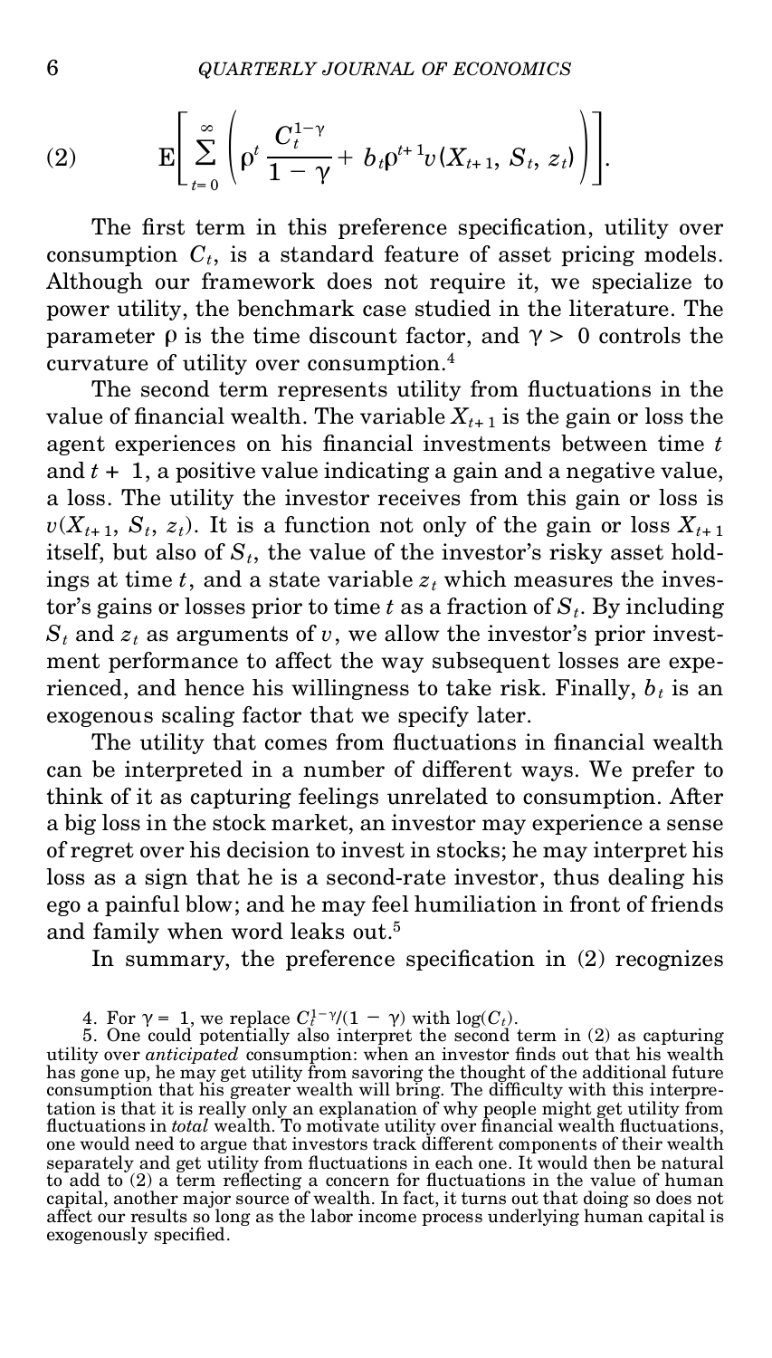$$
\text{(2)} \qquad \mathrm{E}\left[ \sum_{t=0}^{\infty} \left( \rho^t \frac{C_t^{1-\gamma}}{1-\gamma} + b_t \rho^{t+1} v(X_{t+1}, S_t, z_t) \right) \right].
$$

The first term in this preference specification, utility over consumption $C_t$, is a standard feature of asset pricing models. Although our framework does not require it, we specialize to power utility, the benchmark case studied in the literature. The parameter $\rho$ is the time discount factor, and $\gamma > 0$ controls the curvature of utility over consumption.[4]

The second term represents utility from fluctuations in the value of financial wealth. The variable $X_{t+1}$ is the gain or loss the agent experiences on his financial investments between time $t$ and $t + 1$, a positive value indicating a gain and a negative value, a loss. The utility the investor receives from this gain or loss is $v(X_{t+1}, S_t, z_t)$. It is a function not only of the gain or loss $X_{t+1}$ itself, but also of $S_t$, the value of the investor's risky asset holdings at time $t$, and a state variable $z_t$ which measures the investor's gains or losses prior to time $t$ as a fraction of $S_t$. By including $S_t$ and $z_t$ as arguments of $v$, we allow the investor's prior investment performance to affect the way subsequent losses are experienced, and hence his willingness to take risk. Finally, $b_t$ is an exogenous scaling factor that we specify later.

The utility that comes from fluctuations in financial wealth can be interpreted in a number of different ways. We prefer to think of it as capturing feelings unrelated to consumption. After a big loss in the stock market, an investor may experience a sense of regret over his decision to invest in stocks; he may interpret his loss as a sign that he is a second-rate investor, thus dealing his ego a painful blow; and he may feel humiliation in front of friends and family when word leaks out.[5]

In summary, the preference specification in (2) recognizes

---

4. For $\gamma = 1$, we replace $C_t^{1-\gamma}/(1 - \gamma)$ with $\log(C_t)$.

5. One could potentially also interpret the second term in (2) as capturing utility over *anticipated* consumption: when an investor finds out that his wealth has gone up, he may get utility from savoring the thought of the additional future consumption that his greater wealth will bring. The difficulty with this interpretation is that it is really only an explanation of why people might get utility from fluctuations in *total* wealth. To motivate utility over financial wealth fluctuations, one would need to argue that investors track different components of their wealth separately and get utility from fluctuations in each one. It would then be natural to add to (2) a term reflecting a concern for fluctuations in the value of human capital, another major source of wealth. In fact, it turns out that doing so does not affect our results so long as the labor income process underlying human capital is exogenously specified.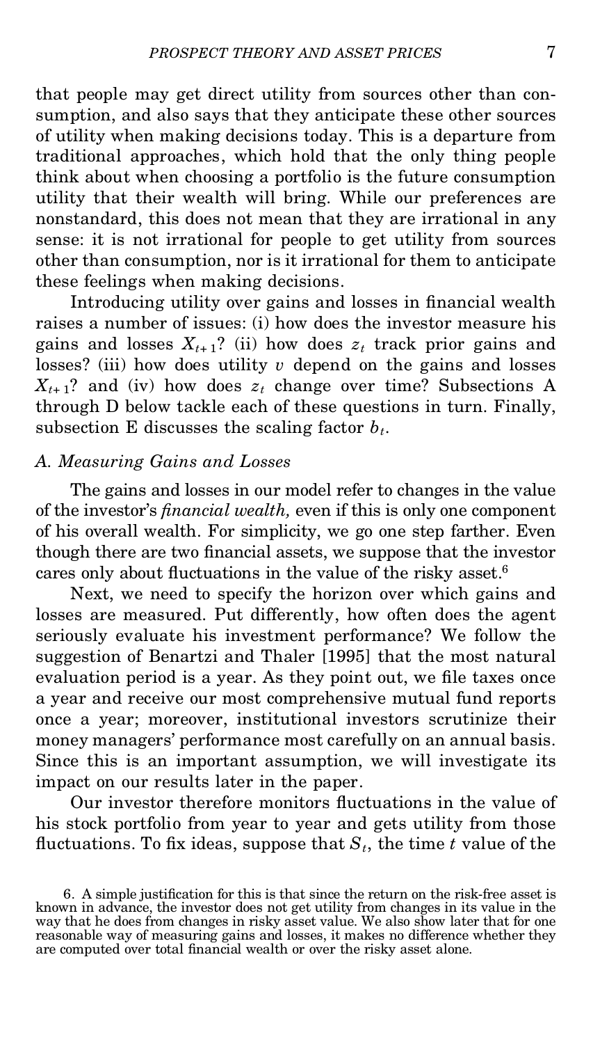that people may get direct utility from sources other than consumption, and also says that they anticipate these other sources of utility when making decisions today. This is a departure from traditional approaches, which hold that the only thing people think about when choosing a portfolio is the future consumption utility that their wealth will bring. While our preferences are nonstandard, this does not mean that they are irrational in any sense: it is not irrational for people to get utility from sources other than consumption, nor is it irrational for them to anticipate these feelings when making decisions.

Introducing utility over gains and losses in financial wealth raises a number of issues: (i) how does the investor measure his gains and losses $X_{t+1}$? (ii) how does $z_t$ track prior gains and losses? (iii) how does utility $v$ depend on the gains and losses $X_{t+1}$? and (iv) how does $z_t$ change over time? Subsections A through D below tackle each of these questions in turn. Finally, subsection E discusses the scaling factor $b_t$.

### A. Measuring Gains and Losses

The gains and losses in our model refer to changes in the value of the investor's *financial wealth,* even if this is only one component of his overall wealth. For simplicity, we go one step farther. Even though there are two financial assets, we suppose that the investor cares only about fluctuations in the value of the risky asset.[6]

Next, we need to specify the horizon over which gains and losses are measured. Put differently, how often does the agent seriously evaluate his investment performance? We follow the suggestion of Benartzi and Thaler [1995] that the most natural evaluation period is a year. As they point out, we file taxes once a year and receive our most comprehensive mutual fund reports once a year; moreover, institutional investors scrutinize their money managers' performance most carefully on an annual basis. Since this is an important assumption, we will investigate its impact on our results later in the paper.

Our investor therefore monitors fluctuations in the value of his stock portfolio from year to year and gets utility from those fluctuations. To fix ideas, suppose that $S_t$, the time $t$ value of the

6. A simple justification for this is that since the return on the risk-free asset is known in advance, the investor does not get utility from changes in its value in the way that he does from changes in risky asset value. We also show later that for one reasonable way of measuring gains and losses, it makes no difference whether they are computed over total financial wealth or over the risky asset alone.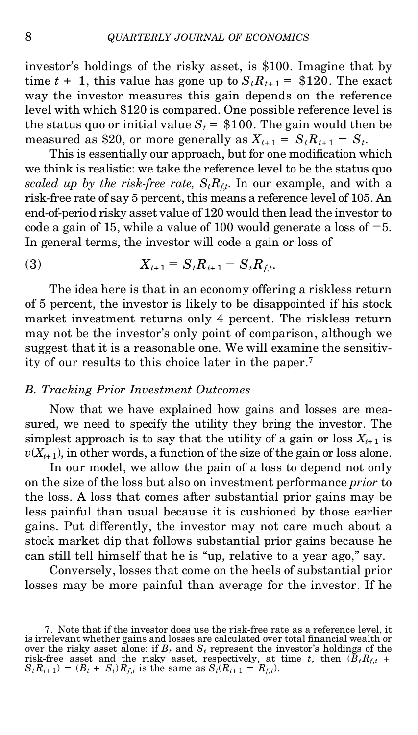investor's holdings of the risky asset, is \$100. Imagine that by time $t + 1$, this value has gone up to $S_t R_{t+1} =$ \$120. The exact way the investor measures this gain depends on the reference level with which \$120 is compared. One possible reference level is the status quo or initial value $S_t =$ \$100. The gain would then be measured as \$20, or more generally as $X_{t+1} = S_t R_{t+1} - S_t$.

This is essentially our approach, but for one modification which we think is realistic: we take the reference level to be the status quo *scaled up by the risk-free rate, $S_t R_{f,t}$*. In our example, and with a risk-free rate of say 5 percent, this means a reference level of 105. An end-of-period risky asset value of 120 would then lead the investor to code a gain of 15, while a value of 100 would generate a loss of $-5$. In general terms, the investor will code a gain or loss of

$$X_{t+1} = S_t R_{t+1} - S_t R_{f,t}. \tag{3}$$

The idea here is that in an economy offering a riskless return of 5 percent, the investor is likely to be disappointed if his stock market investment returns only 4 percent. The riskless return may not be the investor's only point of comparison, although we suggest that it is a reasonable one. We will examine the sensitivity of our results to this choice later in the paper.[7]

### B. Tracking Prior Investment Outcomes

Now that we have explained how gains and losses are measured, we need to specify the utility they bring the investor. The simplest approach is to say that the utility of a gain or loss $X_{t+1}$ is $v(X_{t+1})$, in other words, a function of the size of the gain or loss alone.

In our model, we allow the pain of a loss to depend not only on the size of the loss but also on investment performance *prior* to the loss. A loss that comes after substantial prior gains may be less painful than usual because it is cushioned by those earlier gains. Put differently, the investor may not care much about a stock market dip that follows substantial prior gains because he can still tell himself that he is "up, relative to a year ago," say.

Conversely, losses that come on the heels of substantial prior losses may be more painful than average for the investor. If he

7. Note that if the investor does use the risk-free rate as a reference level, it is irrelevant whether gains and losses are calculated over total financial wealth or over the risky asset alone: if $B_t$ and $S_t$ represent the investor's holdings of the risk-free asset and the risky asset, respectively, at time $t$, then $(B_t R_{f,t} + S_t R_{t+1}) - (B_t + S_t) R_{f,t}$ is the same as $S_t(R_{t+1} - R_{f,t})$.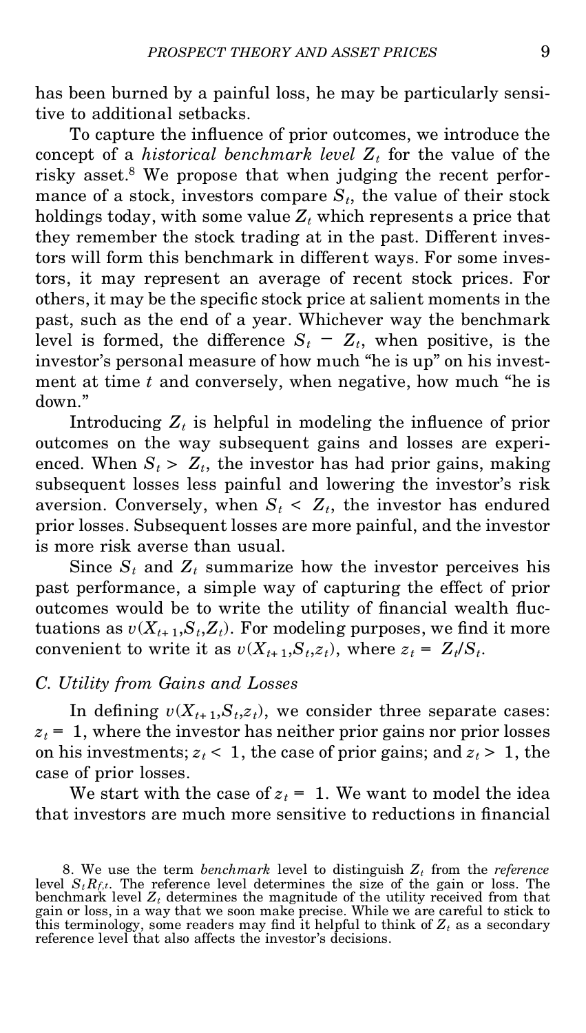has been burned by a painful loss, he may be particularly sensitive to additional setbacks.

To capture the influence of prior outcomes, we introduce the concept of a *historical benchmark level* $Z_t$ for the value of the risky asset.[8] We propose that when judging the recent performance of a stock, investors compare $S_t$, the value of their stock holdings today, with some value $Z_t$ which represents a price that they remember the stock trading at in the past. Different investors will form this benchmark in different ways. For some investors, it may represent an average of recent stock prices. For others, it may be the specific stock price at salient moments in the past, such as the end of a year. Whichever way the benchmark level is formed, the difference $S_t - Z_t$, when positive, is the investor's personal measure of how much "he is up" on his investment at time $t$ and conversely, when negative, how much "he is down."

Introducing $Z_t$ is helpful in modeling the influence of prior outcomes on the way subsequent gains and losses are experienced. When $S_t > Z_t$, the investor has had prior gains, making subsequent losses less painful and lowering the investor's risk aversion. Conversely, when $S_t < Z_t$, the investor has endured prior losses. Subsequent losses are more painful, and the investor is more risk averse than usual.

Since $S_t$ and $Z_t$ summarize how the investor perceives his past performance, a simple way of capturing the effect of prior outcomes would be to write the utility of financial wealth fluctuations as $v(X_{t+1}, S_t, Z_t)$. For modeling purposes, we find it more convenient to write it as $v(X_{t+1}, S_t, z_t)$, where $z_t = Z_t/S_t$.

### C. Utility from Gains and Losses

In defining $v(X_{t+1}, S_t, z_t)$, we consider three separate cases: $z_t = 1$, where the investor has neither prior gains nor prior losses on his investments; $z_t < 1$, the case of prior gains; and $z_t > 1$, the case of prior losses.

We start with the case of $z_t = 1$. We want to model the idea that investors are much more sensitive to reductions in financial

8. We use the term *benchmark* level to distinguish $Z_t$ from the *reference* level $S_t R_{f,t}$. The reference level determines the size of the gain or loss. The benchmark level $Z_t$ determines the magnitude of the utility received from that gain or loss, in a way that we soon make precise. While we are careful to stick to this terminology, some readers may find it helpful to think of $Z_t$ as a secondary reference level that also affects the investor's decisions.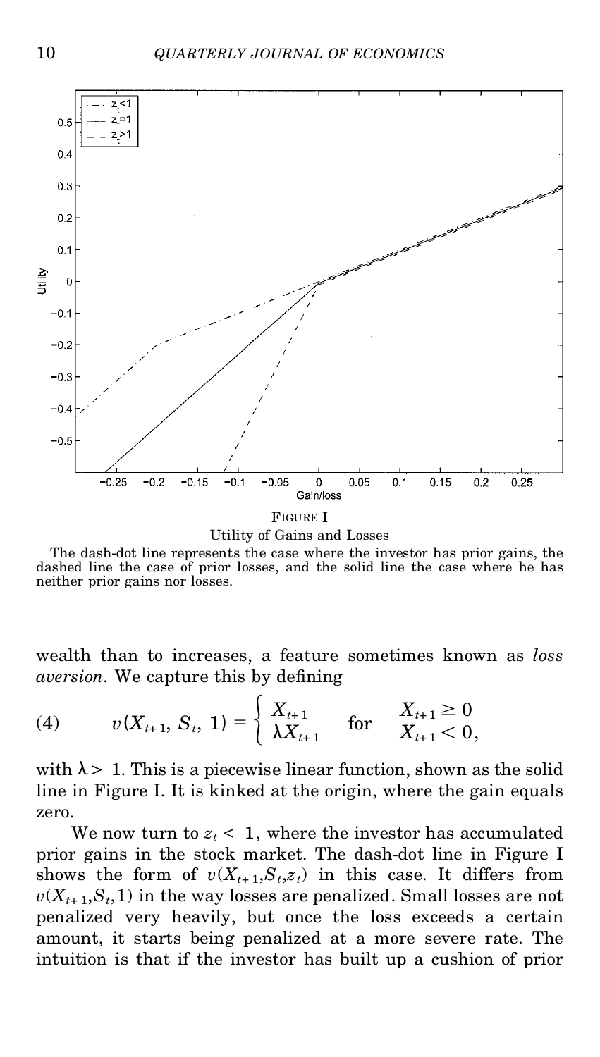FIGURE I

Utility of Gains and Losses

The dash-dot line represents the case where the investor has prior gains, the dashed line the case of prior losses, and the solid line the case where he has neither prior gains nor losses.

wealth than to increases, a feature sometimes known as *loss aversion*. We capture this by defining

$$v(X_{t+1}, S_t, 1) = \begin{cases} X_{t+1} & \text{for} \quad X_{t+1} \geq 0 \\ \lambda X_{t+1} & \phantom{\text{for}} \quad X_{t+1} < 0, \end{cases} \tag{4}$$

with $\lambda > 1$. This is a piecewise linear function, shown as the solid line in Figure I. It is kinked at the origin, where the gain equals zero.

We now turn to $z_t < 1$, where the investor has accumulated prior gains in the stock market. The dash-dot line in Figure I shows the form of $v(X_{t+1}, S_t, z_t)$ in this case. It differs from $v(X_{t+1}, S_t, 1)$ in the way losses are penalized. Small losses are not penalized very heavily, but once the loss exceeds a certain amount, it starts being penalized at a more severe rate. The intuition is that if the investor has built up a cushion of prior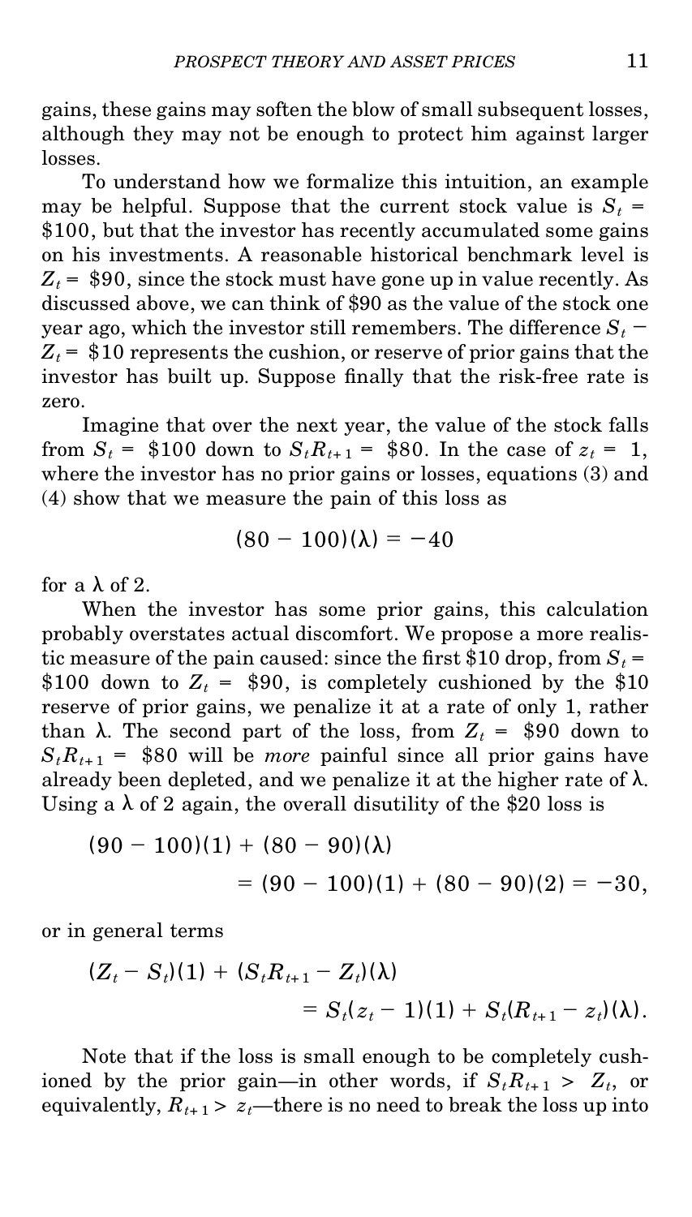gains, these gains may soften the blow of small subsequent losses, although they may not be enough to protect him against larger losses.

To understand how we formalize this intuition, an example may be helpful. Suppose that the current stock value is $S_t =$ \$100, but that the investor has recently accumulated some gains on his investments. A reasonable historical benchmark level is $Z_t =$ \$90, since the stock must have gone up in value recently. As discussed above, we can think of \$90 as the value of the stock one year ago, which the investor still remembers. The difference $S_t - Z_t =$ \$10 represents the cushion, or reserve of prior gains that the investor has built up. Suppose finally that the risk-free rate is zero.

Imagine that over the next year, the value of the stock falls from $S_t =$ \$100 down to $S_t R_{t+1} =$ \$80. In the case of $z_t = 1$, where the investor has no prior gains or losses, equations (3) and (4) show that we measure the pain of this loss as

$$(80 - 100)(\lambda) = -40$$

for a $\lambda$ of 2.

When the investor has some prior gains, this calculation probably overstates actual discomfort. We propose a more realistic measure of the pain caused: since the first \$10 drop, from $S_t =$ \$100 down to $Z_t =$ \$90, is completely cushioned by the \$10 reserve of prior gains, we penalize it at a rate of only 1, rather than $\lambda$. The second part of the loss, from $Z_t =$ \$90 down to $S_t R_{t+1} =$ \$80 will be *more* painful since all prior gains have already been depleted, and we penalize it at the higher rate of $\lambda$. Using a $\lambda$ of 2 again, the overall disutility of the \$20 loss is

$$(90 - 100)(1) + (80 - 90)(\lambda) = (90 - 100)(1) + (80 - 90)(2) = -30,$$

or in general terms

$$(Z_t - S_t)(1) + (S_t R_{t+1} - Z_t)(\lambda) = S_t(z_t - 1)(1) + S_t(R_{t+1} - z_t)(\lambda).$$

Note that if the loss is small enough to be completely cushioned by the prior gain—in other words, if $S_t R_{t+1} > Z_t$, or equivalently, $R_{t+1} > z_t$—there is no need to break the loss up into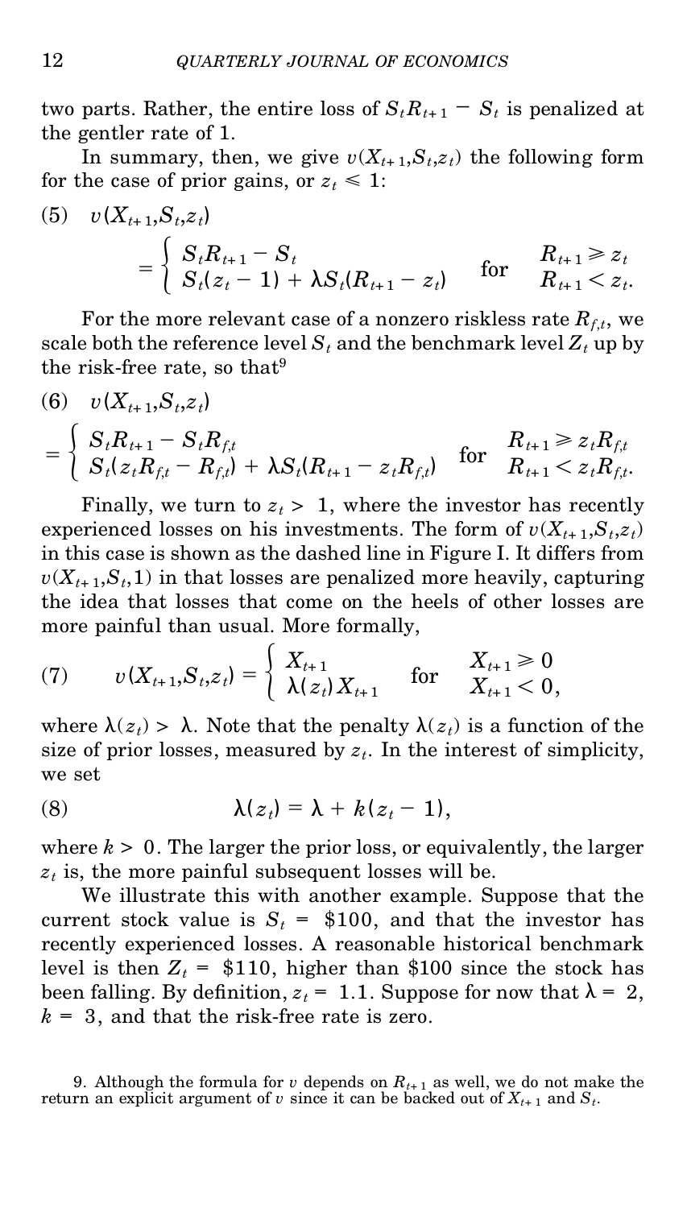two parts. Rather, the entire loss of $S_tR_{t+1} - S_t$ is penalized at the gentler rate of 1.

In summary, then, we give $v(X_{t+1}, S_t, z_t)$ the following form for the case of prior gains, or $z_t \leqslant 1$:

$$(5) \quad v(X_{t+1}, S_t, z_t) = \begin{cases} S_tR_{t+1} - S_t & \text{for} \quad R_{t+1} \geqslant z_t \\ S_t(z_t - 1) + \lambda S_t(R_{t+1} - z_t) & \phantom{\text{for}} \quad R_{t+1} < z_t. \end{cases}$$

For the more relevant case of a nonzero riskless rate $R_{f,t}$, we scale both the reference level $S_t$ and the benchmark level $Z_t$ up by the risk-free rate, so that[9]

$$(6) \quad v(X_{t+1}, S_t, z_t) = \begin{cases} S_tR_{t+1} - S_tR_{f,t} & \text{for} \quad R_{t+1} \geqslant z_tR_{f,t} \\ S_t(z_tR_{f,t} - R_{f,t}) + \lambda S_t(R_{t+1} - z_tR_{f,t}) & \phantom{\text{for}} \quad R_{t+1} < z_tR_{f,t}. \end{cases}$$

Finally, we turn to $z_t > 1$, where the investor has recently experienced losses on his investments. The form of $v(X_{t+1}, S_t, z_t)$ in this case is shown as the dashed line in Figure I. It differs from $v(X_{t+1}, S_t, 1)$ in that losses are penalized more heavily, capturing the idea that losses that come on the heels of other losses are more painful than usual. More formally,

$$(7) \quad v(X_{t+1}, S_t, z_t) = \begin{cases} X_{t+1} & \text{for} \quad X_{t+1} \geqslant 0 \\ \lambda(z_t)X_{t+1} & \phantom{\text{for}} \quad X_{t+1} < 0, \end{cases}$$

where $\lambda(z_t) > \lambda$. Note that the penalty $\lambda(z_t)$ is a function of the size of prior losses, measured by $z_t$. In the interest of simplicity, we set

$$(8) \quad \lambda(z_t) = \lambda + k(z_t - 1),$$

where $k > 0$. The larger the prior loss, or equivalently, the larger $z_t$ is, the more painful subsequent losses will be.

We illustrate this with another example. Suppose that the current stock value is $S_t$ = \$100, and that the investor has recently experienced losses. A reasonable historical benchmark level is then $Z_t$ = \$110, higher than \$100 since the stock has been falling. By definition, $z_t = 1.1$. Suppose for now that $\lambda = 2$, $k = 3$, and that the risk-free rate is zero.

9. Although the formula for $v$ depends on $R_{t+1}$ as well, we do not make the return an explicit argument of $v$ since it can be backed out of $X_{t+1}$ and $S_t$.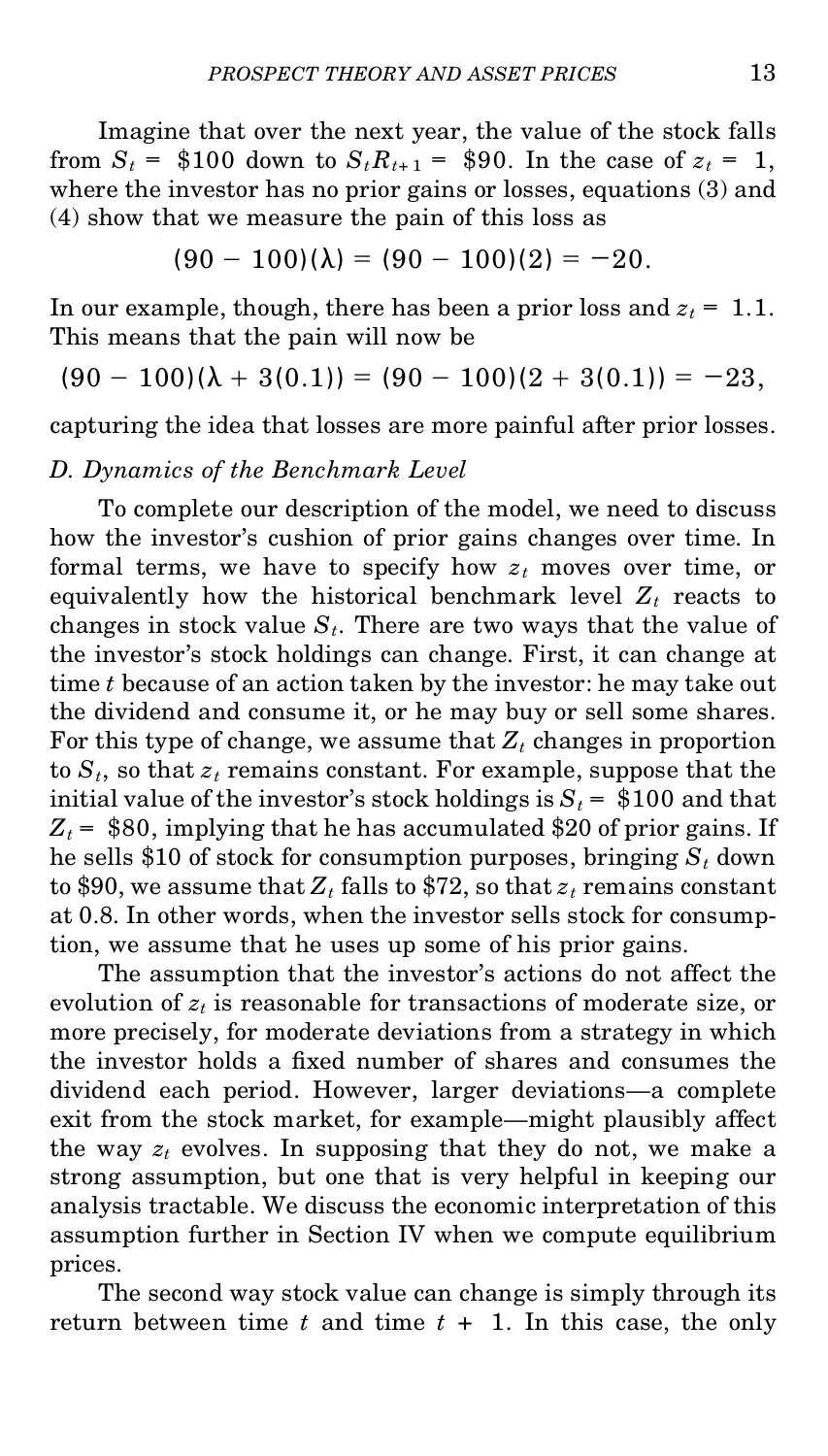Imagine that over the next year, the value of the stock falls from $S_t =$ \$100 down to $S_t R_{t+1} =$ \$90. In the case of $z_t = 1$, where the investor has no prior gains or losses, equations (3) and (4) show that we measure the pain of this loss as

$$(90 - 100)(\lambda) = (90 - 100)(2) = -20.$$

In our example, though, there has been a prior loss and $z_t = 1.1$. This means that the pain will now be

$$(90 - 100)(\lambda + 3(0.1)) = (90 - 100)(2 + 3(0.1)) = -23,$$

capturing the idea that losses are more painful after prior losses.

### *D. Dynamics of the Benchmark Level*

To complete our description of the model, we need to discuss how the investor's cushion of prior gains changes over time. In formal terms, we have to specify how $z_t$ moves over time, or equivalently how the historical benchmark level $Z_t$ reacts to changes in stock value $S_t$. There are two ways that the value of the investor's stock holdings can change. First, it can change at time $t$ because of an action taken by the investor: he may take out the dividend and consume it, or he may buy or sell some shares. For this type of change, we assume that $Z_t$ changes in proportion to $S_t$, so that $z_t$ remains constant. For example, suppose that the initial value of the investor's stock holdings is $S_t =$ \$100 and that $Z_t =$ \$80, implying that he has accumulated \$20 of prior gains. If he sells \$10 of stock for consumption purposes, bringing $S_t$ down to \$90, we assume that $Z_t$ falls to \$72, so that $z_t$ remains constant at 0.8. In other words, when the investor sells stock for consumption, we assume that he uses up some of his prior gains.

The assumption that the investor's actions do not affect the evolution of $z_t$ is reasonable for transactions of moderate size, or more precisely, for moderate deviations from a strategy in which the investor holds a fixed number of shares and consumes the dividend each period. However, larger deviations—a complete exit from the stock market, for example—might plausibly affect the way $z_t$ evolves. In supposing that they do not, we make a strong assumption, but one that is very helpful in keeping our analysis tractable. We discuss the economic interpretation of this assumption further in Section IV when we compute equilibrium prices.

The second way stock value can change is simply through its return between time $t$ and time $t + 1$. In this case, the only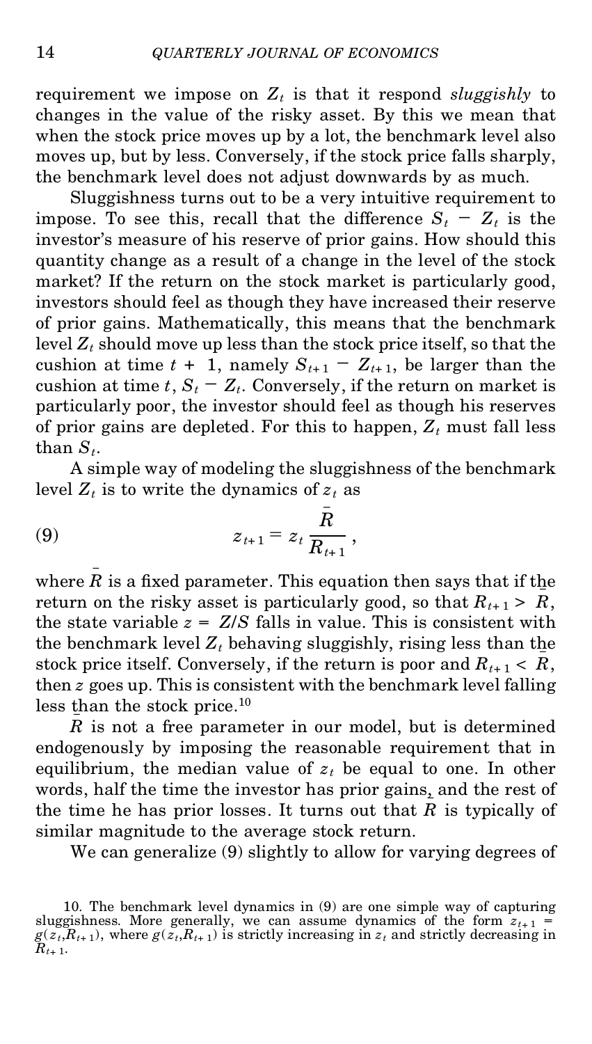requirement we impose on $Z_t$ is that it respond *sluggishly* to changes in the value of the risky asset. By this we mean that when the stock price moves up by a lot, the benchmark level also moves up, but by less. Conversely, if the stock price falls sharply, the benchmark level does not adjust downwards by as much.

Sluggishness turns out to be a very intuitive requirement to impose. To see this, recall that the difference $S_t - Z_t$ is the investor's measure of his reserve of prior gains. How should this quantity change as a result of a change in the level of the stock market? If the return on the stock market is particularly good, investors should feel as though they have increased their reserve of prior gains. Mathematically, this means that the benchmark level $Z_t$ should move up less than the stock price itself, so that the cushion at time $t + 1$, namely $S_{t+1} - Z_{t+1}$, be larger than the cushion at time $t$, $S_t - Z_t$. Conversely, if the return on market is particularly poor, the investor should feel as though his reserves of prior gains are depleted. For this to happen, $Z_t$ must fall less than $S_t$.

A simple way of modeling the sluggishness of the benchmark level $Z_t$ is to write the dynamics of $z_t$ as

$$z_{t+1} = z_t \frac{\bar{R}}{R_{t+1}}, \tag{9}$$

where $\bar{R}$ is a fixed parameter. This equation then says that if the return on the risky asset is particularly good, so that $R_{t+1} > \bar{R}$, the state variable $z = Z/S$ falls in value. This is consistent with the benchmark level $Z_t$ behaving sluggishly, rising less than the stock price itself. Conversely, if the return is poor and $R_{t+1} < \bar{R}$, then $z$ goes up. This is consistent with the benchmark level falling less than the stock price.[10]

$\bar{R}$ is not a free parameter in our model, but is determined endogenously by imposing the reasonable requirement that in equilibrium, the median value of $z_t$ be equal to one. In other words, half the time the investor has prior gains, and the rest of the time he has prior losses. It turns out that $\bar{R}$ is typically of similar magnitude to the average stock return.

We can generalize (9) slightly to allow for varying degrees of

10. The benchmark level dynamics in (9) are one simple way of capturing sluggishness. More generally, we can assume dynamics of the form $z_{t+1} = g(z_t, R_{t+1})$, where $g(z_t, R_{t+1})$ is strictly increasing in $z_t$ and strictly decreasing in $R_{t+1}$.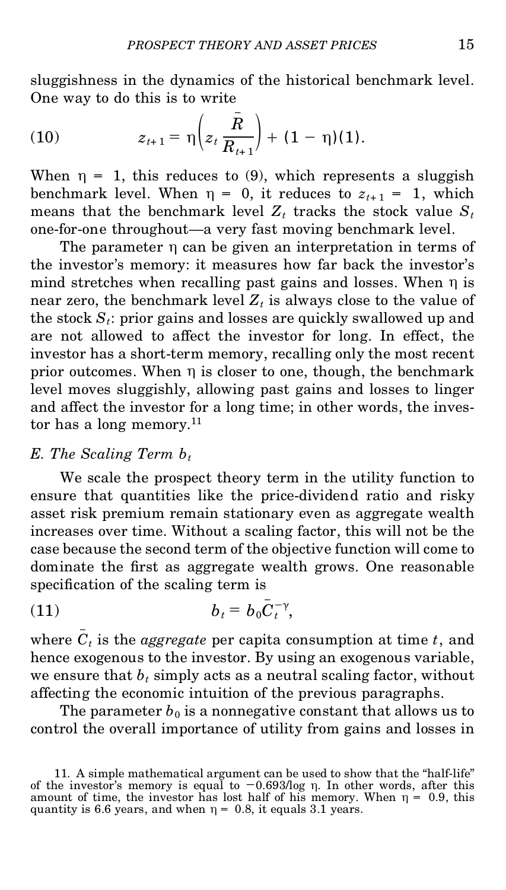sluggishness in the dynamics of the historical benchmark level. One way to do this is to write

$$z_{t+1} = \eta\left(z_t \frac{\bar{R}}{R_{t+1}}\right) + (1 - \eta)(1). \tag{10}$$

When $\eta = 1$, this reduces to (9), which represents a sluggish benchmark level. When $\eta = 0$, it reduces to $z_{t+1} = 1$, which means that the benchmark level $Z_t$ tracks the stock value $S_t$ one-for-one throughout—a very fast moving benchmark level.

The parameter $\eta$ can be given an interpretation in terms of the investor's memory: it measures how far back the investor's mind stretches when recalling past gains and losses. When $\eta$ is near zero, the benchmark level $Z_t$ is always close to the value of the stock $S_t$: prior gains and losses are quickly swallowed up and are not allowed to affect the investor for long. In effect, the investor has a short-term memory, recalling only the most recent prior outcomes. When $\eta$ is closer to one, though, the benchmark level moves sluggishly, allowing past gains and losses to linger and affect the investor for a long time; in other words, the investor has a long memory.[11]

### *E. The Scaling Term $b_t$*

We scale the prospect theory term in the utility function to ensure that quantities like the price-dividend ratio and risky asset risk premium remain stationary even as aggregate wealth increases over time. Without a scaling factor, this will not be the case because the second term of the objective function will come to dominate the first as aggregate wealth grows. One reasonable specification of the scaling term is

$$b_t = b_0 \bar{C}_t^{-\gamma}, \tag{11}$$

where $\bar{C}_t$ is the *aggregate* per capita consumption at time $t$, and hence exogenous to the investor. By using an exogenous variable, we ensure that $b_t$ simply acts as a neutral scaling factor, without affecting the economic intuition of the previous paragraphs.

The parameter $b_0$ is a nonnegative constant that allows us to control the overall importance of utility from gains and losses in

11. A simple mathematical argument can be used to show that the "half-life" of the investor's memory is equal to $-0.693/\log \eta$. In other words, after this amount of time, the investor has lost half of his memory. When $\eta = 0.9$, this quantity is 6.6 years, and when $\eta = 0.8$, it equals 3.1 years.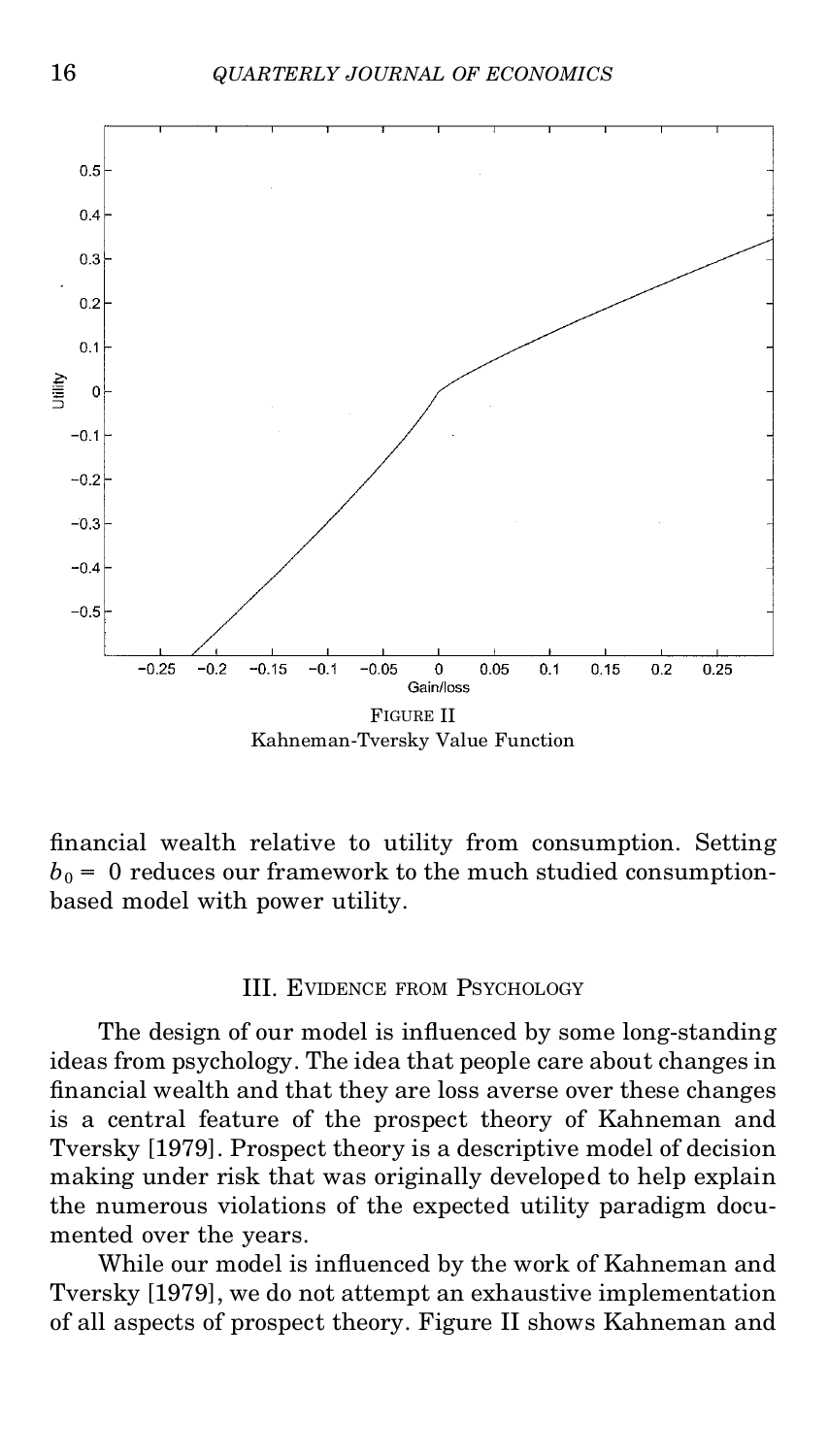FIGURE II
Kahneman-Tversky Value Function

financial wealth relative to utility from consumption. Setting $b_0 = 0$ reduces our framework to the much studied consumption-based model with power utility.

## III. Evidence from Psychology

The design of our model is influenced by some long-standing ideas from psychology. The idea that people care about changes in financial wealth and that they are loss averse over these changes is a central feature of the prospect theory of Kahneman and Tversky [1979]. Prospect theory is a descriptive model of decision making under risk that was originally developed to help explain the numerous violations of the expected utility paradigm documented over the years.

While our model is influenced by the work of Kahneman and Tversky [1979], we do not attempt an exhaustive implementation of all aspects of prospect theory. Figure II shows Kahneman and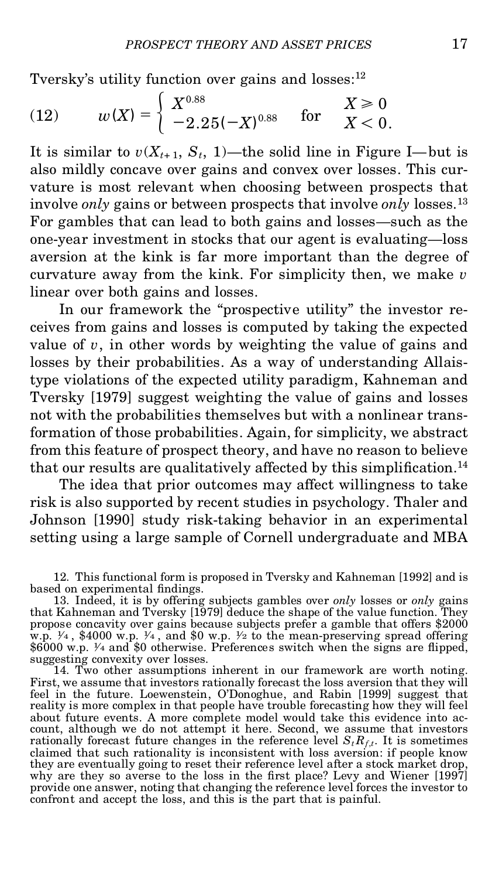Tversky's utility function over gains and losses:[12]

$$
w(X) = \begin{cases} X^{0.88} & X \geq 0 \\ -2.25(-X)^{0.88} \quad \text{for} & X < 0. \end{cases} \tag{12}
$$

It is similar to $v(X_{t+1}, S_t, 1)$—the solid line in Figure I—but is also mildly concave over gains and convex over losses. This curvature is most relevant when choosing between prospects that involve *only* gains or between prospects that involve *only* losses.[13] For gambles that can lead to both gains and losses—such as the one-year investment in stocks that our agent is evaluating—loss aversion at the kink is far more important than the degree of curvature away from the kink. For simplicity then, we make $v$ linear over both gains and losses.

In our framework the "prospective utility" the investor receives from gains and losses is computed by taking the expected value of $v$, in other words by weighting the value of gains and losses by their probabilities. As a way of understanding Allais-type violations of the expected utility paradigm, Kahneman and Tversky [1979] suggest weighting the value of gains and losses not with the probabilities themselves but with a nonlinear transformation of those probabilities. Again, for simplicity, we abstract from this feature of prospect theory, and have no reason to believe that our results are qualitatively affected by this simplification.[14]

The idea that prior outcomes may affect willingness to take risk is also supported by recent studies in psychology. Thaler and Johnson [1990] study risk-taking behavior in an experimental setting using a large sample of Cornell undergraduate and MBA

12. This functional form is proposed in Tversky and Kahneman [1992] and is based on experimental findings.

13. Indeed, it is by offering subjects gambles over *only* losses or *only* gains that Kahneman and Tversky [1979] deduce the shape of the value function. They propose concavity over gains because subjects prefer a gamble that offers \$2000 w.p. ¼, \$4000 w.p. ¼, and \$0 w.p. ½ to the mean-preserving spread offering \$6000 w.p. ¼ and \$0 otherwise. Preferences switch when the signs are flipped, suggesting convexity over losses.

14. Two other assumptions inherent in our framework are worth noting. First, we assume that investors rationally forecast the loss aversion that they will feel in the future. Loewenstein, O'Donoghue, and Rabin [1999] suggest that reality is more complex in that people have trouble forecasting how they will feel about future events. A more complete model would take this evidence into account, although we do not attempt it here. Second, we assume that investors rationally forecast future changes in the reference level $S_t R_{f,t}$. It is sometimes claimed that such rationality is inconsistent with loss aversion: if people know they are eventually going to reset their reference level after a stock market drop, why are they so averse to the loss in the first place? Levy and Wiener [1997] provide one answer, noting that changing the reference level forces the investor to confront and accept the loss, and this is the part that is painful.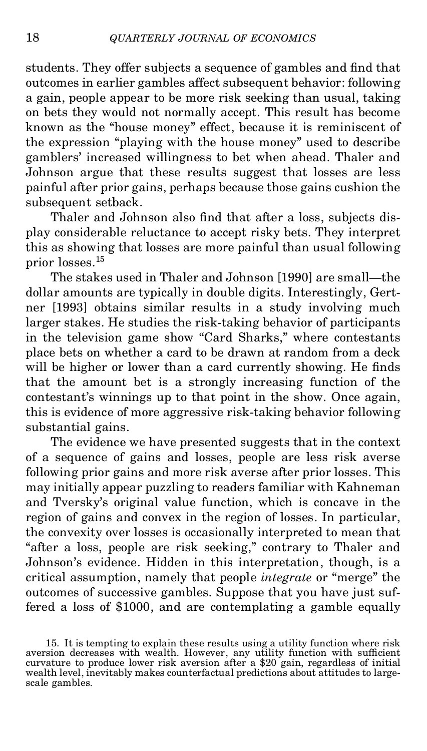students. They offer subjects a sequence of gambles and find that outcomes in earlier gambles affect subsequent behavior: following a gain, people appear to be more risk seeking than usual, taking on bets they would not normally accept. This result has become known as the "house money" effect, because it is reminiscent of the expression "playing with the house money" used to describe gamblers' increased willingness to bet when ahead. Thaler and Johnson argue that these results suggest that losses are less painful after prior gains, perhaps because those gains cushion the subsequent setback.

Thaler and Johnson also find that after a loss, subjects display considerable reluctance to accept risky bets. They interpret this as showing that losses are more painful than usual following prior losses.[15]

The stakes used in Thaler and Johnson [1990] are small—the dollar amounts are typically in double digits. Interestingly, Gertner [1993] obtains similar results in a study involving much larger stakes. He studies the risk-taking behavior of participants in the television game show "Card Sharks," where contestants place bets on whether a card to be drawn at random from a deck will be higher or lower than a card currently showing. He finds that the amount bet is a strongly increasing function of the contestant's winnings up to that point in the show. Once again, this is evidence of more aggressive risk-taking behavior following substantial gains.

The evidence we have presented suggests that in the context of a sequence of gains and losses, people are less risk averse following prior gains and more risk averse after prior losses. This may initially appear puzzling to readers familiar with Kahneman and Tversky's original value function, which is concave in the region of gains and convex in the region of losses. In particular, the convexity over losses is occasionally interpreted to mean that "after a loss, people are risk seeking," contrary to Thaler and Johnson's evidence. Hidden in this interpretation, though, is a critical assumption, namely that people *integrate* or "merge" the outcomes of successive gambles. Suppose that you have just suffered a loss of \$1000, and are contemplating a gamble equally

15. It is tempting to explain these results using a utility function where risk aversion decreases with wealth. However, any utility function with sufficient curvature to produce lower risk aversion after a \$20 gain, regardless of initial wealth level, inevitably makes counterfactual predictions about attitudes to large-scale gambles.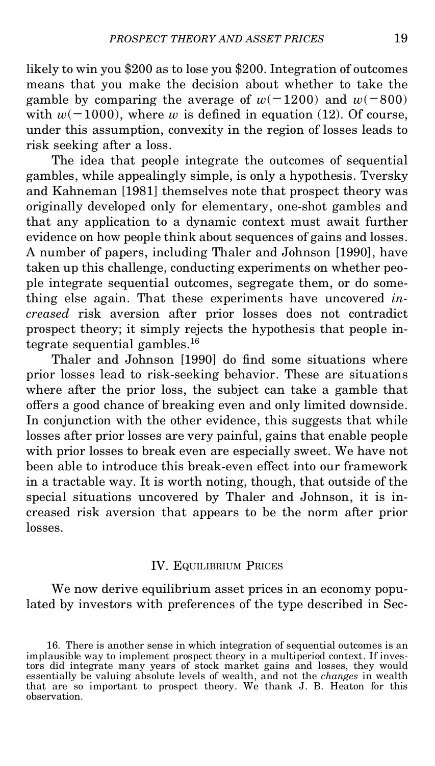likely to win you \$200 as to lose you \$200. Integration of outcomes means that you make the decision about whether to take the gamble by comparing the average of $w(-1200)$ and $w(-800)$ with $w(-1000)$, where $w$ is defined in equation (12). Of course, under this assumption, convexity in the region of losses leads to risk seeking after a loss.

The idea that people integrate the outcomes of sequential gambles, while appealingly simple, is only a hypothesis. Tversky and Kahneman [1981] themselves note that prospect theory was originally developed only for elementary, one-shot gambles and that any application to a dynamic context must await further evidence on how people think about sequences of gains and losses. A number of papers, including Thaler and Johnson [1990], have taken up this challenge, conducting experiments on whether people integrate sequential outcomes, segregate them, or do something else again. That these experiments have uncovered *increased* risk aversion after prior losses does not contradict prospect theory; it simply rejects the hypothesis that people integrate sequential gambles.[16]

Thaler and Johnson [1990] do find some situations where prior losses lead to risk-seeking behavior. These are situations where after the prior loss, the subject can take a gamble that offers a good chance of breaking even and only limited downside. In conjunction with the other evidence, this suggests that while losses after prior losses are very painful, gains that enable people with prior losses to break even are especially sweet. We have not been able to introduce this break-even effect into our framework in a tractable way. It is worth noting, though, that outside of the special situations uncovered by Thaler and Johnson, it is increased risk aversion that appears to be the norm after prior losses.

## IV. Equilibrium Prices

We now derive equilibrium asset prices in an economy populated by investors with preferences of the type described in Sec-

16. There is another sense in which integration of sequential outcomes is an implausible way to implement prospect theory in a multiperiod context. If investors did integrate many years of stock market gains and losses, they would essentially be valuing absolute levels of wealth, and not the *changes* in wealth that are so important to prospect theory. We thank J. B. Heaton for this observation.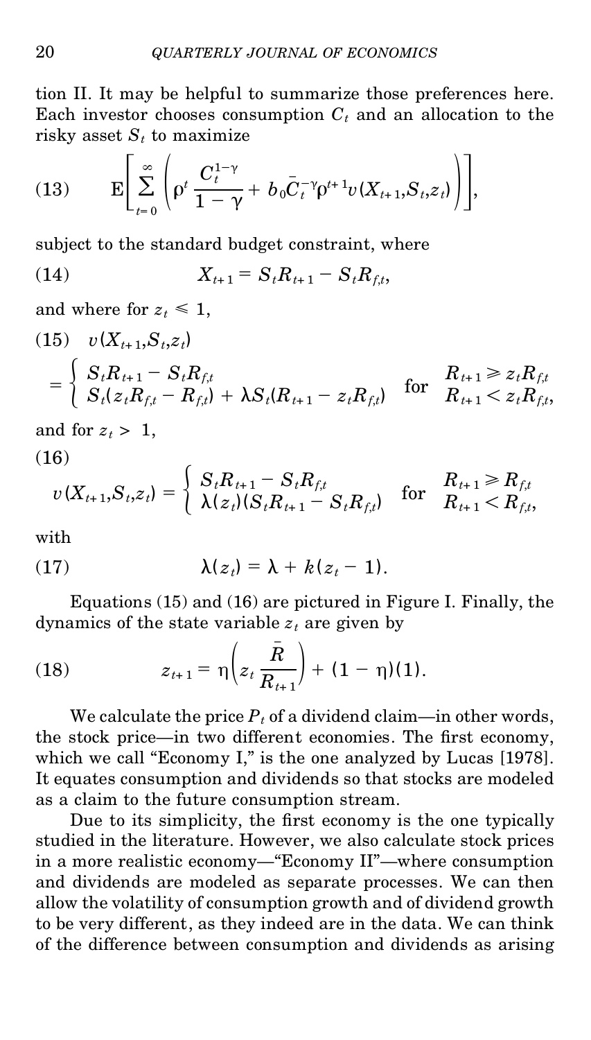tion II. It may be helpful to summarize those preferences here. Each investor chooses consumption $C_t$ and an allocation to the risky asset $S_t$ to maximize

$$
\text{(13)} \qquad E\left[\sum_{t=0}^{\infty}\left(\rho^t \frac{C_t^{1-\gamma}}{1-\gamma} + b_0 \bar{C}_t^{-\gamma}\rho^{t+1} v(X_{t+1}, S_t, z_t)\right)\right],
$$

subject to the standard budget constraint, where

$$
\text{(14)} \qquad X_{t+1} = S_t R_{t+1} - S_t R_{f,t},
$$

and where for $z_t \leqslant 1$,

$$
\text{(15)} \quad v(X_{t+1}, S_t, z_t) = \begin{cases} S_t R_{t+1} - S_t R_{f,t} & \text{for} \quad R_{t+1} \geqslant z_t R_{f,t} \\ S_t(z_t R_{f,t} - R_{f,t}) + \lambda S_t(R_{t+1} - z_t R_{f,t}) & \text{for} \quad R_{t+1} < z_t R_{f,t}, \end{cases}
$$

and for $z_t > 1$,

$$
\text{(16)} \quad v(X_{t+1}, S_t, z_t) = \begin{cases} S_t R_{t+1} - S_t R_{f,t} & \text{for} \quad R_{t+1} \geqslant R_{f,t} \\ \lambda(z_t)(S_t R_{t+1} - S_t R_{f,t}) & \text{for} \quad R_{t+1} < R_{f,t}, \end{cases}
$$

with

$$
\text{(17)} \qquad \lambda(z_t) = \lambda + k(z_t - 1).
$$

Equations (15) and (16) are pictured in Figure I. Finally, the dynamics of the state variable $z_t$ are given by

$$
\text{(18)} \qquad z_{t+1} = \eta\left(z_t \frac{\bar{R}}{R_{t+1}}\right) + (1 - \eta)(1).
$$

We calculate the price $P_t$ of a dividend claim—in other words, the stock price—in two different economies. The first economy, which we call "Economy I," is the one analyzed by Lucas [1978]. It equates consumption and dividends so that stocks are modeled as a claim to the future consumption stream.

Due to its simplicity, the first economy is the one typically studied in the literature. However, we also calculate stock prices in a more realistic economy—"Economy II"—where consumption and dividends are modeled as separate processes. We can then allow the volatility of consumption growth and of dividend growth to be very different, as they indeed are in the data. We can think of the difference between consumption and dividends as arising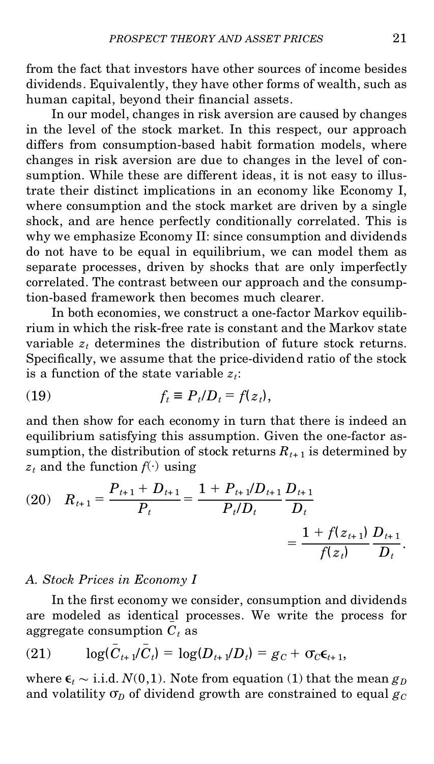from the fact that investors have other sources of income besides dividends. Equivalently, they have other forms of wealth, such as human capital, beyond their financial assets.

In our model, changes in risk aversion are caused by changes in the level of the stock market. In this respect, our approach differs from consumption-based habit formation models, where changes in risk aversion are due to changes in the level of consumption. While these are different ideas, it is not easy to illustrate their distinct implications in an economy like Economy I, where consumption and the stock market are driven by a single shock, and are hence perfectly conditionally correlated. This is why we emphasize Economy II: since consumption and dividends do not have to be equal in equilibrium, we can model them as separate processes, driven by shocks that are only imperfectly correlated. The contrast between our approach and the consumption-based framework then becomes much clearer.

In both economies, we construct a one-factor Markov equilibrium in which the risk-free rate is constant and the Markov state variable $z_t$ determines the distribution of future stock returns. Specifically, we assume that the price-dividend ratio of the stock is a function of the state variable $z_t$:

$$f_t \equiv P_t / D_t = f(z_t), \tag{19}$$

and then show for each economy in turn that there is indeed an equilibrium satisfying this assumption. Given the one-factor assumption, the distribution of stock returns $R_{t+1}$ is determined by $z_t$ and the function $f(\cdot)$ using

$$R_{t+1} = \frac{P_{t+1} + D_{t+1}}{P_t} = \frac{1 + P_{t+1}/D_{t+1}}{P_t/D_t} \frac{D_{t+1}}{D_t} = \frac{1 + f(z_{t+1})}{f(z_t)} \frac{D_{t+1}}{D_t}. \tag{20}$$

### *A. Stock Prices in Economy I*

In the first economy we consider, consumption and dividends are modeled as identical processes. We write the process for aggregate consumption $\bar{C}_t$ as

$$\log(\bar{C}_{t+1}/\bar{C}_t) = \log(D_{t+1}/D_t) = g_C + \sigma_C \epsilon_{t+1}, \tag{21}$$

where $\epsilon_t \sim$ i.i.d. $N(0,1)$. Note from equation (1) that the mean $g_D$ and volatility $\sigma_D$ of dividend growth are constrained to equal $g_C$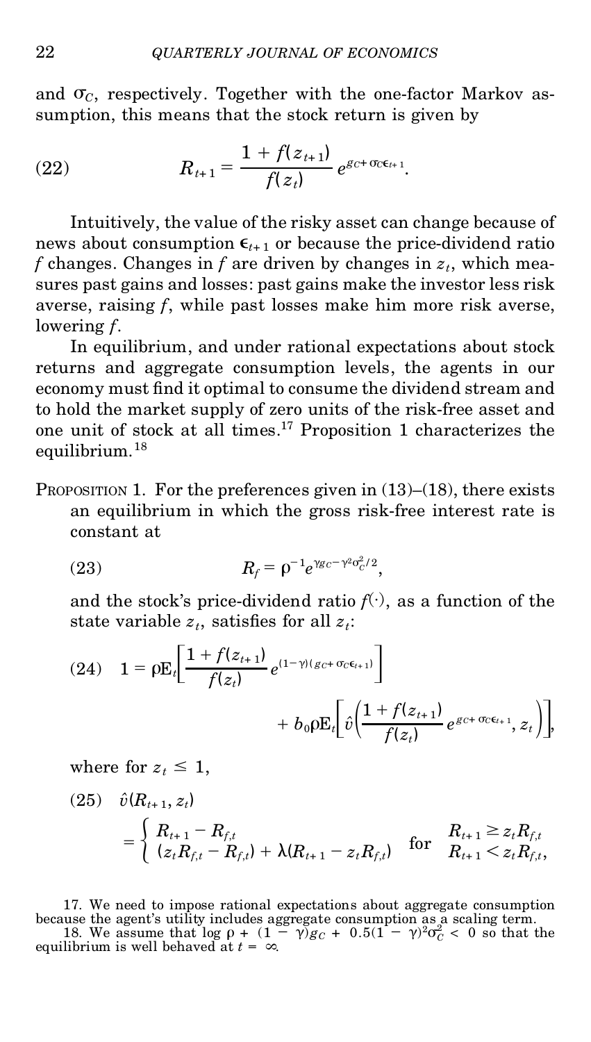and $\sigma_C$, respectively. Together with the one-factor Markov assumption, this means that the stock return is given by

$$R_{t+1} = \frac{1 + f(z_{t+1})}{f(z_t)} e^{g_C + \sigma_C \epsilon_{t+1}}. \tag{22}$$

Intuitively, the value of the risky asset can change because of news about consumption $\epsilon_{t+1}$ or because the price-dividend ratio $f$ changes. Changes in $f$ are driven by changes in $z_t$, which measures past gains and losses: past gains make the investor less risk averse, raising $f$, while past losses make him more risk averse, lowering $f$.

In equilibrium, and under rational expectations about stock returns and aggregate consumption levels, the agents in our economy must find it optimal to consume the dividend stream and to hold the market supply of zero units of the risk-free asset and one unit of stock at all times.[17] Proposition 1 characterizes the equilibrium.[18]

PROPOSITION 1. For the preferences given in (13)–(18), there exists an equilibrium in which the gross risk-free interest rate is constant at

$$R_f = \rho^{-1} e^{\gamma g_C - \gamma^2 \sigma_C^2 / 2}, \tag{23}$$

and the stock's price-dividend ratio $f(\cdot)$, as a function of the state variable $z_t$, satisfies for all $z_t$:

$$1 = \rho E_t \left[ \frac{1 + f(z_{t+1})}{f(z_t)} e^{(1-\gamma)(g_C + \sigma_C \epsilon_{t+1})} \right] + b_0 \rho E_t \left[ \hat{v} \left( \frac{1 + f(z_{t+1})}{f(z_t)} e^{g_C + \sigma_C \epsilon_{t+1}}, z_t \right) \right], \tag{24}$$

where for $z_t \leq 1$,

$$\hat{v}(R_{t+1}, z_t) = \begin{cases} R_{t+1} - R_{f,t} & \text{for} \quad R_{t+1} \geq z_t R_{f,t} \\ (z_t R_{f,t} - R_{f,t}) + \lambda (R_{t+1} - z_t R_{f,t}) & \text{for} \quad R_{t+1} < z_t R_{f,t}, \end{cases} \tag{25}$$

17. We need to impose rational expectations about aggregate consumption because the agent's utility includes aggregate consumption as a scaling term.

18. We assume that $\log \rho + (1 - \gamma) g_C + 0.5(1 - \gamma)^2 \sigma_C^2 < 0$ so that the equilibrium is well behaved at $t = \infty$.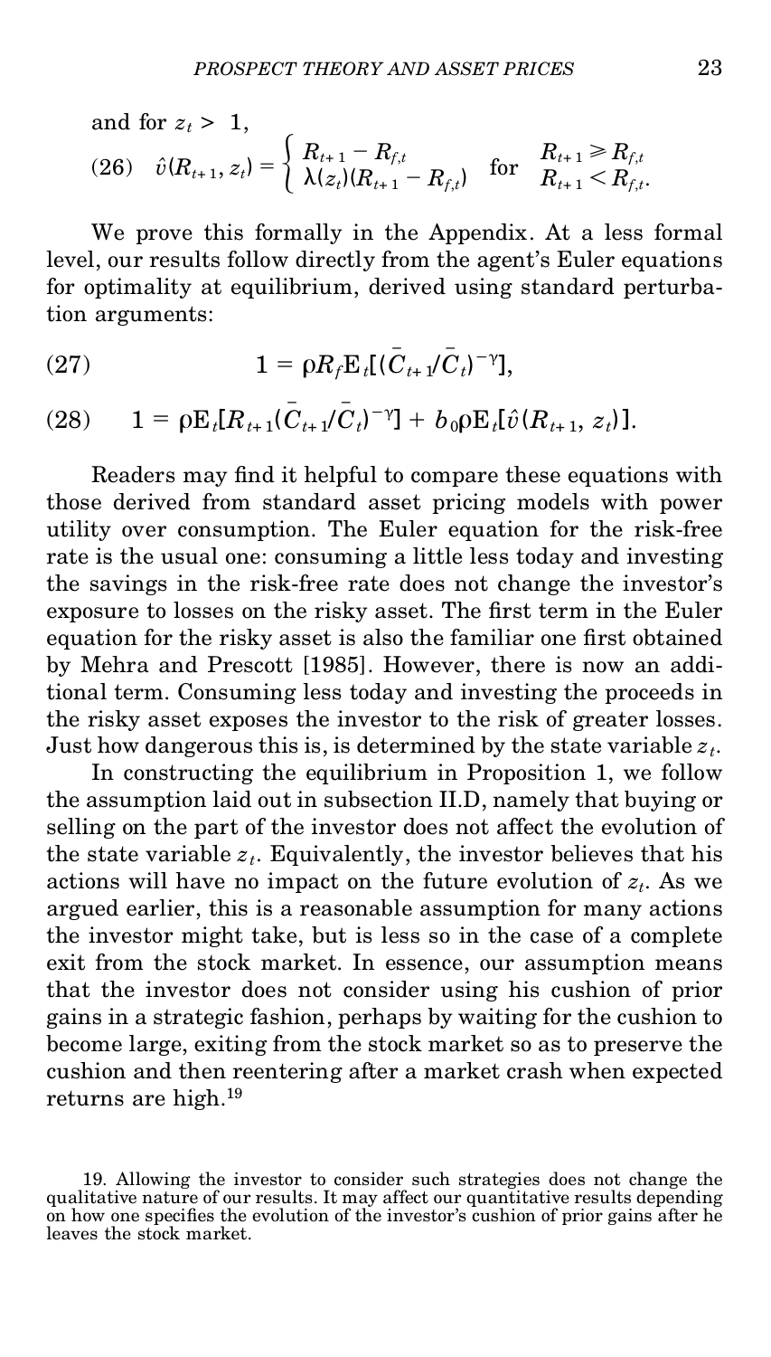and for $z_t > 1$,

$$
(26) \quad \hat{v}(R_{t+1}, z_t) = \begin{cases} R_{t+1} - R_{f,t} & \text{for} \quad R_{t+1} \geq R_{f,t} \\ \lambda(z_t)(R_{t+1} - R_{f,t}) & \phantom{for} \quad R_{t+1} < R_{f,t}. \end{cases}
$$

We prove this formally in the Appendix. At a less formal level, our results follow directly from the agent's Euler equations for optimality at equilibrium, derived using standard perturbation arguments:

$$
(27) \qquad 1 = \rho R_f \mathrm{E}_t[(\bar{C}_{t+1}/\bar{C}_t)^{-\gamma}],
$$

$$
(28) \qquad 1 = \rho \mathrm{E}_t[R_{t+1}(\bar{C}_{t+1}/\bar{C}_t)^{-\gamma}] + b_0 \rho \mathrm{E}_t[\hat{v}(R_{t+1}, z_t)].
$$

Readers may find it helpful to compare these equations with those derived from standard asset pricing models with power utility over consumption. The Euler equation for the risk-free rate is the usual one: consuming a little less today and investing the savings in the risk-free rate does not change the investor's exposure to losses on the risky asset. The first term in the Euler equation for the risky asset is also the familiar one first obtained by Mehra and Prescott [1985]. However, there is now an additional term. Consuming less today and investing the proceeds in the risky asset exposes the investor to the risk of greater losses. Just how dangerous this is, is determined by the state variable $z_t$.

In constructing the equilibrium in Proposition 1, we follow the assumption laid out in subsection II.D, namely that buying or selling on the part of the investor does not affect the evolution of the state variable $z_t$. Equivalently, the investor believes that his actions will have no impact on the future evolution of $z_t$. As we argued earlier, this is a reasonable assumption for many actions the investor might take, but is less so in the case of a complete exit from the stock market. In essence, our assumption means that the investor does not consider using his cushion of prior gains in a strategic fashion, perhaps by waiting for the cushion to become large, exiting from the stock market so as to preserve the cushion and then reentering after a market crash when expected returns are high.[19]

19. Allowing the investor to consider such strategies does not change the qualitative nature of our results. It may affect our quantitative results depending on how one specifies the evolution of the investor's cushion of prior gains after he leaves the stock market.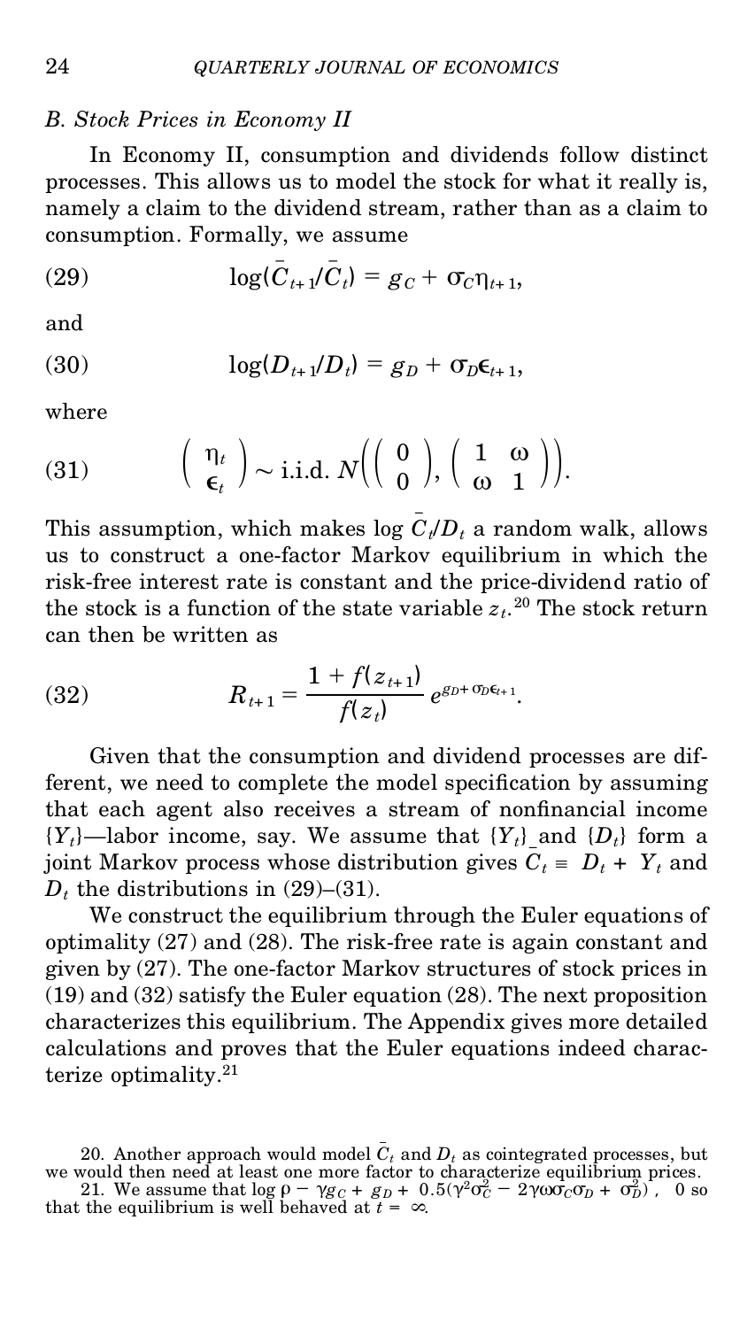### B. Stock Prices in Economy II

In Economy II, consumption and dividends follow distinct processes. This allows us to model the stock for what it really is, namely a claim to the dividend stream, rather than as a claim to consumption. Formally, we assume

$$\log(\bar{C}_{t+1}/\bar{C}_t) = g_C + \sigma_C \eta_{t+1}, \tag{29}$$

and

$$\log(D_{t+1}/D_t) = g_D + \sigma_D \epsilon_{t+1}, \tag{30}$$

where

$$\begin{pmatrix} \eta_t \\ \epsilon_t \end{pmatrix} \sim \text{i.i.d. } N\left( \begin{pmatrix} 0 \\ 0 \end{pmatrix}, \begin{pmatrix} 1 & \omega \\ \omega & 1 \end{pmatrix} \right). \tag{31}$$

This assumption, which makes $\log \bar{C}_t/D_t$ a random walk, allows us to construct a one-factor Markov equilibrium in which the risk-free interest rate is constant and the price-dividend ratio of the stock is a function of the state variable $z_t$.[20] The stock return can then be written as

$$R_{t+1} = \frac{1 + f(z_{t+1})}{f(z_t)} e^{g_D + \sigma_D \epsilon_{t+1}}. \tag{32}$$

Given that the consumption and dividend processes are different, we need to complete the model specification by assuming that each agent also receives a stream of nonfinancial income $\{Y_t\}$—labor income, say. We assume that $\{Y_t\}$ and $\{D_t\}$ form a joint Markov process whose distribution gives $\bar{C}_t \equiv D_t + Y_t$ and $D_t$ the distributions in (29)–(31).

We construct the equilibrium through the Euler equations of optimality (27) and (28). The risk-free rate is again constant and given by (27). The one-factor Markov structures of stock prices in (19) and (32) satisfy the Euler equation (28). The next proposition characterizes this equilibrium. The Appendix gives more detailed calculations and proves that the Euler equations indeed characterize optimality.[21]

---

20. Another approach would model $\bar{C}_t$ and $D_t$ as cointegrated processes, but we would then need at least one more factor to characterize equilibrium prices.

21. We assume that $\log \rho - \gamma g_C + g_D + 0.5(\gamma^2 \sigma_C^2 - 2\gamma\omega\sigma_C\sigma_D + \sigma_D^2) < 0$ so that the equilibrium is well behaved at $t = \infty$.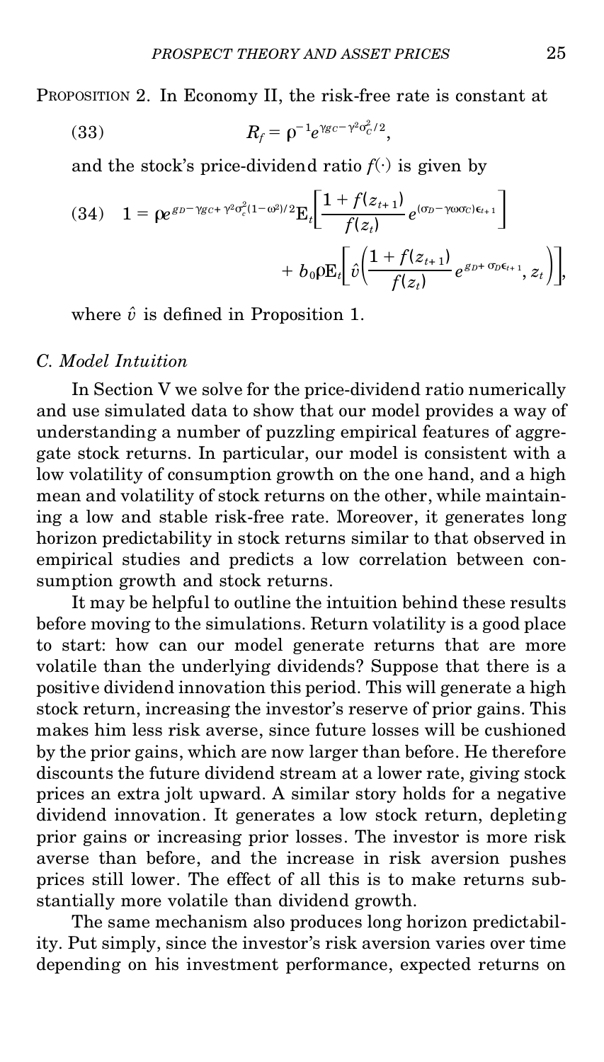PROPOSITION 2. In Economy II, the risk-free rate is constant at

$$R_f = \rho^{-1} e^{\gamma g_C - \gamma^2 \sigma_C^2/2}, \tag{33}$$

and the stock's price-dividend ratio $f(\cdot)$ is given by

$$1 = \rho e^{g_D - \gamma g_C + \gamma^2 \sigma_c^2 (1-\omega^2)/2} \mathrm{E}_t \left[ \frac{1 + f(z_{t+1})}{f(z_t)} e^{(\sigma_D - \gamma \omega \sigma_C)\epsilon_{t+1}} \right] + b_0 \rho \mathrm{E}_t \left[ \hat{v} \left( \frac{1 + f(z_{t+1})}{f(z_t)} e^{g_D + \sigma_D \epsilon_{t+1}}, z_t \right) \right], \tag{34}$$

where $\hat{v}$ is defined in Proposition 1.

### *C. Model Intuition*

In Section V we solve for the price-dividend ratio numerically and use simulated data to show that our model provides a way of understanding a number of puzzling empirical features of aggregate stock returns. In particular, our model is consistent with a low volatility of consumption growth on the one hand, and a high mean and volatility of stock returns on the other, while maintaining a low and stable risk-free rate. Moreover, it generates long horizon predictability in stock returns similar to that observed in empirical studies and predicts a low correlation between consumption growth and stock returns.

It may be helpful to outline the intuition behind these results before moving to the simulations. Return volatility is a good place to start: how can our model generate returns that are more volatile than the underlying dividends? Suppose that there is a positive dividend innovation this period. This will generate a high stock return, increasing the investor's reserve of prior gains. This makes him less risk averse, since future losses will be cushioned by the prior gains, which are now larger than before. He therefore discounts the future dividend stream at a lower rate, giving stock prices an extra jolt upward. A similar story holds for a negative dividend innovation. It generates a low stock return, depleting prior gains or increasing prior losses. The investor is more risk averse than before, and the increase in risk aversion pushes prices still lower. The effect of all this is to make returns substantially more volatile than dividend growth.

The same mechanism also produces long horizon predictability. Put simply, since the investor's risk aversion varies over time depending on his investment performance, expected returns on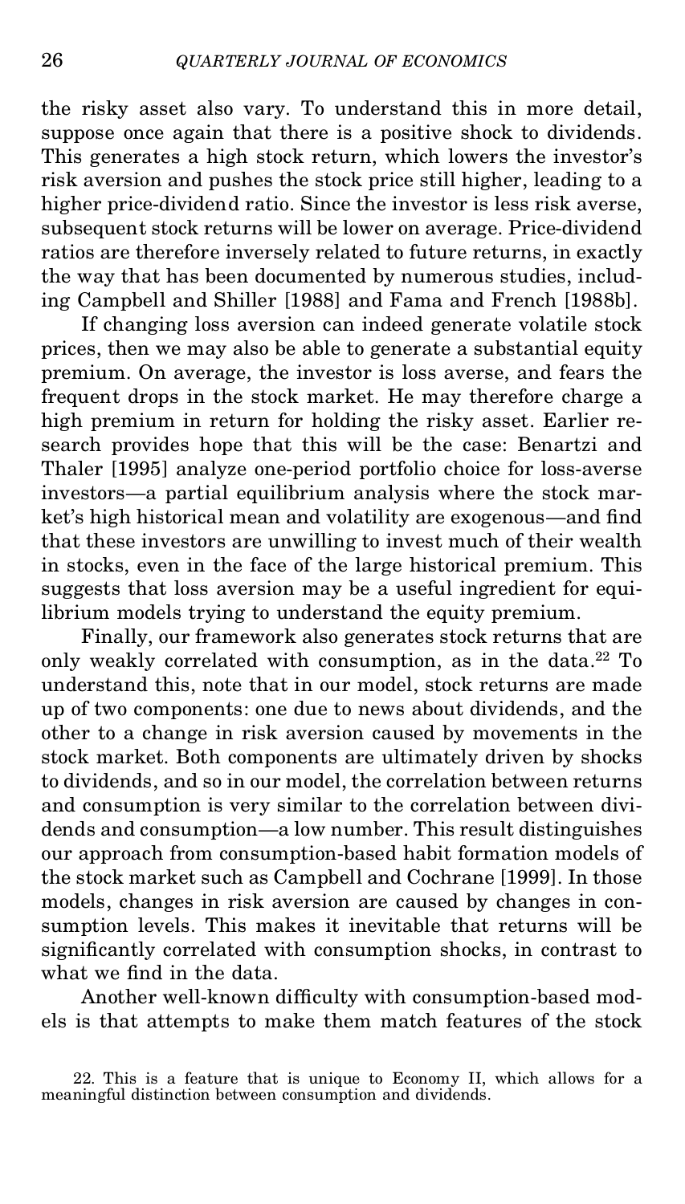the risky asset also vary. To understand this in more detail, suppose once again that there is a positive shock to dividends. This generates a high stock return, which lowers the investor's risk aversion and pushes the stock price still higher, leading to a higher price-dividend ratio. Since the investor is less risk averse, subsequent stock returns will be lower on average. Price-dividend ratios are therefore inversely related to future returns, in exactly the way that has been documented by numerous studies, including Campbell and Shiller [1988] and Fama and French [1988b].

If changing loss aversion can indeed generate volatile stock prices, then we may also be able to generate a substantial equity premium. On average, the investor is loss averse, and fears the frequent drops in the stock market. He may therefore charge a high premium in return for holding the risky asset. Earlier research provides hope that this will be the case: Benartzi and Thaler [1995] analyze one-period portfolio choice for loss-averse investors—a partial equilibrium analysis where the stock market's high historical mean and volatility are exogenous—and find that these investors are unwilling to invest much of their wealth in stocks, even in the face of the large historical premium. This suggests that loss aversion may be a useful ingredient for equilibrium models trying to understand the equity premium.

Finally, our framework also generates stock returns that are only weakly correlated with consumption, as in the data.[22] To understand this, note that in our model, stock returns are made up of two components: one due to news about dividends, and the other to a change in risk aversion caused by movements in the stock market. Both components are ultimately driven by shocks to dividends, and so in our model, the correlation between returns and consumption is very similar to the correlation between dividends and consumption—a low number. This result distinguishes our approach from consumption-based habit formation models of the stock market such as Campbell and Cochrane [1999]. In those models, changes in risk aversion are caused by changes in consumption levels. This makes it inevitable that returns will be significantly correlated with consumption shocks, in contrast to what we find in the data.

Another well-known difficulty with consumption-based models is that attempts to make them match features of the stock

22. This is a feature that is unique to Economy II, which allows for a meaningful distinction between consumption and dividends.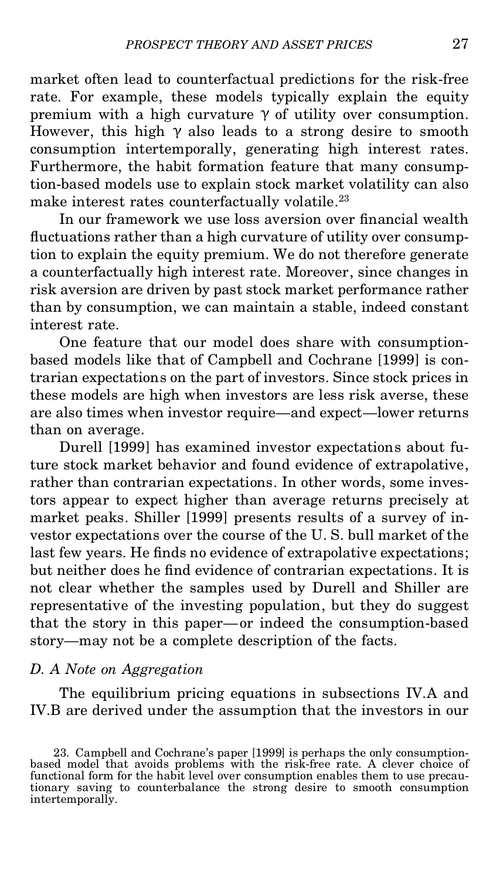market often lead to counterfactual predictions for the risk-free rate. For example, these models typically explain the equity premium with a high curvature $\gamma$ of utility over consumption. However, this high $\gamma$ also leads to a strong desire to smooth consumption intertemporally, generating high interest rates. Furthermore, the habit formation feature that many consumption-based models use to explain stock market volatility can also make interest rates counterfactually volatile.[23]

In our framework we use loss aversion over financial wealth fluctuations rather than a high curvature of utility over consumption to explain the equity premium. We do not therefore generate a counterfactually high interest rate. Moreover, since changes in risk aversion are driven by past stock market performance rather than by consumption, we can maintain a stable, indeed constant interest rate.

One feature that our model does share with consumption-based models like that of Campbell and Cochrane [1999] is contrarian expectations on the part of investors. Since stock prices in these models are high when investors are less risk averse, these are also times when investor require—and expect—lower returns than on average.

Durell [1999] has examined investor expectations about future stock market behavior and found evidence of extrapolative, rather than contrarian expectations. In other words, some investors appear to expect higher than average returns precisely at market peaks. Shiller [1999] presents results of a survey of investor expectations over the course of the U. S. bull market of the last few years. He finds no evidence of extrapolative expectations; but neither does he find evidence of contrarian expectations. It is not clear whether the samples used by Durell and Shiller are representative of the investing population, but they do suggest that the story in this paper—or indeed the consumption-based story—may not be a complete description of the facts.

### *D. A Note on Aggregation*

The equilibrium pricing equations in subsections IV.A and IV.B are derived under the assumption that the investors in our

23. Campbell and Cochrane's paper [1999] is perhaps the only consumption-based model that avoids problems with the risk-free rate. A clever choice of functional form for the habit level over consumption enables them to use precautionary saving to counterbalance the strong desire to smooth consumption intertemporally.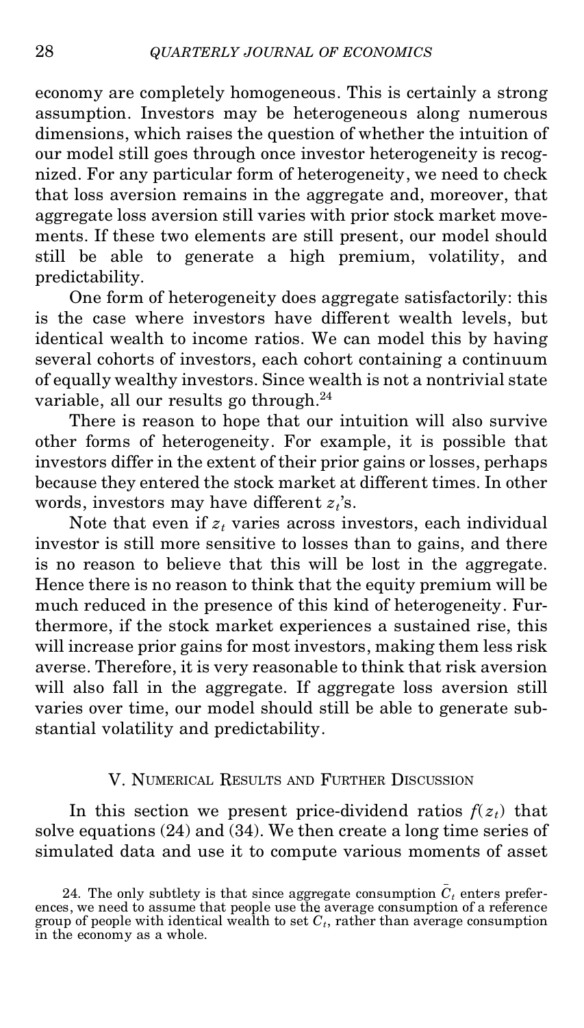economy are completely homogeneous. This is certainly a strong assumption. Investors may be heterogeneous along numerous dimensions, which raises the question of whether the intuition of our model still goes through once investor heterogeneity is recognized. For any particular form of heterogeneity, we need to check that loss aversion remains in the aggregate and, moreover, that aggregate loss aversion still varies with prior stock market movements. If these two elements are still present, our model should still be able to generate a high premium, volatility, and predictability.

One form of heterogeneity does aggregate satisfactorily: this is the case where investors have different wealth levels, but identical wealth to income ratios. We can model this by having several cohorts of investors, each cohort containing a continuum of equally wealthy investors. Since wealth is not a nontrivial state variable, all our results go through.[24]

There is reason to hope that our intuition will also survive other forms of heterogeneity. For example, it is possible that investors differ in the extent of their prior gains or losses, perhaps because they entered the stock market at different times. In other words, investors may have different $z_t$'s.

Note that even if $z_t$ varies across investors, each individual investor is still more sensitive to losses than to gains, and there is no reason to believe that this will be lost in the aggregate. Hence there is no reason to think that the equity premium will be much reduced in the presence of this kind of heterogeneity. Furthermore, if the stock market experiences a sustained rise, this will increase prior gains for most investors, making them less risk averse. Therefore, it is very reasonable to think that risk aversion will also fall in the aggregate. If aggregate loss aversion still varies over time, our model should still be able to generate substantial volatility and predictability.

## V. Numerical Results and Further Discussion

In this section we present price-dividend ratios $f(z_t)$ that solve equations (24) and (34). We then create a long time series of simulated data and use it to compute various moments of asset

24. The only subtlety is that since aggregate consumption $\bar{C}_t$ enters preferences, we need to assume that people use the average consumption of a reference group of people with identical wealth to set $\bar{C}_t$, rather than average consumption in the economy as a whole.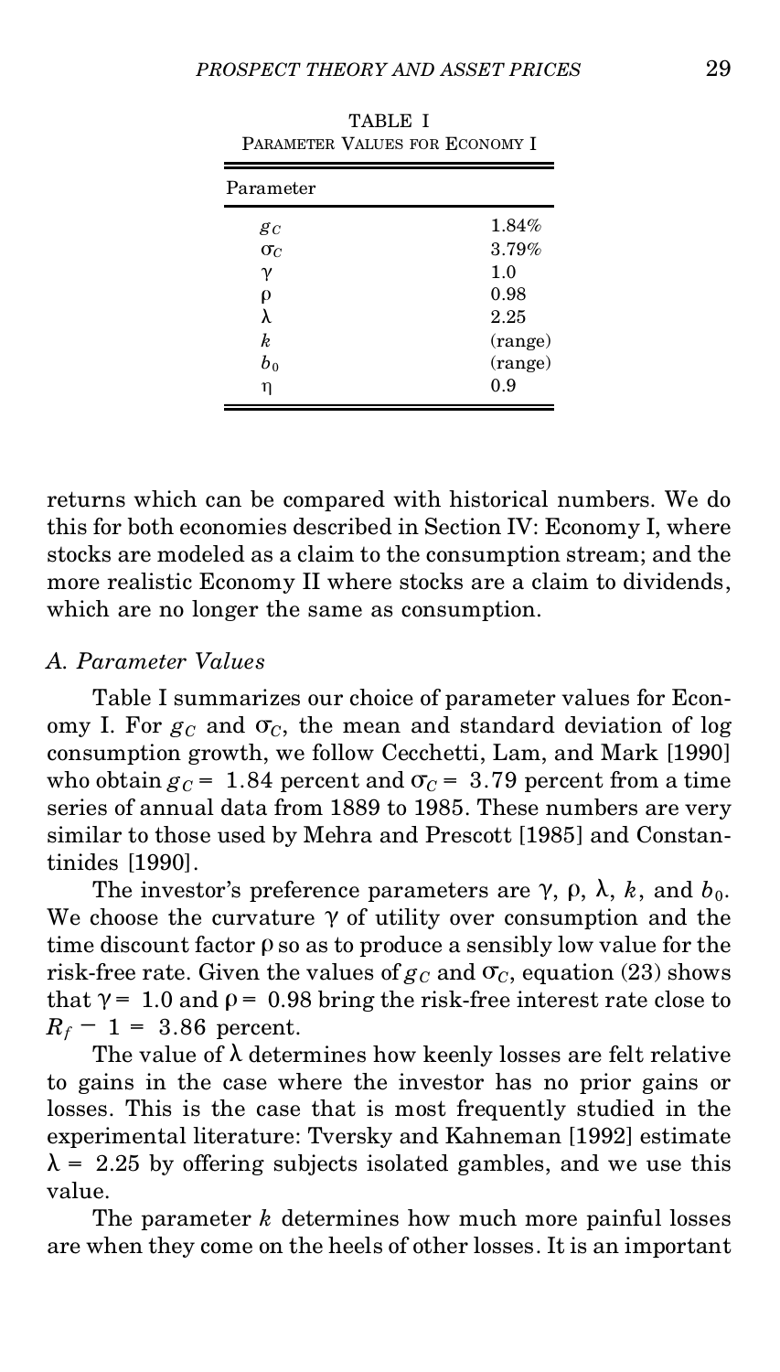TABLE I
PARAMETER VALUES FOR ECONOMY I

| Parameter | |
|---|---|
| $g_C$ | 1.84% |
| $\sigma_C$ | 3.79% |
| $\gamma$ | 1.0 |
| $\rho$ | 0.98 |
| $\lambda$ | 2.25 |
| $k$ | (range) |
| $b_0$ | (range) |
| $\eta$ | 0.9 |

returns which can be compared with historical numbers. We do this for both economies described in Section IV: Economy I, where stocks are modeled as a claim to the consumption stream; and the more realistic Economy II where stocks are a claim to dividends, which are no longer the same as consumption.

### *A. Parameter Values*

Table I summarizes our choice of parameter values for Economy I. For $g_C$ and $\sigma_C$, the mean and standard deviation of log consumption growth, we follow Cecchetti, Lam, and Mark [1990] who obtain $g_C = 1.84$ percent and $\sigma_C = 3.79$ percent from a time series of annual data from 1889 to 1985. These numbers are very similar to those used by Mehra and Prescott [1985] and Constantinides [1990].

The investor's preference parameters are $\gamma$, $\rho$, $\lambda$, $k$, and $b_0$. We choose the curvature $\gamma$ of utility over consumption and the time discount factor $\rho$ so as to produce a sensibly low value for the risk-free rate. Given the values of $g_C$ and $\sigma_C$, equation (23) shows that $\gamma = 1.0$ and $\rho = 0.98$ bring the risk-free interest rate close to $R_f - 1 = 3.86$ percent.

The value of $\lambda$ determines how keenly losses are felt relative to gains in the case where the investor has no prior gains or losses. This is the case that is most frequently studied in the experimental literature: Tversky and Kahneman [1992] estimate $\lambda = 2.25$ by offering subjects isolated gambles, and we use this value.

The parameter $k$ determines how much more painful losses are when they come on the heels of other losses. It is an important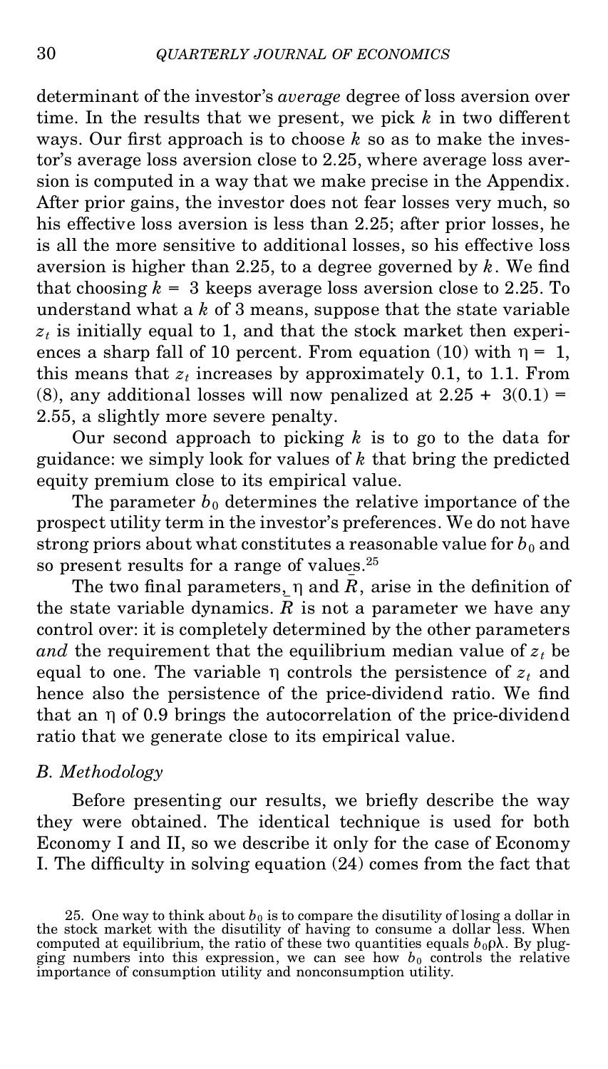determinant of the investor's *average* degree of loss aversion over time. In the results that we present, we pick $k$ in two different ways. Our first approach is to choose $k$ so as to make the investor's average loss aversion close to 2.25, where average loss aversion is computed in a way that we make precise in the Appendix. After prior gains, the investor does not fear losses very much, so his effective loss aversion is less than 2.25; after prior losses, he is all the more sensitive to additional losses, so his effective loss aversion is higher than 2.25, to a degree governed by $k$. We find that choosing $k = 3$ keeps average loss aversion close to 2.25. To understand what a $k$ of 3 means, suppose that the state variable $z_t$ is initially equal to 1, and that the stock market then experiences a sharp fall of 10 percent. From equation (10) with $\eta = 1$, this means that $z_t$ increases by approximately 0.1, to 1.1. From (8), any additional losses will now penalized at $2.25 + 3(0.1) = 2.55$, a slightly more severe penalty.

Our second approach to picking $k$ is to go to the data for guidance: we simply look for values of $k$ that bring the predicted equity premium close to its empirical value.

The parameter $b_0$ determines the relative importance of the prospect utility term in the investor's preferences. We do not have strong priors about what constitutes a reasonable value for $b_0$ and so present results for a range of values.[25]

The two final parameters, $\eta$ and $\bar{R}$, arise in the definition of the state variable dynamics. $\bar{R}$ is not a parameter we have any control over: it is completely determined by the other parameters *and* the requirement that the equilibrium median value of $z_t$ be equal to one. The variable $\eta$ controls the persistence of $z_t$ and hence also the persistence of the price-dividend ratio. We find that an $\eta$ of 0.9 brings the autocorrelation of the price-dividend ratio that we generate close to its empirical value.

### *B. Methodology*

Before presenting our results, we briefly describe the way they were obtained. The identical technique is used for both Economy I and II, so we describe it only for the case of Economy I. The difficulty in solving equation (24) comes from the fact that

25. One way to think about $b_0$ is to compare the disutility of losing a dollar in the stock market with the disutility of having to consume a dollar less. When computed at equilibrium, the ratio of these two quantities equals $b_0\rho\lambda$. By plugging numbers into this expression, we can see how $b_0$ controls the relative importance of consumption utility and nonconsumption utility.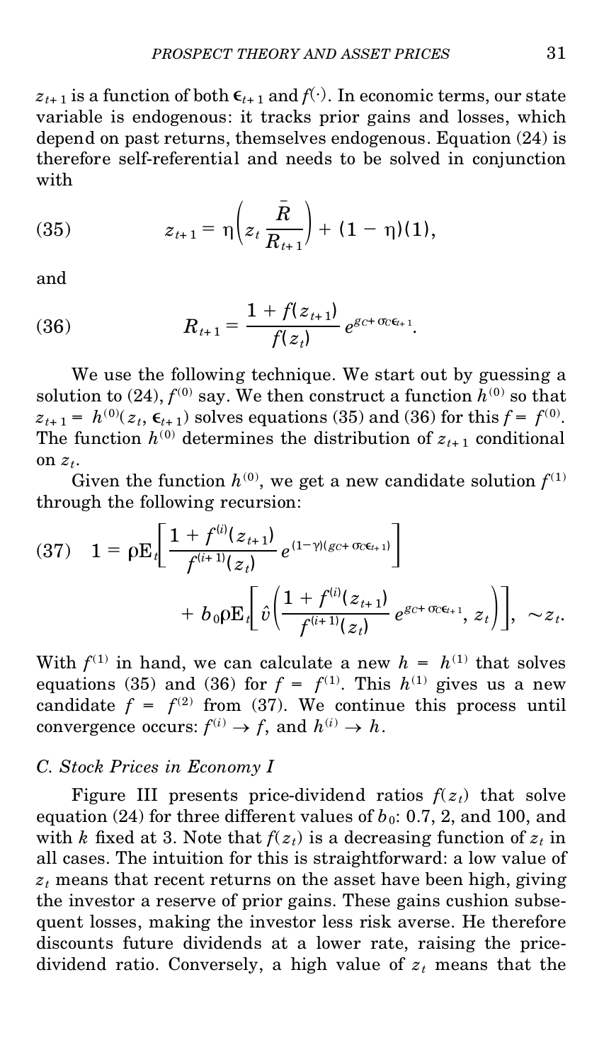$z_{t+1}$ is a function of both $\epsilon_{t+1}$ and $f(\cdot)$. In economic terms, our state variable is endogenous: it tracks prior gains and losses, which depend on past returns, themselves endogenous. Equation (24) is therefore self-referential and needs to be solved in conjunction with

$$z_{t+1} = \eta\left(z_t \frac{\bar{R}}{R_{t+1}}\right) + (1 - \eta)(1), \tag{35}$$

and

$$R_{t+1} = \frac{1 + f(z_{t+1})}{f(z_t)} e^{g_C + \sigma_C \epsilon_{t+1}}. \tag{36}$$

We use the following technique. We start out by guessing a solution to (24), $f^{(0)}$ say. We then construct a function $h^{(0)}$ so that $z_{t+1} = h^{(0)}(z_t, \epsilon_{t+1})$ solves equations (35) and (36) for this $f = f^{(0)}$. The function $h^{(0)}$ determines the distribution of $z_{t+1}$ conditional on $z_t$.

Given the function $h^{(0)}$, we get a new candidate solution $f^{(1)}$ through the following recursion:

$$1 = \rho \mathrm{E}_t\left[\frac{1 + f^{(i)}(z_{t+1})}{f^{(i+1)}(z_t)} e^{(1-\gamma)(g_C + \sigma_C \epsilon_{t+1})}\right] + b_0 \rho \mathrm{E}_t\left[\hat{v}\left(\frac{1 + f^{(i)}(z_{t+1})}{f^{(i+1)}(z_t)} e^{g_C + \sigma_C \epsilon_{t+1}}, z_t\right)\right], \ \sim z_t. \tag{37}$$

With $f^{(1)}$ in hand, we can calculate a new $h = h^{(1)}$ that solves equations (35) and (36) for $f = f^{(1)}$. This $h^{(1)}$ gives us a new candidate $f = f^{(2)}$ from (37). We continue this process until convergence occurs: $f^{(i)} \to f$, and $h^{(i)} \to h$.

### *C. Stock Prices in Economy I*

Figure III presents price-dividend ratios $f(z_t)$ that solve equation (24) for three different values of $b_0$: 0.7, 2, and 100, and with $k$ fixed at 3. Note that $f(z_t)$ is a decreasing function of $z_t$ in all cases. The intuition for this is straightforward: a low value of $z_t$ means that recent returns on the asset have been high, giving the investor a reserve of prior gains. These gains cushion subsequent losses, making the investor less risk averse. He therefore discounts future dividends at a lower rate, raising the price-dividend ratio. Conversely, a high value of $z_t$ means that the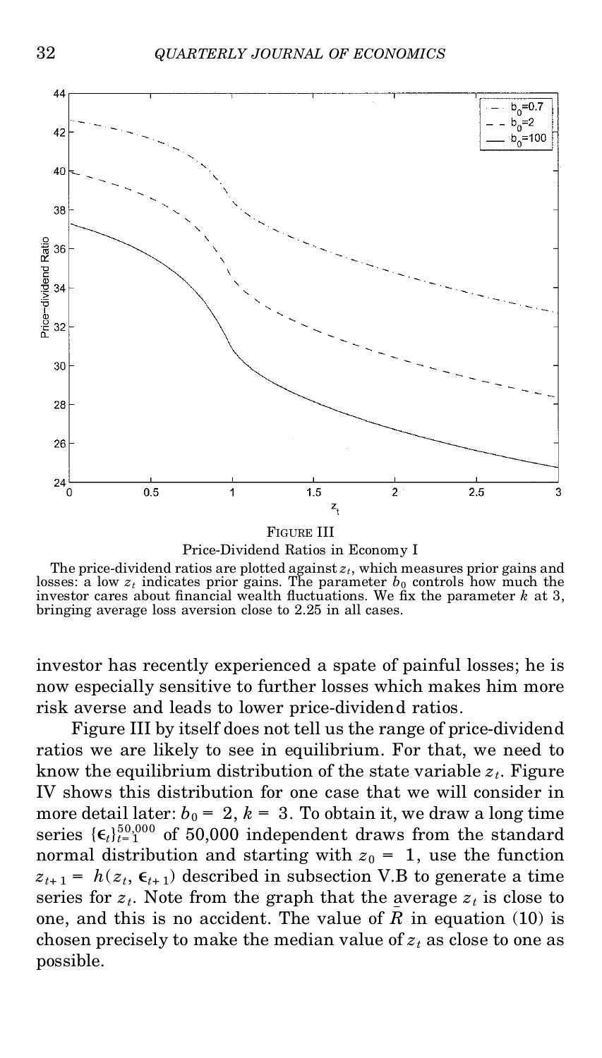FIGURE III

Price-Dividend Ratios in Economy I

The price-dividend ratios are plotted against $z_t$, which measures prior gains and losses: a low $z_t$ indicates prior gains. The parameter $b_0$ controls how much the investor cares about financial wealth fluctuations. We fix the parameter $k$ at 3, bringing average loss aversion close to 2.25 in all cases.

investor has recently experienced a spate of painful losses; he is now especially sensitive to further losses which makes him more risk averse and leads to lower price-dividend ratios.

Figure III by itself does not tell us the range of price-dividend ratios we are likely to see in equilibrium. For that, we need to know the equilibrium distribution of the state variable $z_t$. Figure IV shows this distribution for one case that we will consider in more detail later: $b_0 = 2$, $k = 3$. To obtain it, we draw a long time series $\{\epsilon_t\}_{t=1}^{50,000}$ of 50,000 independent draws from the standard normal distribution and starting with $z_0 = 1$, use the function $z_{t+1} = h(z_t, \epsilon_{t+1})$ described in subsection V.B to generate a time series for $z_t$. Note from the graph that the average $z_t$ is close to one, and this is no accident. The value of $\bar{R}$ in equation (10) is chosen precisely to make the median value of $z_t$ as close to one as possible.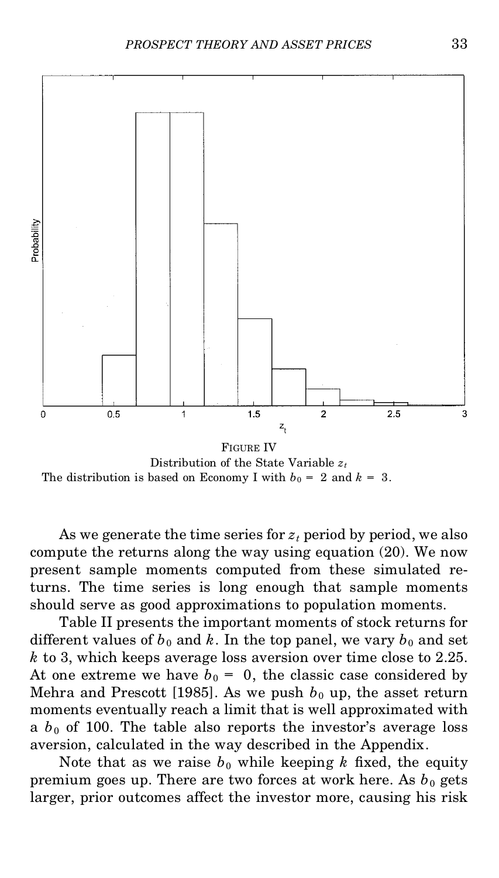FIGURE IV
Distribution of the State Variable $z_t$
The distribution is based on Economy I with $b_0 = 2$ and $k = 3$.

As we generate the time series for $z_t$ period by period, we also compute the returns along the way using equation (20). We now present sample moments computed from these simulated returns. The time series is long enough that sample moments should serve as good approximations to population moments.

Table II presents the important moments of stock returns for different values of $b_0$ and $k$. In the top panel, we vary $b_0$ and set $k$ to 3, which keeps average loss aversion over time close to 2.25. At one extreme we have $b_0 = 0$, the classic case considered by Mehra and Prescott [1985]. As we push $b_0$ up, the asset return moments eventually reach a limit that is well approximated with a $b_0$ of 100. The table also reports the investor's average loss aversion, calculated in the way described in the Appendix.

Note that as we raise $b_0$ while keeping $k$ fixed, the equity premium goes up. There are two forces at work here. As $b_0$ gets larger, prior outcomes affect the investor more, causing his risk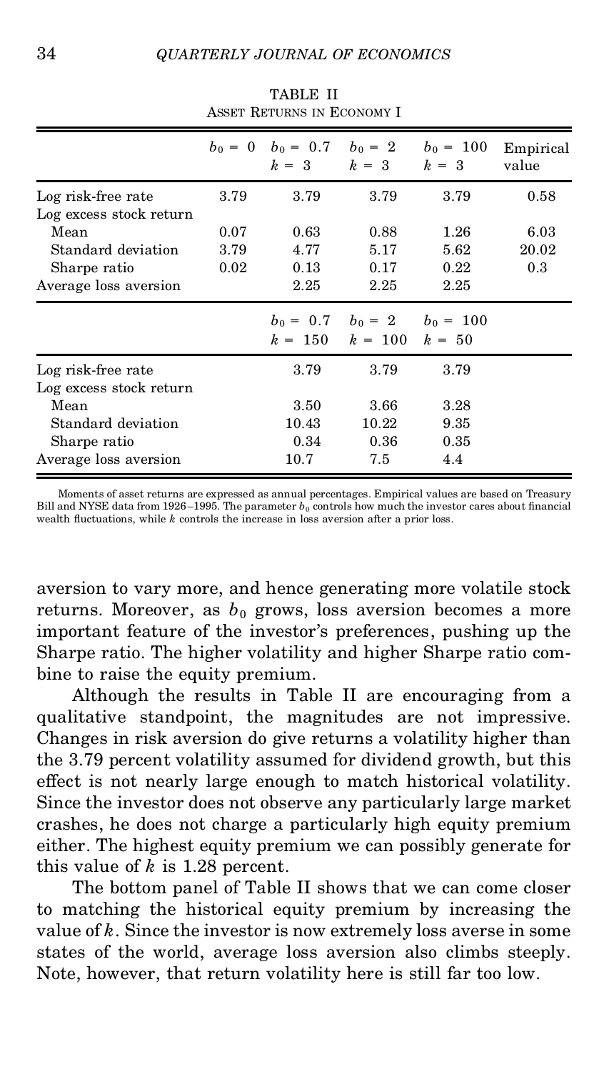TABLE II
ASSET RETURNS IN ECONOMY I

| | $b_0 = 0$ | $b_0 = 0.7$ $k = 3$ | $b_0 = 2$ $k = 3$ | $b_0 = 100$ $k = 3$ | Empirical value |
|---|---|---|---|---|---|
| Log risk-free rate | 3.79 | 3.79 | 3.79 | 3.79 | 0.58 |
| Log excess stock return | | | | | |
| Mean | 0.07 | 0.63 | 0.88 | 1.26 | 6.03 |
| Standard deviation | 3.79 | 4.77 | 5.17 | 5.62 | 20.02 |
| Sharpe ratio | 0.02 | 0.13 | 0.17 | 0.22 | 0.3 |
| Average loss aversion | | 2.25 | 2.25 | 2.25 | |
| | | $b_0 = 0.7$ $k = 150$ | $b_0 = 2$ $k = 100$ | $b_0 = 100$ $k = 50$ | |
| Log risk-free rate | | 3.79 | 3.79 | 3.79 | |
| Log excess stock return | | | | | |
| Mean | | 3.50 | 3.66 | 3.28 | |
| Standard deviation | | 10.43 | 10.22 | 9.35 | |
| Sharpe ratio | | 0.34 | 0.36 | 0.35 | |
| Average loss aversion | | 10.7 | 7.5 | 4.4 | |

Moments of asset returns are expressed as annual percentages. Empirical values are based on Treasury Bill and NYSE data from 1926–1995. The parameter $b_0$ controls how much the investor cares about financial wealth fluctuations, while $k$ controls the increase in loss aversion after a prior loss.

aversion to vary more, and hence generating more volatile stock returns. Moreover, as $b_0$ grows, loss aversion becomes a more important feature of the investor's preferences, pushing up the Sharpe ratio. The higher volatility and higher Sharpe ratio combine to raise the equity premium.

Although the results in Table II are encouraging from a qualitative standpoint, the magnitudes are not impressive. Changes in risk aversion do give returns a volatility higher than the 3.79 percent volatility assumed for dividend growth, but this effect is not nearly large enough to match historical volatility. Since the investor does not observe any particularly large market crashes, he does not charge a particularly high equity premium either. The highest equity premium we can possibly generate for this value of $k$ is 1.28 percent.

The bottom panel of Table II shows that we can come closer to matching the historical equity premium by increasing the value of $k$. Since the investor is now extremely loss averse in some states of the world, average loss aversion also climbs steeply. Note, however, that return volatility here is still far too low.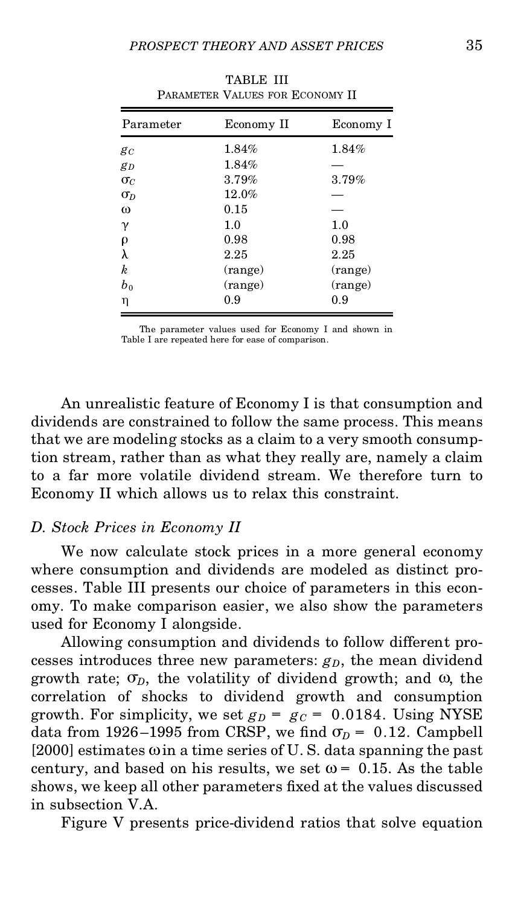TABLE III
PARAMETER VALUES FOR ECONOMY II

| Parameter | Economy II | Economy I |
|---|---|---|
| $g_C$ | 1.84% | 1.84% |
| $g_D$ | 1.84% | — |
| $\sigma_C$ | 3.79% | 3.79% |
| $\sigma_D$ | 12.0% | — |
| $\omega$ | 0.15 | — |
| $\gamma$ | 1.0 | 1.0 |
| $\rho$ | 0.98 | 0.98 |
| $\lambda$ | 2.25 | 2.25 |
| $k$ | (range) | (range) |
| $b_0$ | (range) | (range) |
| $\eta$ | 0.9 | 0.9 |

The parameter values used for Economy I and shown in Table I are repeated here for ease of comparison.

An unrealistic feature of Economy I is that consumption and dividends are constrained to follow the same process. This means that we are modeling stocks as a claim to a very smooth consumption stream, rather than as what they really are, namely a claim to a far more volatile dividend stream. We therefore turn to Economy II which allows us to relax this constraint.

### *D. Stock Prices in Economy II*

We now calculate stock prices in a more general economy where consumption and dividends are modeled as distinct processes. Table III presents our choice of parameters in this economy. To make comparison easier, we also show the parameters used for Economy I alongside.

Allowing consumption and dividends to follow different processes introduces three new parameters: $g_D$, the mean dividend growth rate; $\sigma_D$, the volatility of dividend growth; and $\omega$, the correlation of shocks to dividend growth and consumption growth. For simplicity, we set $g_D = g_C = 0.0184$. Using NYSE data from 1926–1995 from CRSP, we find $\sigma_D = 0.12$. Campbell [2000] estimates $\omega$ in a time series of U. S. data spanning the past century, and based on his results, we set $\omega = 0.15$. As the table shows, we keep all other parameters fixed at the values discussed in subsection V.A.

Figure V presents price-dividend ratios that solve equation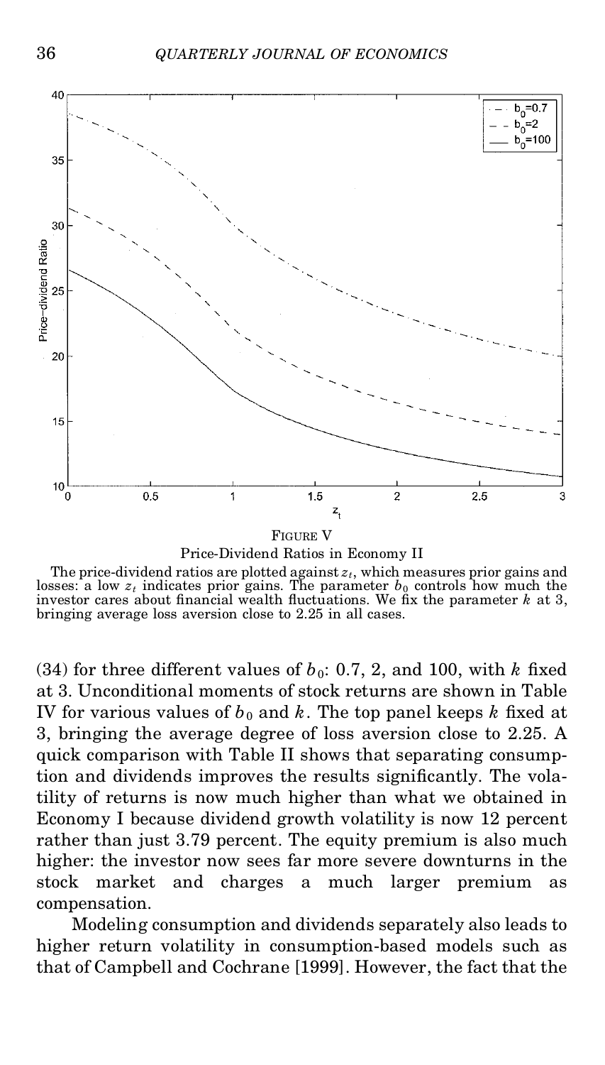FIGURE V

Price-Dividend Ratios in Economy II

The price-dividend ratios are plotted against $z_t$, which measures prior gains and losses: a low $z_t$ indicates prior gains. The parameter $b_0$ controls how much the investor cares about financial wealth fluctuations. We fix the parameter $k$ at 3, bringing average loss aversion close to 2.25 in all cases.

(34) for three different values of $b_0$: 0.7, 2, and 100, with $k$ fixed at 3. Unconditional moments of stock returns are shown in Table IV for various values of $b_0$ and $k$. The top panel keeps $k$ fixed at 3, bringing the average degree of loss aversion close to 2.25. A quick comparison with Table II shows that separating consumption and dividends improves the results significantly. The volatility of returns is now much higher than what we obtained in Economy I because dividend growth volatility is now 12 percent rather than just 3.79 percent. The equity premium is also much higher: the investor now sees far more severe downturns in the stock market and charges a much larger premium as compensation.

Modeling consumption and dividends separately also leads to higher return volatility in consumption-based models such as that of Campbell and Cochrane [1999]. However, the fact that the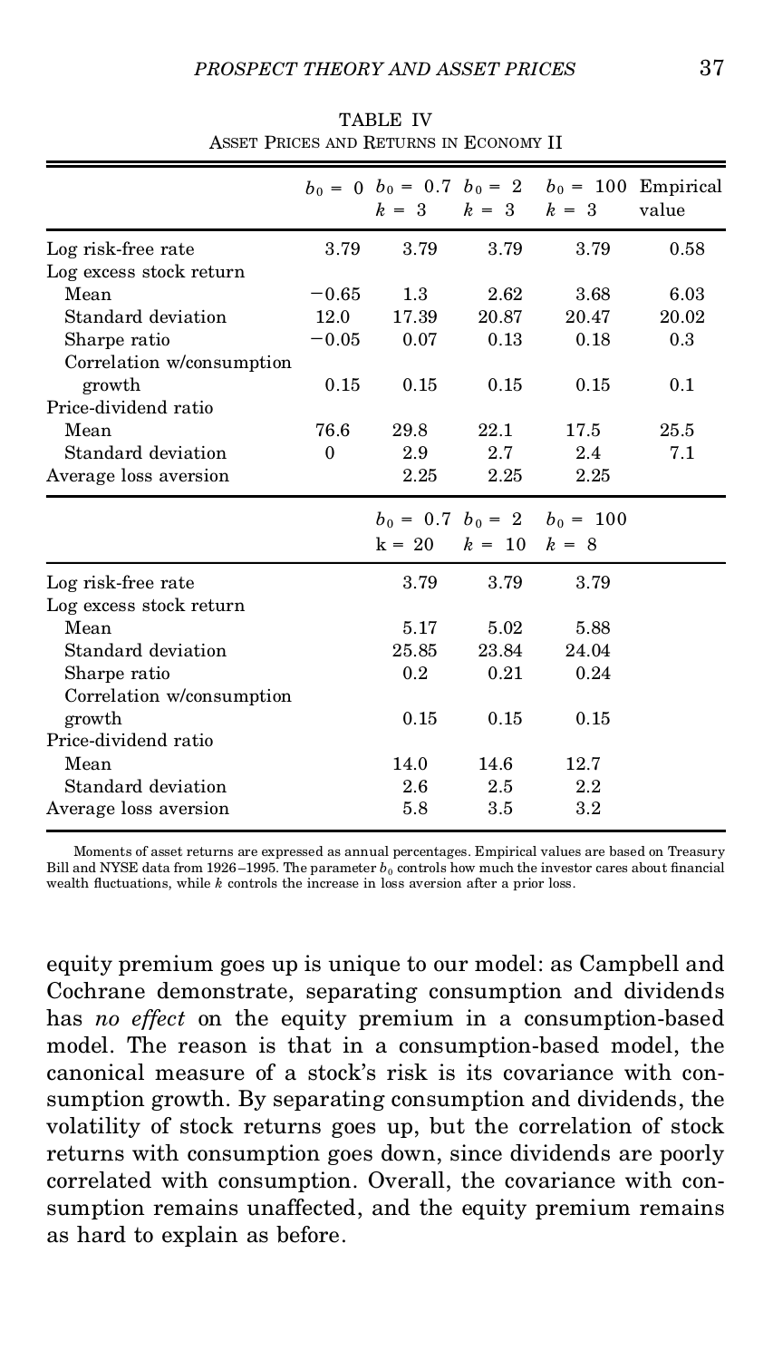TABLE IV
ASSET PRICES AND RETURNS IN ECONOMY II

| | $b_0 = 0$ | $b_0 = 0.7$ $k = 3$ | $b_0 = 2$ $k = 3$ | $b_0 = 100$ $k = 3$ | Empirical value |
|---|---|---|---|---|---|
| Log risk-free rate | 3.79 | 3.79 | 3.79 | 3.79 | 0.58 |
| Log excess stock return | | | | | |
| Mean | −0.65 | 1.3 | 2.62 | 3.68 | 6.03 |
| Standard deviation | 12.0 | 17.39 | 20.87 | 20.47 | 20.02 |
| Sharpe ratio | −0.05 | 0.07 | 0.13 | 0.18 | 0.3 |
| Correlation w/consumption growth | 0.15 | 0.15 | 0.15 | 0.15 | 0.1 |
| Price-dividend ratio | | | | | |
| Mean | 76.6 | 29.8 | 22.1 | 17.5 | 25.5 |
| Standard deviation | 0 | 2.9 | 2.7 | 2.4 | 7.1 |
| Average loss aversion | | 2.25 | 2.25 | 2.25 | |

| | $b_0 = 0.7$ $k = 20$ | $b_0 = 2$ $k = 10$ | $b_0 = 100$ $k = 8$ |
|---|---|---|---|
| Log risk-free rate | 3.79 | 3.79 | 3.79 |
| Log excess stock return | | | |
| Mean | 5.17 | 5.02 | 5.88 |
| Standard deviation | 25.85 | 23.84 | 24.04 |
| Sharpe ratio | 0.2 | 0.21 | 0.24 |
| Correlation w/consumption growth | 0.15 | 0.15 | 0.15 |
| Price-dividend ratio | | | |
| Mean | 14.0 | 14.6 | 12.7 |
| Standard deviation | 2.6 | 2.5 | 2.2 |
| Average loss aversion | 5.8 | 3.5 | 3.2 |

Moments of asset returns are expressed as annual percentages. Empirical values are based on Treasury Bill and NYSE data from 1926–1995. The parameter $b_0$ controls how much the investor cares about financial wealth fluctuations, while $k$ controls the increase in loss aversion after a prior loss.

equity premium goes up is unique to our model: as Campbell and Cochrane demonstrate, separating consumption and dividends has *no effect* on the equity premium in a consumption-based model. The reason is that in a consumption-based model, the canonical measure of a stock's risk is its covariance with consumption growth. By separating consumption and dividends, the volatility of stock returns goes up, but the correlation of stock returns with consumption goes down, since dividends are poorly correlated with consumption. Overall, the covariance with consumption remains unaffected, and the equity premium remains as hard to explain as before.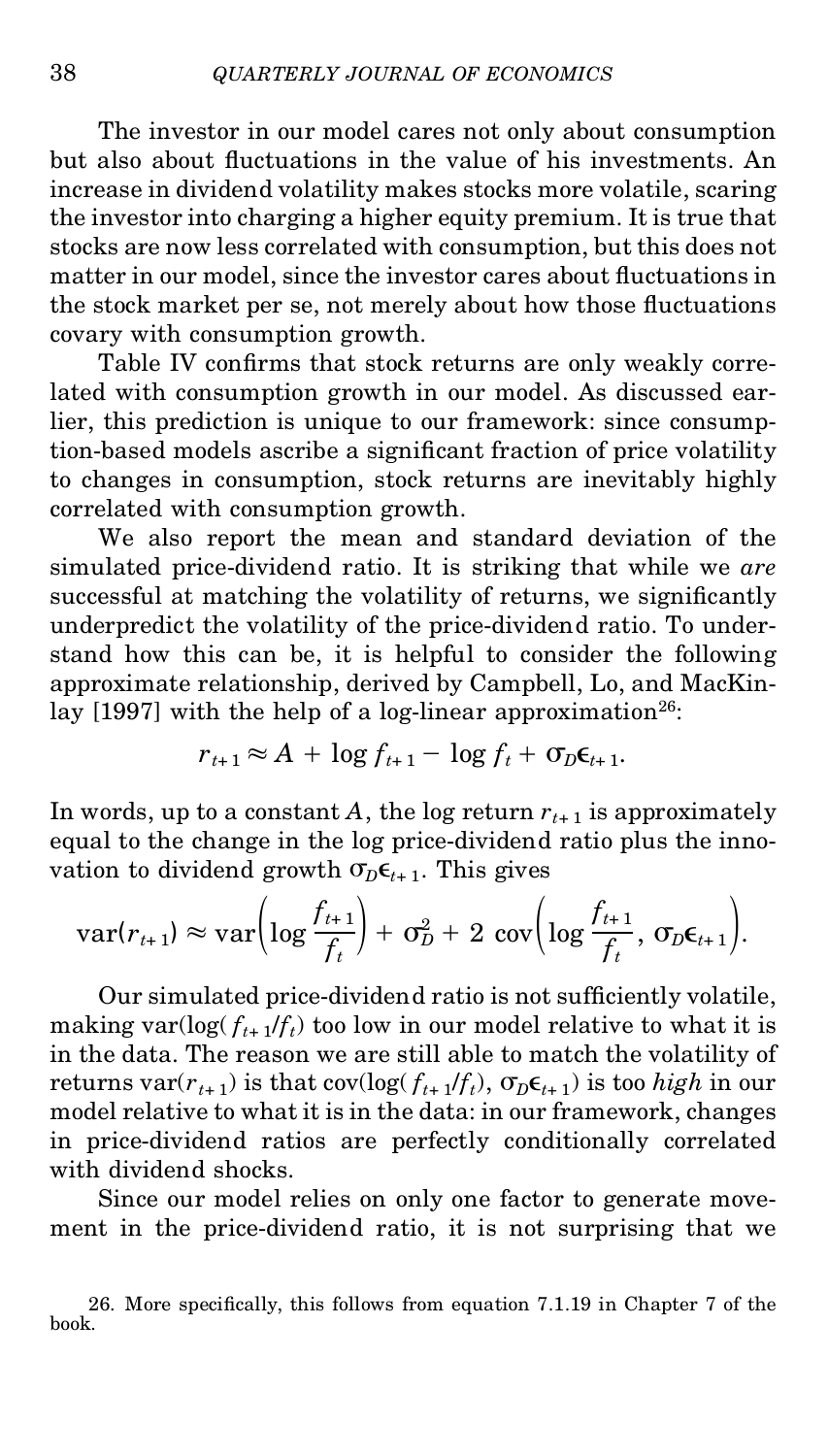The investor in our model cares not only about consumption but also about fluctuations in the value of his investments. An increase in dividend volatility makes stocks more volatile, scaring the investor into charging a higher equity premium. It is true that stocks are now less correlated with consumption, but this does not matter in our model, since the investor cares about fluctuations in the stock market per se, not merely about how those fluctuations covary with consumption growth.

Table IV confirms that stock returns are only weakly correlated with consumption growth in our model. As discussed earlier, this prediction is unique to our framework: since consumption-based models ascribe a significant fraction of price volatility to changes in consumption, stock returns are inevitably highly correlated with consumption growth.

We also report the mean and standard deviation of the simulated price-dividend ratio. It is striking that while we *are* successful at matching the volatility of returns, we significantly underpredict the volatility of the price-dividend ratio. To understand how this can be, it is helpful to consider the following approximate relationship, derived by Campbell, Lo, and MacKinlay [1997] with the help of a log-linear approximation[26]:

$$r_{t+1} \approx A + \log f_{t+1} - \log f_t + \sigma_D \epsilon_{t+1}.$$

In words, up to a constant $A$, the log return $r_{t+1}$ is approximately equal to the change in the log price-dividend ratio plus the innovation to dividend growth $\sigma_D \epsilon_{t+1}$. This gives

$$\text{var}(r_{t+1}) \approx \text{var}\left(\log \frac{f_{t+1}}{f_t}\right) + \sigma_D^2 + 2 \ \text{cov}\left(\log \frac{f_{t+1}}{f_t}, \ \sigma_D \epsilon_{t+1}\right).$$

Our simulated price-dividend ratio is not sufficiently volatile, making $\text{var}(\log(f_{t+1}/f_t)$ too low in our model relative to what it is in the data. The reason we are still able to match the volatility of returns $\text{var}(r_{t+1})$ is that $\text{cov}(\log(f_{t+1}/f_t), \sigma_D \epsilon_{t+1})$ is too *high* in our model relative to what it is in the data: in our framework, changes in price-dividend ratios are perfectly conditionally correlated with dividend shocks.

Since our model relies on only one factor to generate movement in the price-dividend ratio, it is not surprising that we

26. More specifically, this follows from equation 7.1.19 in Chapter 7 of the book.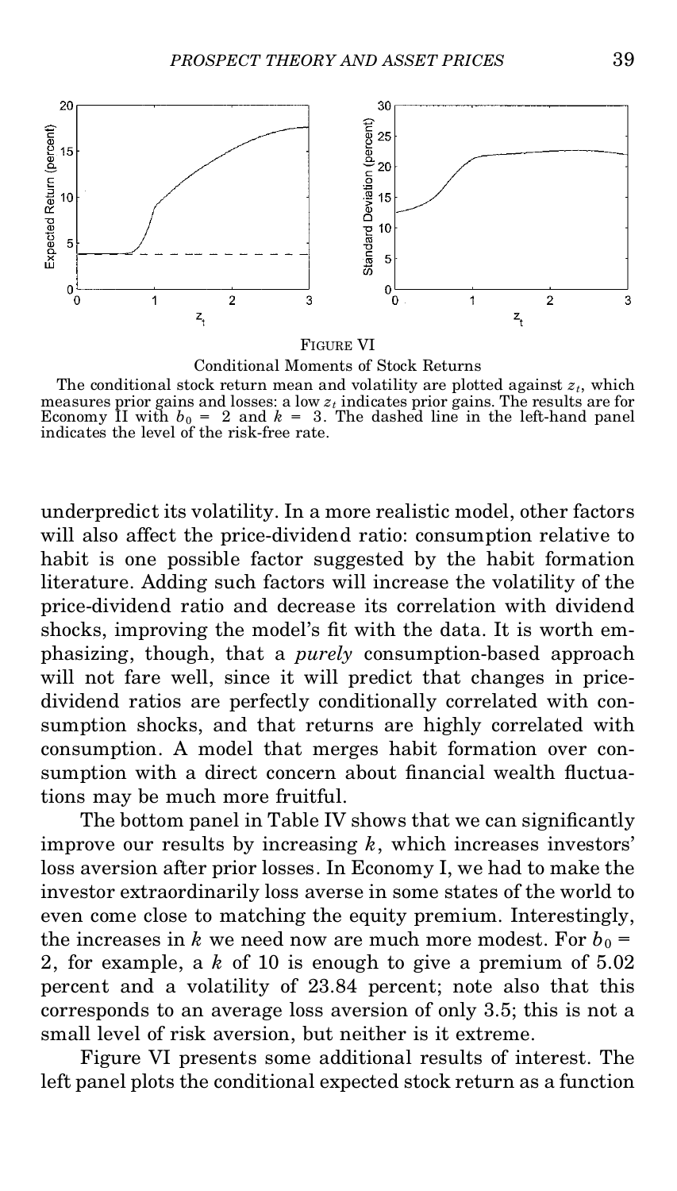FIGURE VI

Conditional Moments of Stock Returns

The conditional stock return mean and volatility are plotted against $z_t$, which measures prior gains and losses: a low $z_t$ indicates prior gains. The results are for Economy II with $b_0 = 2$ and $k = 3$. The dashed line in the left-hand panel indicates the level of the risk-free rate.

underpredict its volatility. In a more realistic model, other factors will also affect the price-dividend ratio: consumption relative to habit is one possible factor suggested by the habit formation literature. Adding such factors will increase the volatility of the price-dividend ratio and decrease its correlation with dividend shocks, improving the model's fit with the data. It is worth emphasizing, though, that a *purely* consumption-based approach will not fare well, since it will predict that changes in price-dividend ratios are perfectly conditionally correlated with consumption shocks, and that returns are highly correlated with consumption. A model that merges habit formation over consumption with a direct concern about financial wealth fluctuations may be much more fruitful.

The bottom panel in Table IV shows that we can significantly improve our results by increasing $k$, which increases investors' loss aversion after prior losses. In Economy I, we had to make the investor extraordinarily loss averse in some states of the world to even come close to matching the equity premium. Interestingly, the increases in $k$ we need now are much more modest. For $b_0 = 2$, for example, a $k$ of 10 is enough to give a premium of 5.02 percent and a volatility of 23.84 percent; note also that this corresponds to an average loss aversion of only 3.5; this is not a small level of risk aversion, but neither is it extreme.

Figure VI presents some additional results of interest. The left panel plots the conditional expected stock return as a function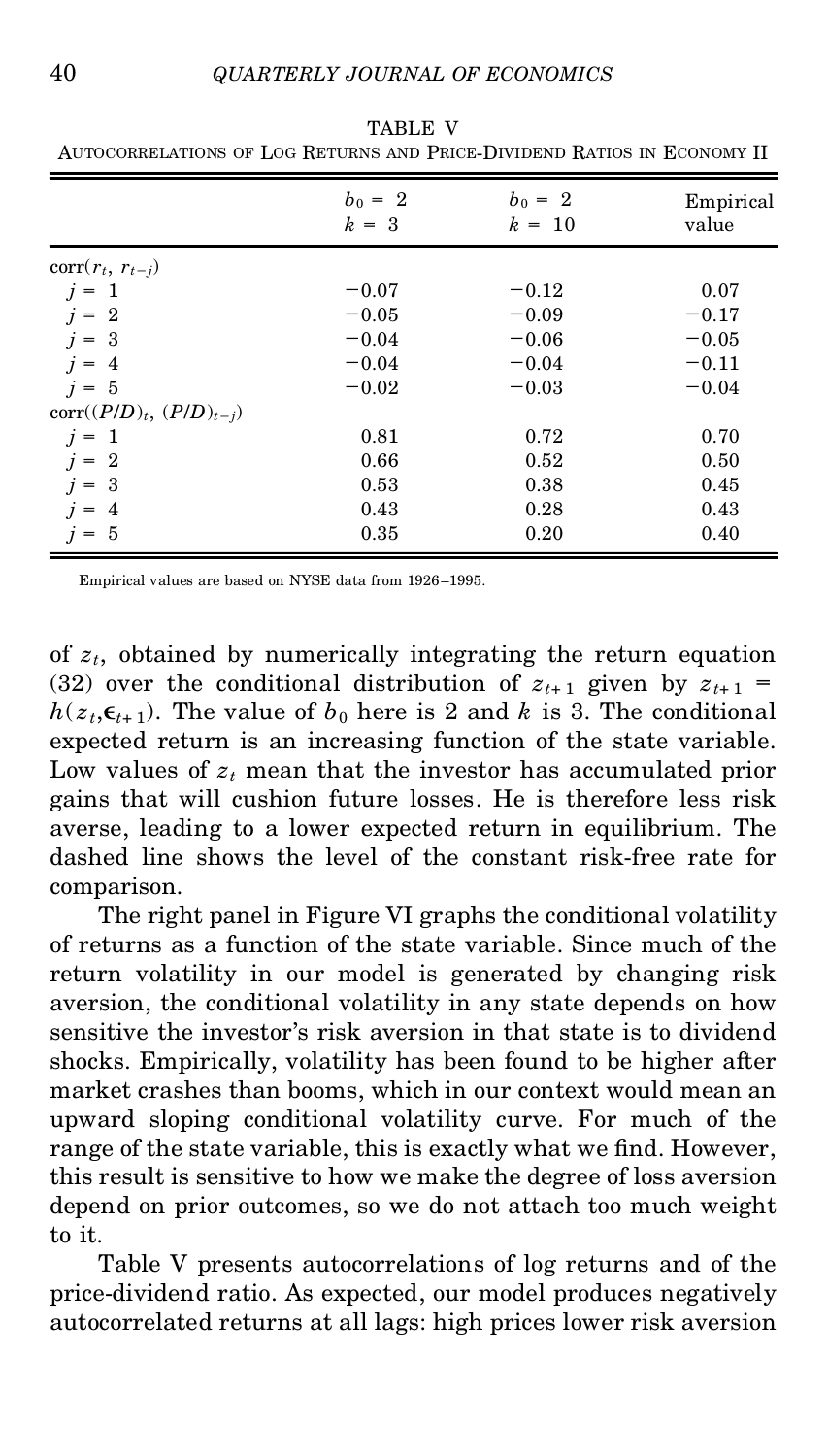TABLE V

AUTOCORRELATIONS OF LOG RETURNS AND PRICE-DIVIDEND RATIOS IN ECONOMY II

| | $b_0 = 2$ $k = 3$ | $b_0 = 2$ $k = 10$ | Empirical value |
|---|---|---|---|
| $\text{corr}(r_t, r_{t-j})$ | | | |
| $j = 1$ | −0.07 | −0.12 | 0.07 |
| $j = 2$ | −0.05 | −0.09 | −0.17 |
| $j = 3$ | −0.04 | −0.06 | −0.05 |
| $j = 4$ | −0.04 | −0.04 | −0.11 |
| $j = 5$ | −0.02 | −0.03 | −0.04 |
| $\text{corr}((P/D)_t, (P/D)_{t-j})$ | | | |
| $j = 1$ | 0.81 | 0.72 | 0.70 |
| $j = 2$ | 0.66 | 0.52 | 0.50 |
| $j = 3$ | 0.53 | 0.38 | 0.45 |
| $j = 4$ | 0.43 | 0.28 | 0.43 |
| $j = 5$ | 0.35 | 0.20 | 0.40 |

Empirical values are based on NYSE data from 1926–1995.

of $z_t$, obtained by numerically integrating the return equation (32) over the conditional distribution of $z_{t+1}$ given by $z_{t+1} = h(z_t, \epsilon_{t+1})$. The value of $b_0$ here is 2 and $k$ is 3. The conditional expected return is an increasing function of the state variable. Low values of $z_t$ mean that the investor has accumulated prior gains that will cushion future losses. He is therefore less risk averse, leading to a lower expected return in equilibrium. The dashed line shows the level of the constant risk-free rate for comparison.

The right panel in Figure VI graphs the conditional volatility of returns as a function of the state variable. Since much of the return volatility in our model is generated by changing risk aversion, the conditional volatility in any state depends on how sensitive the investor's risk aversion in that state is to dividend shocks. Empirically, volatility has been found to be higher after market crashes than booms, which in our context would mean an upward sloping conditional volatility curve. For much of the range of the state variable, this is exactly what we find. However, this result is sensitive to how we make the degree of loss aversion depend on prior outcomes, so we do not attach too much weight to it.

Table V presents autocorrelations of log returns and of the price-dividend ratio. As expected, our model produces negatively autocorrelated returns at all lags: high prices lower risk aversion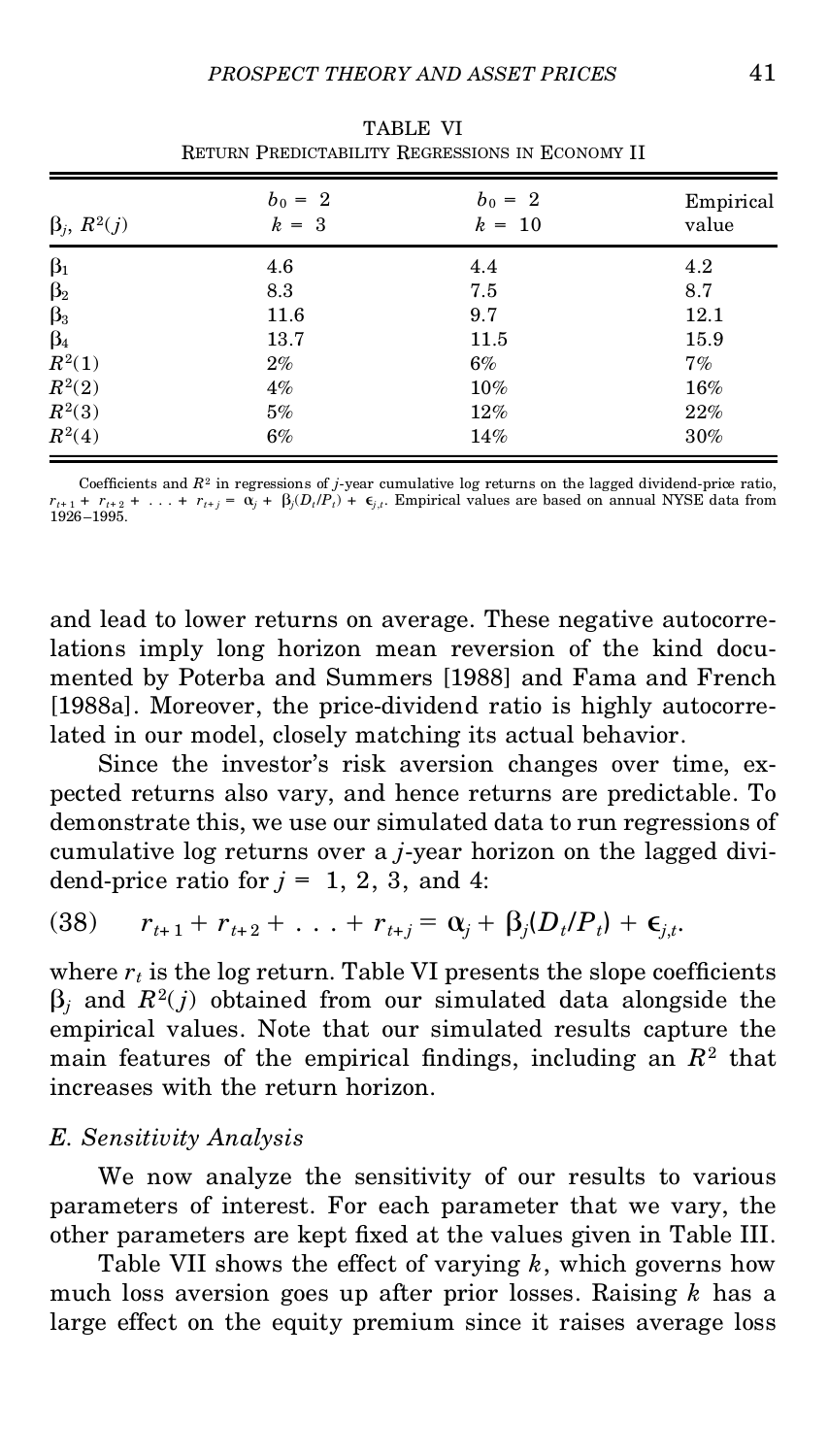TABLE VI
RETURN PREDICTABILITY REGRESSIONS IN ECONOMY II

| $\beta_j$, $R^2(j)$ | $b_0 = 2$ $k = 3$ | $b_0 = 2$ $k = 10$ | Empirical value |
|---|---|---|---|
| $\beta_1$ | 4.6 | 4.4 | 4.2 |
| $\beta_2$ | 8.3 | 7.5 | 8.7 |
| $\beta_3$ | 11.6 | 9.7 | 12.1 |
| $\beta_4$ | 13.7 | 11.5 | 15.9 |
| $R^2(1)$ | 2% | 6% | 7% |
| $R^2(2)$ | 4% | 10% | 16% |
| $R^2(3)$ | 5% | 12% | 22% |
| $R^2(4)$ | 6% | 14% | 30% |

Coefficients and $R^2$ in regressions of $j$-year cumulative log returns on the lagged dividend-price ratio, $r_{t+1} + r_{t+2} + \ldots + r_{t+j} = \alpha_j + \beta_j(D_t/P_t) + \epsilon_{j,t}$. Empirical values are based on annual NYSE data from 1926–1995.

and lead to lower returns on average. These negative autocorrelations imply long horizon mean reversion of the kind documented by Poterba and Summers [1988] and Fama and French [1988a]. Moreover, the price-dividend ratio is highly autocorrelated in our model, closely matching its actual behavior.

Since the investor's risk aversion changes over time, expected returns also vary, and hence returns are predictable. To demonstrate this, we use our simulated data to run regressions of cumulative log returns over a $j$-year horizon on the lagged dividend-price ratio for $j = 1, 2, 3$, and 4:

$$r_{t+1} + r_{t+2} + \ldots + r_{t+j} = \alpha_j + \beta_j(D_t/P_t) + \epsilon_{j,t}. \tag{38}$$

where $r_t$ is the log return. Table VI presents the slope coefficients $\beta_j$ and $R^2(j)$ obtained from our simulated data alongside the empirical values. Note that our simulated results capture the main features of the empirical findings, including an $R^2$ that increases with the return horizon.

### *E. Sensitivity Analysis*

We now analyze the sensitivity of our results to various parameters of interest. For each parameter that we vary, the other parameters are kept fixed at the values given in Table III.

Table VII shows the effect of varying $k$, which governs how much loss aversion goes up after prior losses. Raising $k$ has a large effect on the equity premium since it raises average loss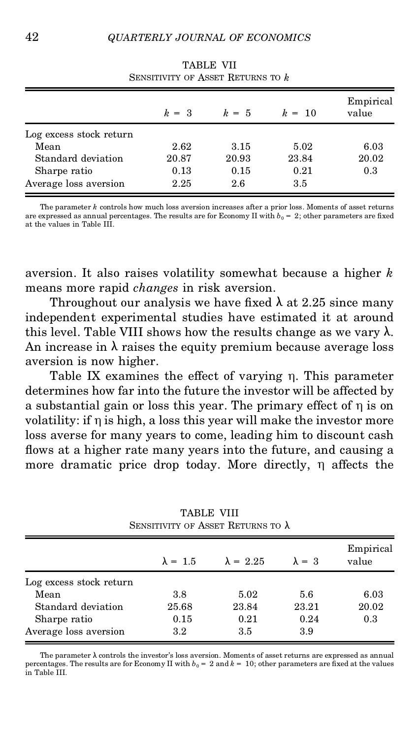TABLE VII

SENSITIVITY OF ASSET RETURNS TO $k$

| | $k = 3$ | $k = 5$ | $k = 10$ | Empirical value |
|---|---|---|---|---|
| Log excess stock return | | | | |
| Mean | 2.62 | 3.15 | 5.02 | 6.03 |
| Standard deviation | 20.87 | 20.93 | 23.84 | 20.02 |
| Sharpe ratio | 0.13 | 0.15 | 0.21 | 0.3 |
| Average loss aversion | 2.25 | 2.6 | 3.5 | |

The parameter $k$ controls how much loss aversion increases after a prior loss. Moments of asset returns are expressed as annual percentages. The results are for Economy II with $b_0 = 2$; other parameters are fixed at the values in Table III.

aversion. It also raises volatility somewhat because a higher $k$ means more rapid *changes* in risk aversion.

Throughout our analysis we have fixed $\lambda$ at 2.25 since many independent experimental studies have estimated it at around this level. Table VIII shows how the results change as we vary $\lambda$. An increase in $\lambda$ raises the equity premium because average loss aversion is now higher.

Table IX examines the effect of varying $\eta$. This parameter determines how far into the future the investor will be affected by a substantial gain or loss this year. The primary effect of $\eta$ is on volatility: if $\eta$ is high, a loss this year will make the investor more loss averse for many years to come, leading him to discount cash flows at a higher rate many years into the future, and causing a more dramatic price drop today. More directly, $\eta$ affects the

TABLE VIII

SENSITIVITY OF ASSET RETURNS TO $\lambda$

| | $\lambda = 1.5$ | $\lambda = 2.25$ | $\lambda = 3$ | Empirical value |
|---|---|---|---|---|
| Log excess stock return | | | | |
| Mean | 3.8 | 5.02 | 5.6 | 6.03 |
| Standard deviation | 25.68 | 23.84 | 23.21 | 20.02 |
| Sharpe ratio | 0.15 | 0.21 | 0.24 | 0.3 |
| Average loss aversion | 3.2 | 3.5 | 3.9 | |

The parameter $\lambda$ controls the investor's loss aversion. Moments of asset returns are expressed as annual percentages. The results are for Economy II with $b_0 = 2$ and $k = 10$; other parameters are fixed at the values in Table III.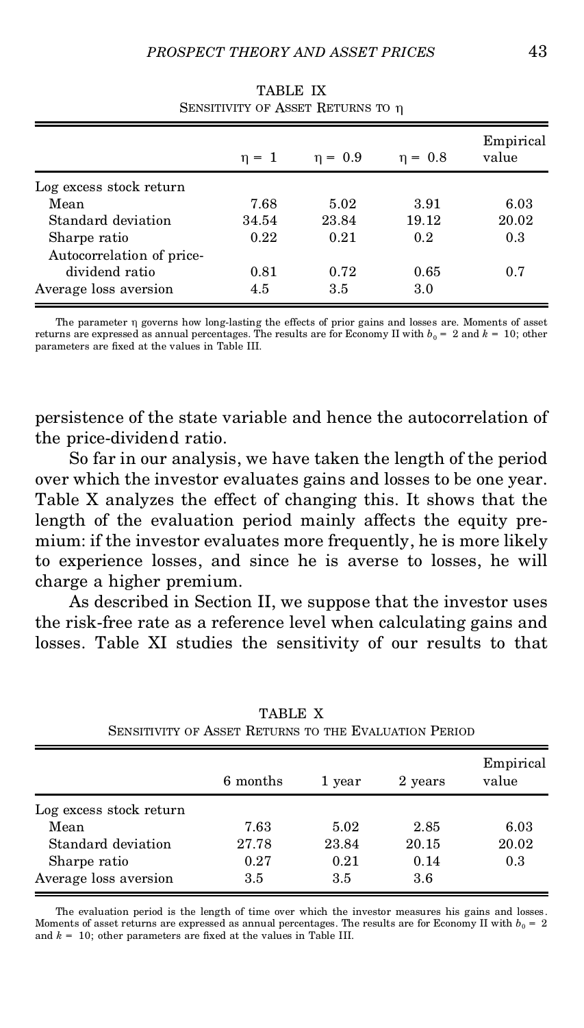TABLE IX
SENSITIVITY OF ASSET RETURNS TO $\eta$

| | $\eta = 1$ | $\eta = 0.9$ | $\eta = 0.8$ | Empirical value |
|---|---|---|---|---|
| Log excess stock return | | | | |
| Mean | 7.68 | 5.02 | 3.91 | 6.03 |
| Standard deviation | 34.54 | 23.84 | 19.12 | 20.02 |
| Sharpe ratio | 0.22 | 0.21 | 0.2 | 0.3 |
| Autocorrelation of price-dividend ratio | 0.81 | 0.72 | 0.65 | 0.7 |
| Average loss aversion | 4.5 | 3.5 | 3.0 | |

The parameter $\eta$ governs how long-lasting the effects of prior gains and losses are. Moments of asset returns are expressed as annual percentages. The results are for Economy II with $b_0 = 2$ and $k = 10$; other parameters are fixed at the values in Table III.

persistence of the state variable and hence the autocorrelation of the price-dividend ratio.

So far in our analysis, we have taken the length of the period over which the investor evaluates gains and losses to be one year. Table X analyzes the effect of changing this. It shows that the length of the evaluation period mainly affects the equity premium: if the investor evaluates more frequently, he is more likely to experience losses, and since he is averse to losses, he will charge a higher premium.

As described in Section II, we suppose that the investor uses the risk-free rate as a reference level when calculating gains and losses. Table XI studies the sensitivity of our results to that

TABLE X
SENSITIVITY OF ASSET RETURNS TO THE EVALUATION PERIOD

| | 6 months | 1 year | 2 years | Empirical value |
|---|---|---|---|---|
| Log excess stock return | | | | |
| Mean | 7.63 | 5.02 | 2.85 | 6.03 |
| Standard deviation | 27.78 | 23.84 | 20.15 | 20.02 |
| Sharpe ratio | 0.27 | 0.21 | 0.14 | 0.3 |
| Average loss aversion | 3.5 | 3.5 | 3.6 | |

The evaluation period is the length of time over which the investor measures his gains and losses. Moments of asset returns are expressed as annual percentages. The results are for Economy II with $b_0 = 2$ and $k = 10$; other parameters are fixed at the values in Table III.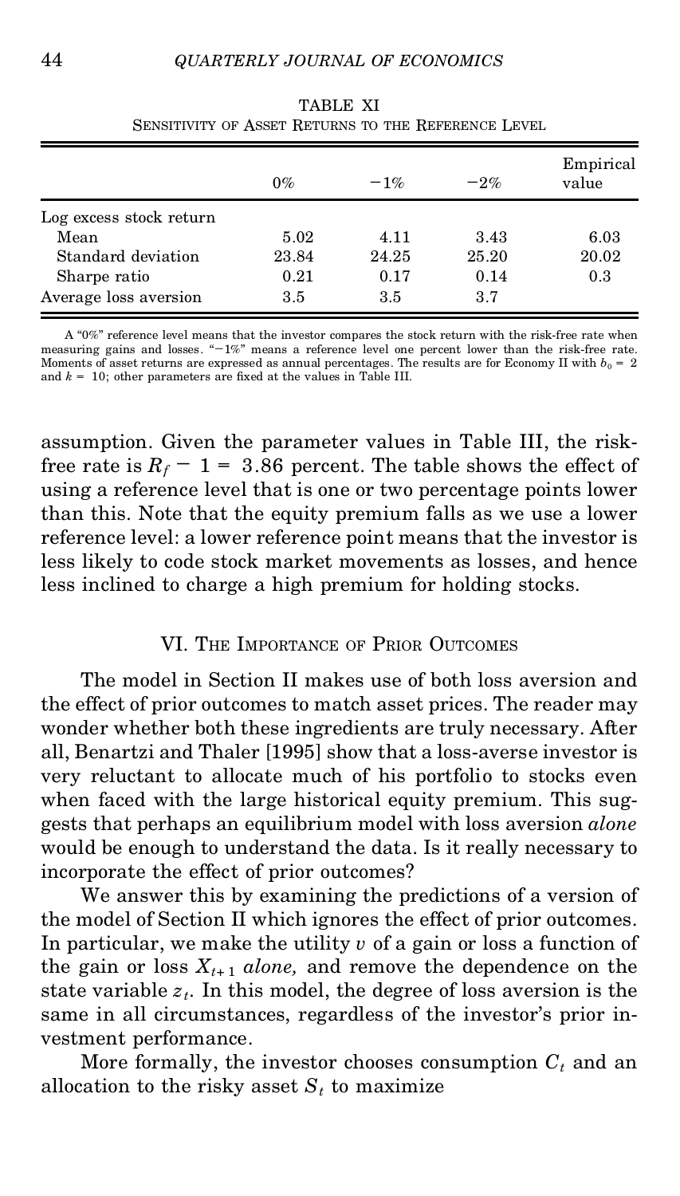TABLE XI

SENSITIVITY OF ASSET RETURNS TO THE REFERENCE LEVEL

| | 0% | −1% | −2% | Empirical value |
|---|---|---|---|---|
| Log excess stock return | | | | |
| Mean | 5.02 | 4.11 | 3.43 | 6.03 |
| Standard deviation | 23.84 | 24.25 | 25.20 | 20.02 |
| Sharpe ratio | 0.21 | 0.17 | 0.14 | 0.3 |
| Average loss aversion | 3.5 | 3.5 | 3.7 | |

A "0%" reference level means that the investor compares the stock return with the risk-free rate when measuring gains and losses. "−1%" means a reference level one percent lower than the risk-free rate. Moments of asset returns are expressed as annual percentages. The results are for Economy II with $b_0 = 2$ and $k = 10$; other parameters are fixed at the values in Table III.

assumption. Given the parameter values in Table III, the risk-free rate is $R_f - 1 = 3.86$ percent. The table shows the effect of using a reference level that is one or two percentage points lower than this. Note that the equity premium falls as we use a lower reference level: a lower reference point means that the investor is less likely to code stock market movements as losses, and hence less inclined to charge a high premium for holding stocks.

## VI. THE IMPORTANCE OF PRIOR OUTCOMES

The model in Section II makes use of both loss aversion and the effect of prior outcomes to match asset prices. The reader may wonder whether both these ingredients are truly necessary. After all, Benartzi and Thaler [1995] show that a loss-averse investor is very reluctant to allocate much of his portfolio to stocks even when faced with the large historical equity premium. This suggests that perhaps an equilibrium model with loss aversion *alone* would be enough to understand the data. Is it really necessary to incorporate the effect of prior outcomes?

We answer this by examining the predictions of a version of the model of Section II which ignores the effect of prior outcomes. In particular, we make the utility $v$ of a gain or loss a function of the gain or loss $X_{t+1}$ *alone,* and remove the dependence on the state variable $z_t$. In this model, the degree of loss aversion is the same in all circumstances, regardless of the investor's prior investment performance.

More formally, the investor chooses consumption $C_t$ and an allocation to the risky asset $S_t$ to maximize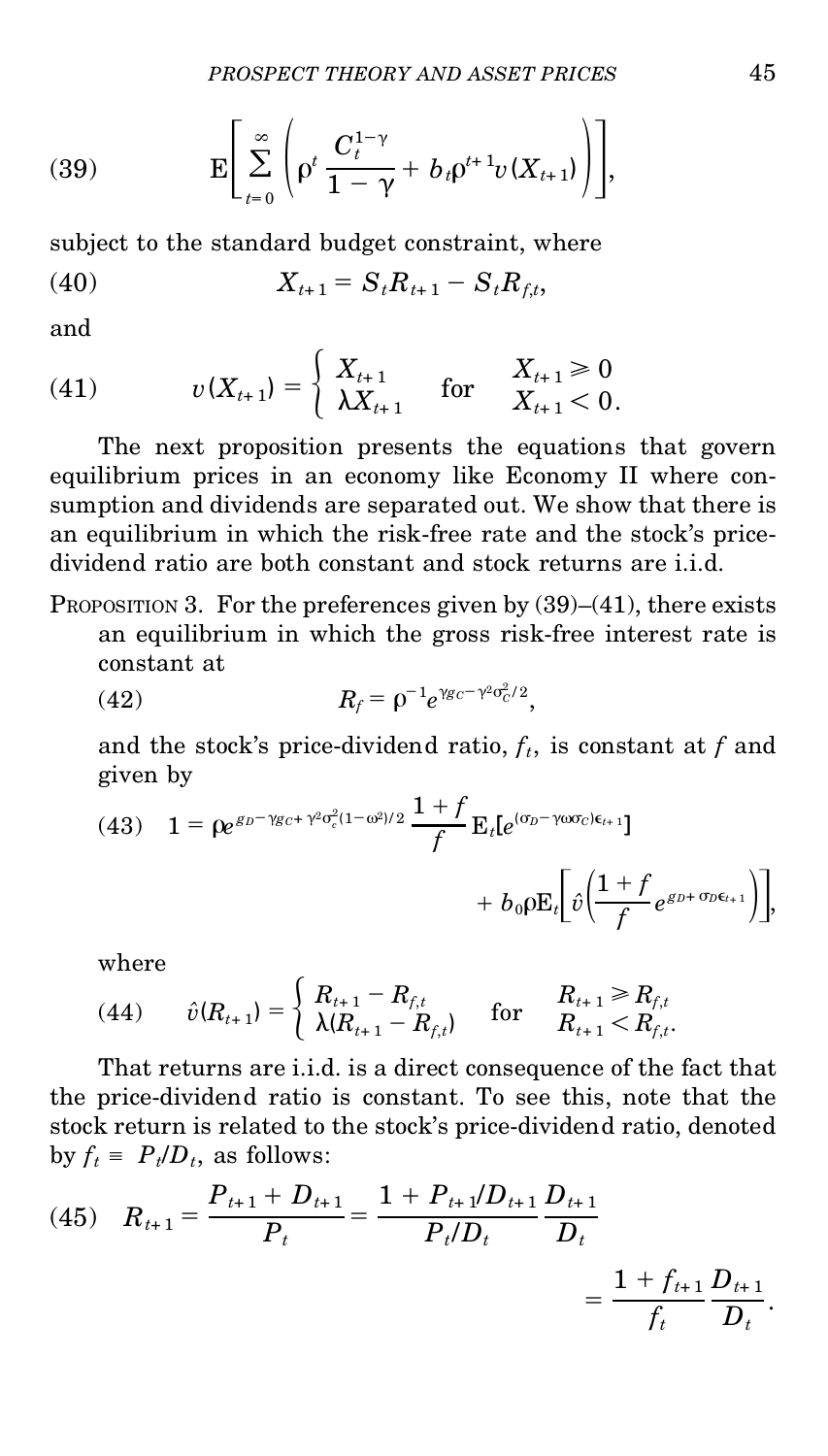$$\text{(39)} \qquad \mathrm{E}\left[\sum_{t=0}^{\infty}\left(\rho^t \frac{C_t^{1-\gamma}}{1-\gamma} + b_t \rho^{t+1} v(X_{t+1})\right)\right],$$

subject to the standard budget constraint, where

$$\text{(40)} \qquad X_{t+1} = S_t R_{t+1} - S_t R_{f,t},$$

and

$$\text{(41)} \qquad v(X_{t+1}) = \begin{cases} X_{t+1} & \text{for} \quad X_{t+1} \geqslant 0 \\ \lambda X_{t+1} & \phantom{\text{for}} \quad X_{t+1} < 0. \end{cases}$$

The next proposition presents the equations that govern equilibrium prices in an economy like Economy II where consumption and dividends are separated out. We show that there is an equilibrium in which the risk-free rate and the stock's price-dividend ratio are both constant and stock returns are i.i.d.

PROPOSITION 3. For the preferences given by (39)–(41), there exists an equilibrium in which the gross risk-free interest rate is constant at

$$\text{(42)} \qquad R_f = \rho^{-1} e^{\gamma g_C - \gamma^2 \sigma_C^2/2},$$

and the stock's price-dividend ratio, $f_t$, is constant at $f$ and given by

$$\text{(43)} \qquad 1 = \rho e^{g_D - \gamma g_C + \gamma^2 \sigma_c^2 (1-\omega^2)/2} \frac{1+f}{f} \mathrm{E}_t[e^{(\sigma_D - \gamma\omega\sigma_C)\epsilon_{t+1}}] + b_0 \rho \mathrm{E}_t\left[\hat{v}\left(\frac{1+f}{f} e^{g_D + \sigma_D \epsilon_{t+1}}\right)\right],$$

where

$$\text{(44)} \qquad \hat{v}(R_{t+1}) = \begin{cases} R_{t+1} - R_{f,t} & \text{for} \quad R_{t+1} \geqslant R_{f,t} \\ \lambda(R_{t+1} - R_{f,t}) & \phantom{\text{for}} \quad R_{t+1} < R_{f,t}. \end{cases}$$

That returns are i.i.d. is a direct consequence of the fact that the price-dividend ratio is constant. To see this, note that the stock return is related to the stock's price-dividend ratio, denoted by $f_t \equiv P_t/D_t$, as follows:

$$\text{(45)} \qquad R_{t+1} = \frac{P_{t+1} + D_{t+1}}{P_t} = \frac{1 + P_{t+1}/D_{t+1}}{P_t/D_t} \frac{D_{t+1}}{D_t} = \frac{1 + f_{t+1}}{f_t} \frac{D_{t+1}}{D_t}.$$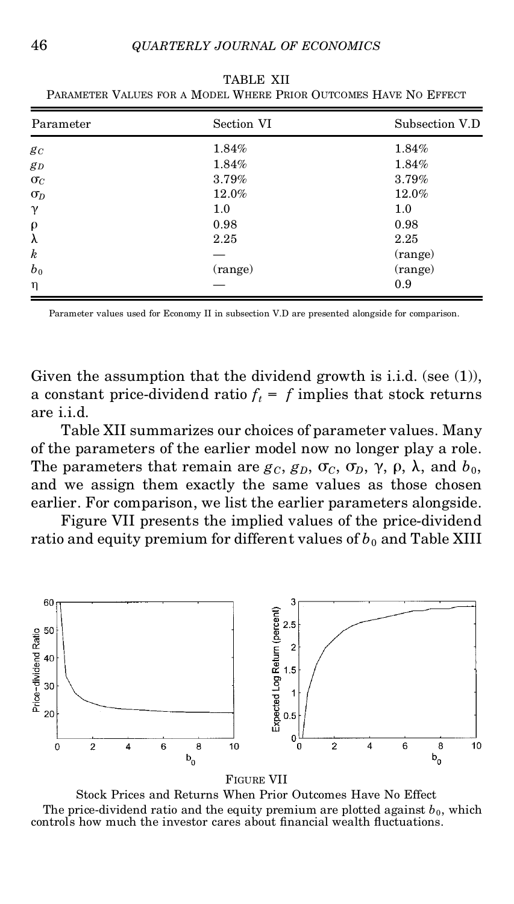TABLE XII
PARAMETER VALUES FOR A MODEL WHERE PRIOR OUTCOMES HAVE NO EFFECT

| Parameter | Section VI | Subsection V.D |
|---|---|---|
| $g_C$ | 1.84% | 1.84% |
| $g_D$ | 1.84% | 1.84% |
| $\sigma_C$ | 3.79% | 3.79% |
| $\sigma_D$ | 12.0% | 12.0% |
| $\gamma$ | 1.0 | 1.0 |
| $\rho$ | 0.98 | 0.98 |
| $\lambda$ | 2.25 | 2.25 |
| $k$ | — | (range) |
| $b_0$ | (range) | (range) |
| $\eta$ | — | 0.9 |

Parameter values used for Economy II in subsection V.D are presented alongside for comparison.

Given the assumption that the dividend growth is i.i.d. (see (1)), a constant price-dividend ratio $f_t = f$ implies that stock returns are i.i.d.

Table XII summarizes our choices of parameter values. Many of the parameters of the earlier model now no longer play a role. The parameters that remain are $g_C$, $g_D$, $\sigma_C$, $\sigma_D$, $\gamma$, $\rho$, $\lambda$, and $b_0$, and we assign them exactly the same values as those chosen earlier. For comparison, we list the earlier parameters alongside.

Figure VII presents the implied values of the price-dividend ratio and equity premium for different values of $b_0$ and Table XIII

FIGURE VII
Stock Prices and Returns When Prior Outcomes Have No Effect
The price-dividend ratio and the equity premium are plotted against $b_0$, which controls how much the investor cares about financial wealth fluctuations.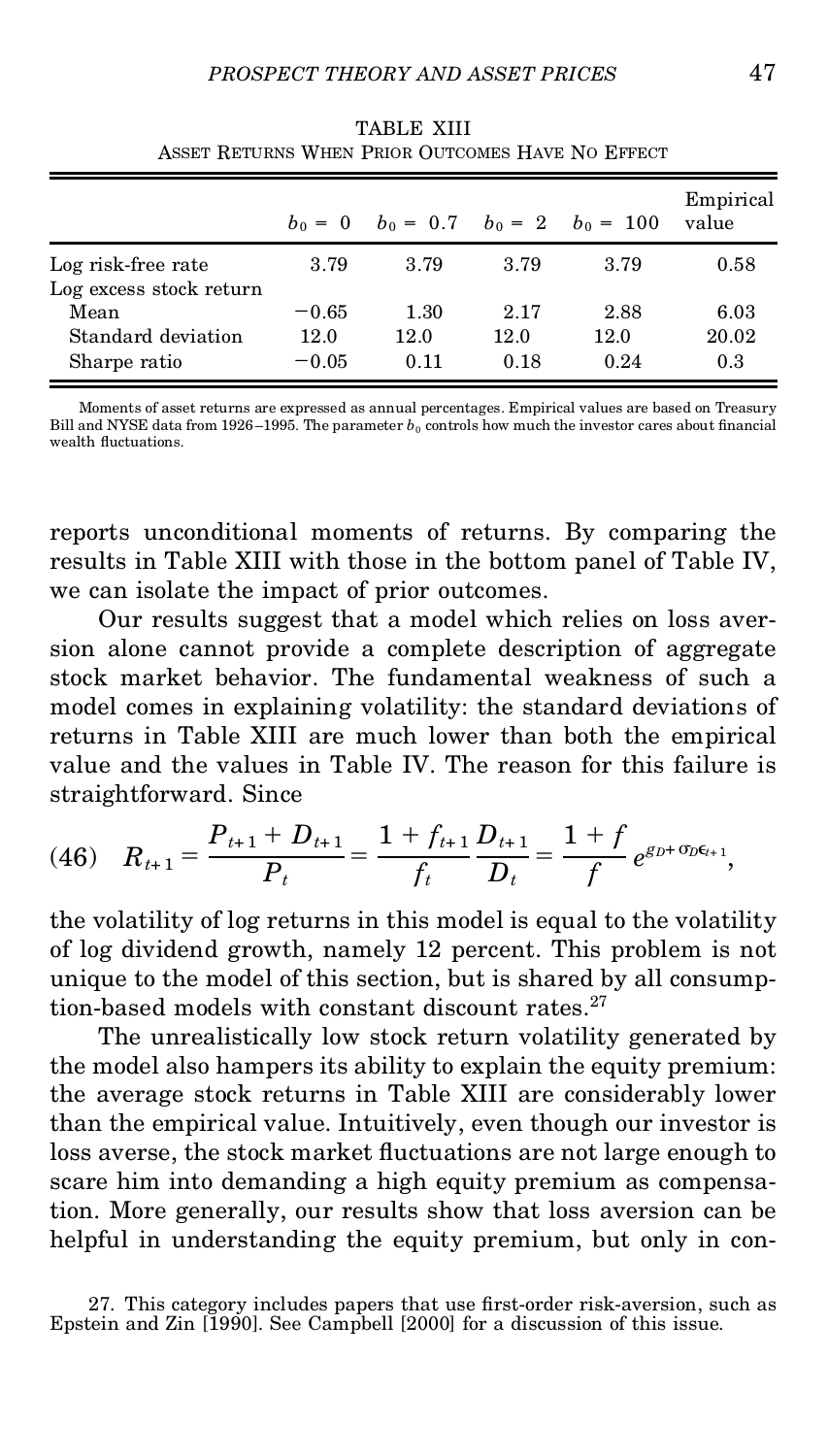TABLE XIII

ASSET RETURNS WHEN PRIOR OUTCOMES HAVE NO EFFECT

| | $b_0 = 0$ | $b_0 = 0.7$ | $b_0 = 2$ | $b_0 = 100$ | Empirical value |
|---|---|---|---|---|---|
| Log risk-free rate | 3.79 | 3.79 | 3.79 | 3.79 | 0.58 |
| Log excess stock return | | | | | |
| Mean | −0.65 | 1.30 | 2.17 | 2.88 | 6.03 |
| Standard deviation | 12.0 | 12.0 | 12.0 | 12.0 | 20.02 |
| Sharpe ratio | −0.05 | 0.11 | 0.18 | 0.24 | 0.3 |

Moments of asset returns are expressed as annual percentages. Empirical values are based on Treasury Bill and NYSE data from 1926–1995. The parameter $b_0$ controls how much the investor cares about financial wealth fluctuations.

reports unconditional moments of returns. By comparing the results in Table XIII with those in the bottom panel of Table IV, we can isolate the impact of prior outcomes.

Our results suggest that a model which relies on loss aversion alone cannot provide a complete description of aggregate stock market behavior. The fundamental weakness of such a model comes in explaining volatility: the standard deviations of returns in Table XIII are much lower than both the empirical value and the values in Table IV. The reason for this failure is straightforward. Since

$$(46) \quad R_{t+1} = \frac{P_{t+1} + D_{t+1}}{P_t} = \frac{1 + f_{t+1}}{f_t} \frac{D_{t+1}}{D_t} = \frac{1 + f}{f} e^{g_D + \sigma_D \epsilon_{t+1}},$$

the volatility of log returns in this model is equal to the volatility of log dividend growth, namely 12 percent. This problem is not unique to the model of this section, but is shared by all consumption-based models with constant discount rates.[27]

The unrealistically low stock return volatility generated by the model also hampers its ability to explain the equity premium: the average stock returns in Table XIII are considerably lower than the empirical value. Intuitively, even though our investor is loss averse, the stock market fluctuations are not large enough to scare him into demanding a high equity premium as compensation. More generally, our results show that loss aversion can be helpful in understanding the equity premium, but only in con-

27. This category includes papers that use first-order risk-aversion, such as Epstein and Zin [1990]. See Campbell [2000] for a discussion of this issue.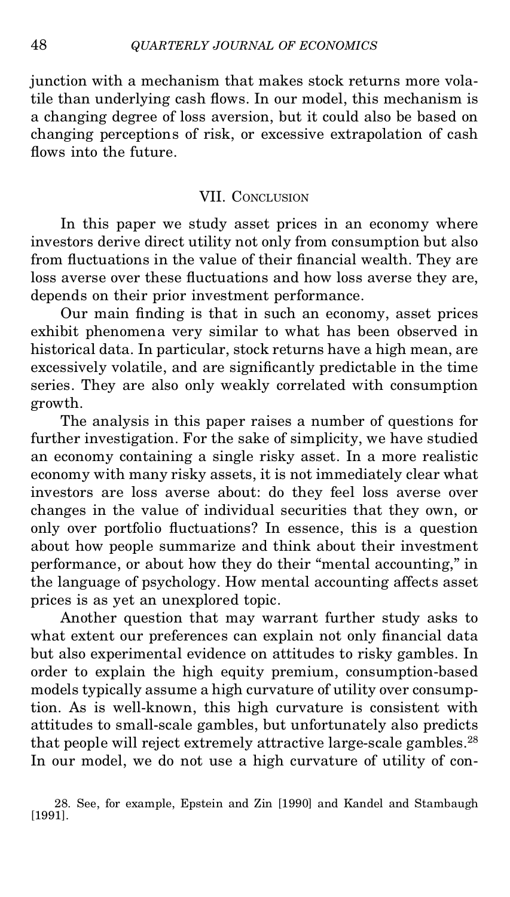junction with a mechanism that makes stock returns more volatile than underlying cash flows. In our model, this mechanism is a changing degree of loss aversion, but it could also be based on changing perceptions of risk, or excessive extrapolation of cash flows into the future.

## VII. Conclusion

In this paper we study asset prices in an economy where investors derive direct utility not only from consumption but also from fluctuations in the value of their financial wealth. They are loss averse over these fluctuations and how loss averse they are, depends on their prior investment performance.

Our main finding is that in such an economy, asset prices exhibit phenomena very similar to what has been observed in historical data. In particular, stock returns have a high mean, are excessively volatile, and are significantly predictable in the time series. They are also only weakly correlated with consumption growth.

The analysis in this paper raises a number of questions for further investigation. For the sake of simplicity, we have studied an economy containing a single risky asset. In a more realistic economy with many risky assets, it is not immediately clear what investors are loss averse about: do they feel loss averse over changes in the value of individual securities that they own, or only over portfolio fluctuations? In essence, this is a question about how people summarize and think about their investment performance, or about how they do their "mental accounting," in the language of psychology. How mental accounting affects asset prices is as yet an unexplored topic.

Another question that may warrant further study asks to what extent our preferences can explain not only financial data but also experimental evidence on attitudes to risky gambles. In order to explain the high equity premium, consumption-based models typically assume a high curvature of utility over consumption. As is well-known, this high curvature is consistent with attitudes to small-scale gambles, but unfortunately also predicts that people will reject extremely attractive large-scale gambles.[28] In our model, we do not use a high curvature of utility of con-

28. See, for example, Epstein and Zin [1990] and Kandel and Stambaugh [1991].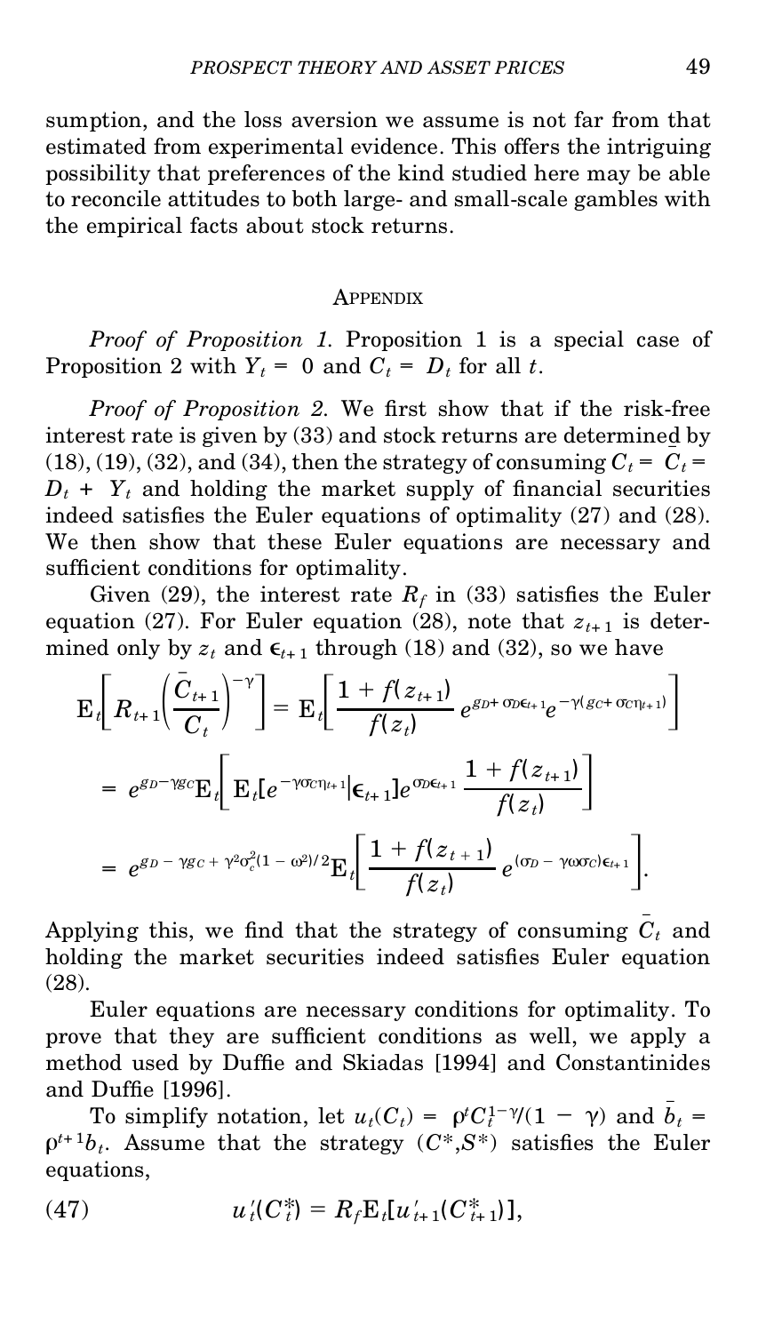sumption, and the loss aversion we assume is not far from that estimated from experimental evidence. This offers the intriguing possibility that preferences of the kind studied here may be able to reconcile attitudes to both large- and small-scale gambles with the empirical facts about stock returns.

## Appendix

*Proof of Proposition 1.* Proposition 1 is a special case of Proposition 2 with $Y_t = 0$ and $C_t = D_t$ for all $t$.

*Proof of Proposition 2.* We first show that if the risk-free interest rate is given by (33) and stock returns are determined by (18), (19), (32), and (34), then the strategy of consuming $C_t = \bar{C}_t = D_t + Y_t$ and holding the market supply of financial securities indeed satisfies the Euler equations of optimality (27) and (28). We then show that these Euler equations are necessary and sufficient conditions for optimality.

Given (29), the interest rate $R_f$ in (33) satisfies the Euler equation (27). For Euler equation (28), note that $z_{t+1}$ is determined only by $z_t$ and $\epsilon_{t+1}$ through (18) and (32), so we have

$$\mathrm{E}_t\left[R_{t+1}\left(\frac{\bar{C}_{t+1}}{\bar{C}_t}\right)^{-\gamma}\right] = \mathrm{E}_t\left[\frac{1+f(z_{t+1})}{f(z_t)}\, e^{g_D+\sigma_D\epsilon_{t+1}}e^{-\gamma(g_C+\sigma_C\eta_{t+1})}\right]$$

$$= e^{g_D-\gamma g_C}\mathrm{E}_t\left[\mathrm{E}_t[e^{-\gamma\sigma_C\eta_{t+1}}|\epsilon_{t+1}]e^{\sigma_D\epsilon_{t+1}}\,\frac{1+f(z_{t+1})}{f(z_t)}\right]$$

$$= e^{g_D-\gamma g_C+\gamma^2\sigma_c^2(1-\omega^2)/2}\mathrm{E}_t\left[\frac{1+f(z_{t+1})}{f(z_t)}\, e^{(\sigma_D-\gamma\omega\sigma_C)\epsilon_{t+1}}\right].$$

Applying this, we find that the strategy of consuming $\bar{C}_t$ and holding the market securities indeed satisfies Euler equation (28).

Euler equations are necessary conditions for optimality. To prove that they are sufficient conditions as well, we apply a method used by Duffie and Skiadas [1994] and Constantinides and Duffie [1996].

To simplify notation, let $u_t(C_t) = \rho^t C_t^{1-\gamma}/(1-\gamma)$ and $\bar{b}_t = \rho^{t+1}b_t$. Assume that the strategy $(C^*,S^*)$ satisfies the Euler equations,

$$u_t'(C_t^*) = R_f\mathrm{E}_t[u_{t+1}'(C_{t+1}^*)], \tag{47}$$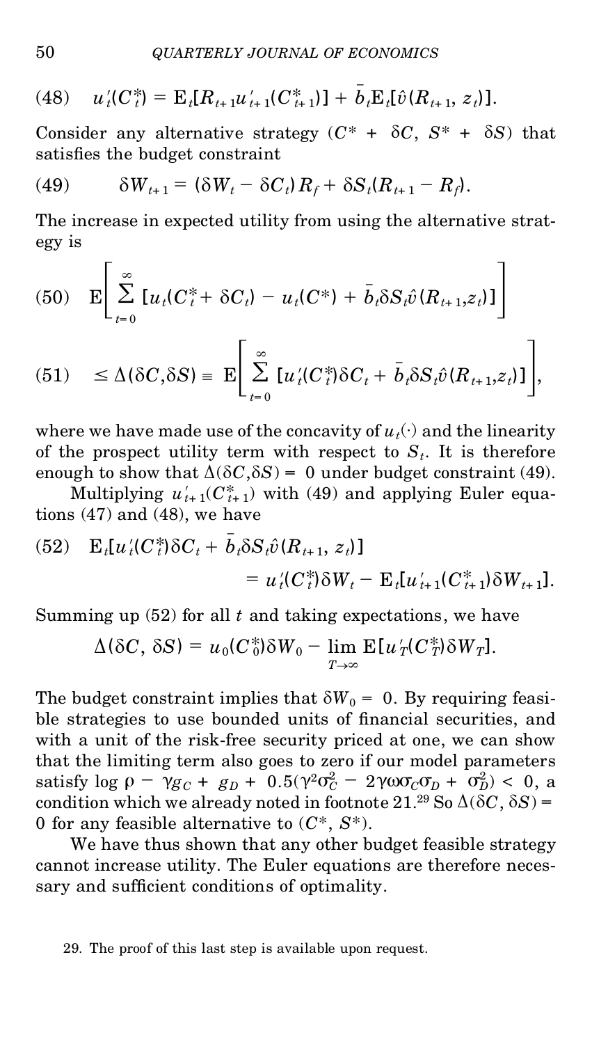$$\text{(48)} \quad u_t'(C_t^*) = \mathrm{E}_t[R_{t+1}u_{t+1}'(C_{t+1}^*)] + \bar{b}_t \mathrm{E}_t[\hat{v}(R_{t+1}, z_t)].$$

Consider any alternative strategy $(C^* + \delta C, S^* + \delta S)$ that satisfies the budget constraint

$$\text{(49)} \qquad \delta W_{t+1} = (\delta W_t - \delta C_t) R_f + \delta S_t (R_{t+1} - R_f).$$

The increase in expected utility from using the alternative strategy is

$$\text{(50)} \quad \mathrm{E}\left[\sum_{t=0}^{\infty} [u_t(C_t^* + \delta C_t) - u_t(C^*) + \bar{b}_t \delta S_t \hat{v}(R_{t+1}, z_t)]\right]$$

$$\text{(51)} \quad \leq \Delta(\delta C, \delta S) \equiv \mathrm{E}\left[\sum_{t=0}^{\infty} [u_t'(C_t^*)\delta C_t + \bar{b}_t \delta S_t \hat{v}(R_{t+1}, z_t)]\right],$$

where we have made use of the concavity of $u_t(\cdot)$ and the linearity of the prospect utility term with respect to $S_t$. It is therefore enough to show that $\Delta(\delta C, \delta S) = 0$ under budget constraint (49).

Multiplying $u_{t+1}'(C_{t+1}^*)$ with (49) and applying Euler equations (47) and (48), we have

$$\text{(52)} \quad \mathrm{E}_t[u_t'(C_t^*)\delta C_t + \bar{b}_t \delta S_t \hat{v}(R_{t+1}, z_t)] = u_t'(C_t^*)\delta W_t - \mathrm{E}_t[u_{t+1}'(C_{t+1}^*)\delta W_{t+1}].$$

Summing up (52) for all $t$ and taking expectations, we have

$$\Delta(\delta C, \delta S) = u_0(C_0^*)\delta W_0 - \lim_{T\to\infty} \mathrm{E}[u_T'(C_T^*)\delta W_T].$$

The budget constraint implies that $\delta W_0 = 0$. By requiring feasible strategies to use bounded units of financial securities, and with a unit of the risk-free security priced at one, we can show that the limiting term also goes to zero if our model parameters satisfy $\log \rho - \gamma g_C + g_D + 0.5(\gamma^2\sigma_C^2 - 2\gamma\omega\sigma_C\sigma_D + \sigma_D^2) < 0$, a condition which we already noted in footnote 21.[29] So $\Delta(\delta C, \delta S) = 0$ for any feasible alternative to $(C^*, S^*)$.

We have thus shown that any other budget feasible strategy cannot increase utility. The Euler equations are therefore necessary and sufficient conditions of optimality.

29. The proof of this last step is available upon request.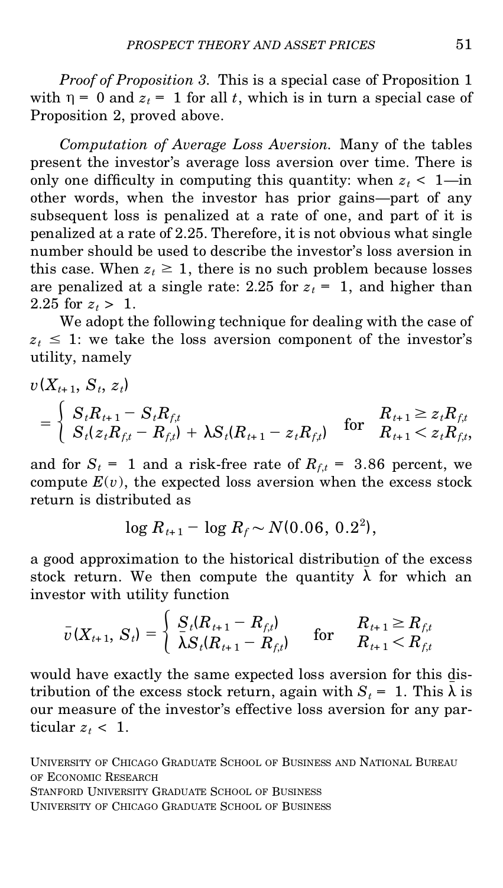*Proof of Proposition 3.* This is a special case of Proposition 1 with $\eta = 0$ and $z_t = 1$ for all $t$, which is in turn a special case of Proposition 2, proved above.

*Computation of Average Loss Aversion.* Many of the tables present the investor's average loss aversion over time. There is only one difficulty in computing this quantity: when $z_t < 1$—in other words, when the investor has prior gains—part of any subsequent loss is penalized at a rate of one, and part of it is penalized at a rate of 2.25. Therefore, it is not obvious what single number should be used to describe the investor's loss aversion in this case. When $z_t \geq 1$, there is no such problem because losses are penalized at a single rate: 2.25 for $z_t = 1$, and higher than 2.25 for $z_t > 1$.

We adopt the following technique for dealing with the case of $z_t \leq 1$: we take the loss aversion component of the investor's utility, namely

$$
v(X_{t+1}, S_t, z_t) = \begin{cases} S_t R_{t+1} - S_t R_{f,t} & \text{for} \quad R_{t+1} \geq z_t R_{f,t} \\ S_t(z_t R_{f,t} - R_{f,t}) + \lambda S_t(R_{t+1} - z_t R_{f,t}) & \text{for} \quad R_{t+1} < z_t R_{f,t}, \end{cases}
$$

and for $S_t = 1$ and a risk-free rate of $R_{f,t} = 3.86$ percent, we compute $E(v)$, the expected loss aversion when the excess stock return is distributed as

$$
\log R_{t+1} - \log R_f \sim N(0.06,\ 0.2^2),
$$

a good approximation to the historical distribution of the excess stock return. We then compute the quantity $\bar{\lambda}$ for which an investor with utility function

$$
\bar{v}(X_{t+1}, S_t) = \begin{cases} S_t(R_{t+1} - R_{f,t}) & \text{for} \quad R_{t+1} \geq R_{f,t} \\ \bar{\lambda} S_t(R_{t+1} - R_{f,t}) & \text{for} \quad R_{t+1} < R_{f,t} \end{cases}
$$

would have exactly the same expected loss aversion for this distribution of the excess stock return, again with $S_t = 1$. This $\bar{\lambda}$ is our measure of the investor's effective loss aversion for any particular $z_t < 1$.

University of Chicago Graduate School of Business and National Bureau of Economic Research

Stanford University Graduate School of Business

University of Chicago Graduate School of Business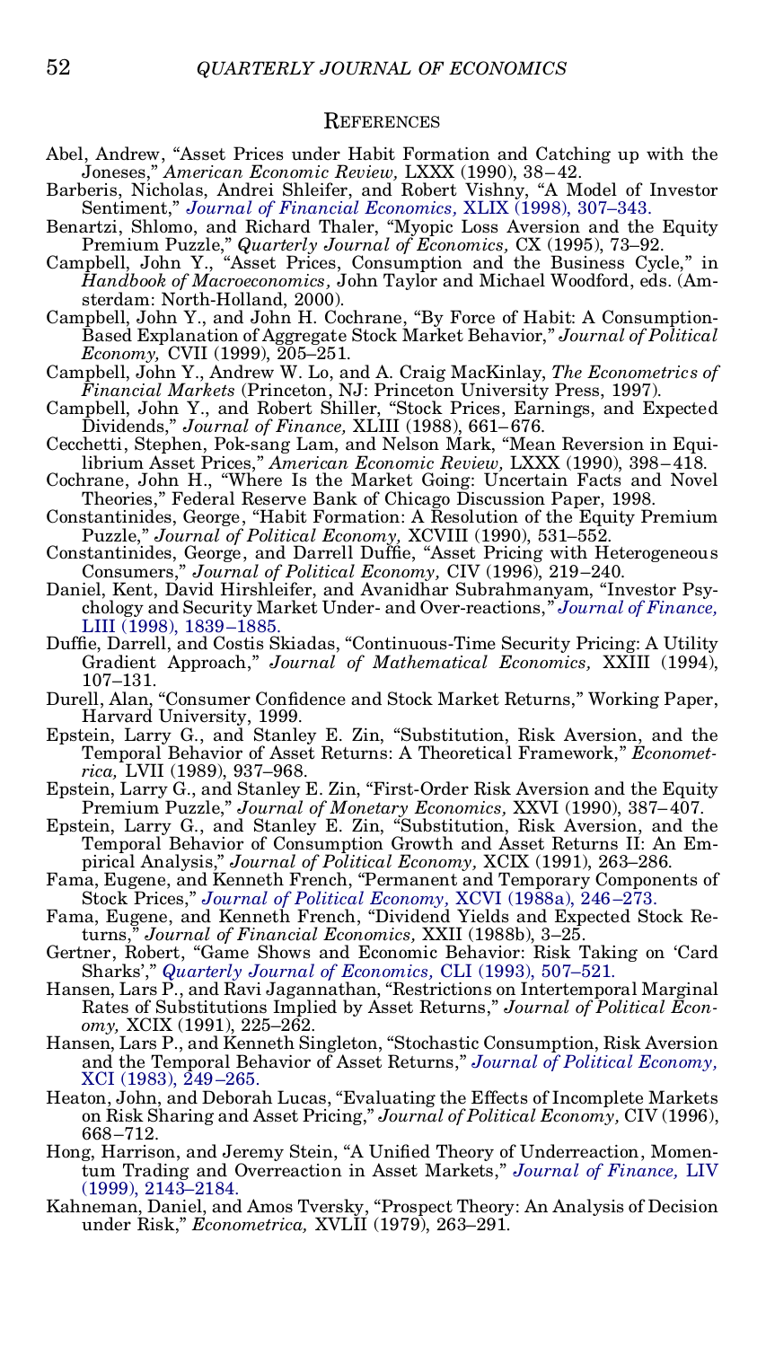## References

Abel, Andrew, "Asset Prices under Habit Formation and Catching up with the Joneses," *American Economic Review,* LXXX (1990), 38–42.

Barberis, Nicholas, Andrei Shleifer, and Robert Vishny, "A Model of Investor Sentiment," *Journal of Financial Economics,* XLIX (1998), 307–343.

Benartzi, Shlomo, and Richard Thaler, "Myopic Loss Aversion and the Equity Premium Puzzle," *Quarterly Journal of Economics,* CX (1995), 73–92.

Campbell, John Y., "Asset Prices, Consumption and the Business Cycle," in *Handbook of Macroeconomics,* John Taylor and Michael Woodford, eds. (Amsterdam: North-Holland, 2000).

Campbell, John Y., and John H. Cochrane, "By Force of Habit: A Consumption-Based Explanation of Aggregate Stock Market Behavior," *Journal of Political Economy,* CVII (1999), 205–251.

Campbell, John Y., Andrew W. Lo, and A. Craig MacKinlay, *The Econometrics of Financial Markets* (Princeton, NJ: Princeton University Press, 1997).

Campbell, John Y., and Robert Shiller, "Stock Prices, Earnings, and Expected Dividends," *Journal of Finance,* XLIII (1988), 661–676.

Cecchetti, Stephen, Pok-sang Lam, and Nelson Mark, "Mean Reversion in Equilibrium Asset Prices," *American Economic Review,* LXXX (1990), 398–418.

Cochrane, John H., "Where Is the Market Going: Uncertain Facts and Novel Theories," Federal Reserve Bank of Chicago Discussion Paper, 1998.

Constantinides, George, "Habit Formation: A Resolution of the Equity Premium Puzzle," *Journal of Political Economy,* XCVIII (1990), 531–552.

Constantinides, George, and Darrell Duffie, "Asset Pricing with Heterogeneous Consumers," *Journal of Political Economy,* CIV (1996), 219–240.

Daniel, Kent, David Hirshleifer, and Avanidhar Subrahmanyam, "Investor Psychology and Security Market Under- and Over-reactions," *Journal of Finance,* LIII (1998), 1839–1885.

Duffie, Darrell, and Costis Skiadas, "Continuous-Time Security Pricing: A Utility Gradient Approach," *Journal of Mathematical Economics,* XXIII (1994), 107–131.

Durell, Alan, "Consumer Confidence and Stock Market Returns," Working Paper, Harvard University, 1999.

Epstein, Larry G., and Stanley E. Zin, "Substitution, Risk Aversion, and the Temporal Behavior of Asset Returns: A Theoretical Framework," *Econometrica,* LVII (1989), 937–968.

Epstein, Larry G., and Stanley E. Zin, "First-Order Risk Aversion and the Equity Premium Puzzle," *Journal of Monetary Economics,* XXVI (1990), 387–407.

Epstein, Larry G., and Stanley E. Zin, "Substitution, Risk Aversion, and the Temporal Behavior of Consumption Growth and Asset Returns II: An Empirical Analysis," *Journal of Political Economy,* XCIX (1991), 263–286.

Fama, Eugene, and Kenneth French, "Permanent and Temporary Components of Stock Prices," *Journal of Political Economy,* XCVI (1988a), 246–273.

Fama, Eugene, and Kenneth French, "Dividend Yields and Expected Stock Returns," *Journal of Financial Economics,* XXII (1988b), 3–25.

Gertner, Robert, "Game Shows and Economic Behavior: Risk Taking on 'Card Sharks'," *Quarterly Journal of Economics,* CLI (1993), 507–521.

Hansen, Lars P., and Ravi Jagannathan, "Restrictions on Intertemporal Marginal Rates of Substitutions Implied by Asset Returns," *Journal of Political Economy,* XCIX (1991), 225–262.

Hansen, Lars P., and Kenneth Singleton, "Stochastic Consumption, Risk Aversion and the Temporal Behavior of Asset Returns," *Journal of Political Economy,* XCI (1983), 249–265.

Heaton, John, and Deborah Lucas, "Evaluating the Effects of Incomplete Markets on Risk Sharing and Asset Pricing," *Journal of Political Economy,* CIV (1996), 668–712.

Hong, Harrison, and Jeremy Stein, "A Unified Theory of Underreaction, Momentum Trading and Overreaction in Asset Markets," *Journal of Finance,* LIV (1999), 2143–2184.

Kahneman, Daniel, and Amos Tversky, "Prospect Theory: An Analysis of Decision under Risk," *Econometrica,* XVLII (1979), 263–291.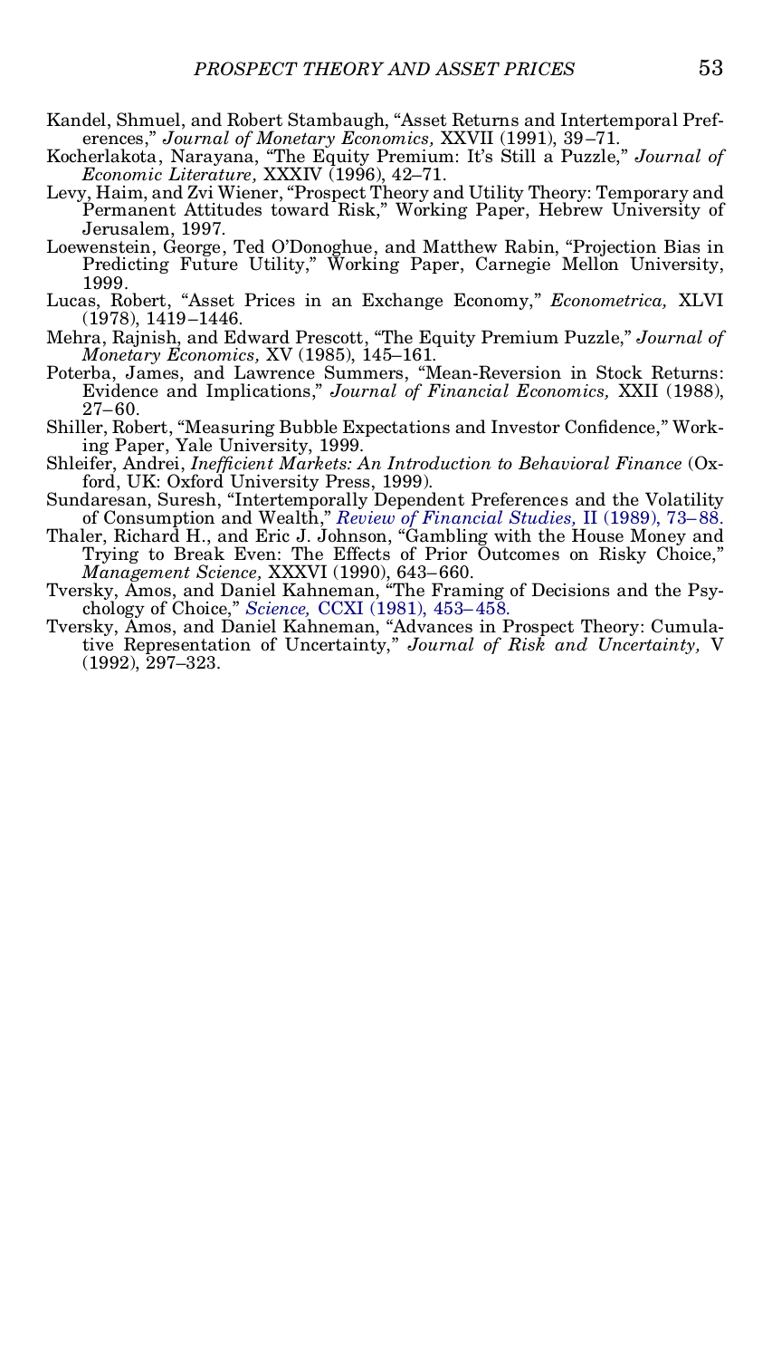Kandel, Shmuel, and Robert Stambaugh, "Asset Returns and Intertemporal Preferences," *Journal of Monetary Economics,* XXVII (1991), 39–71.

Kocherlakota, Narayana, "The Equity Premium: It's Still a Puzzle," *Journal of Economic Literature,* XXXIV (1996), 42–71.

Levy, Haim, and Zvi Wiener, "Prospect Theory and Utility Theory: Temporary and Permanent Attitudes toward Risk," Working Paper, Hebrew University of Jerusalem, 1997.

Loewenstein, George, Ted O'Donoghue, and Matthew Rabin, "Projection Bias in Predicting Future Utility," Working Paper, Carnegie Mellon University, 1999.

Lucas, Robert, "Asset Prices in an Exchange Economy," *Econometrica,* XLVI (1978), 1419–1446.

Mehra, Rajnish, and Edward Prescott, "The Equity Premium Puzzle," *Journal of Monetary Economics,* XV (1985), 145–161.

Poterba, James, and Lawrence Summers, "Mean-Reversion in Stock Returns: Evidence and Implications," *Journal of Financial Economics,* XXII (1988), 27–60.

Shiller, Robert, "Measuring Bubble Expectations and Investor Confidence," Working Paper, Yale University, 1999.

Shleifer, Andrei, *Inefficient Markets: An Introduction to Behavioral Finance* (Oxford, UK: Oxford University Press, 1999).

Sundaresan, Suresh, "Intertemporally Dependent Preferences and the Volatility of Consumption and Wealth," *Review of Financial Studies,* II (1989), 73–88.

Thaler, Richard H., and Eric J. Johnson, "Gambling with the House Money and Trying to Break Even: The Effects of Prior Outcomes on Risky Choice," *Management Science,* XXXVI (1990), 643–660.

Tversky, Amos, and Daniel Kahneman, "The Framing of Decisions and the Psychology of Choice," *Science,* CCXI (1981), 453–458.

Tversky, Amos, and Daniel Kahneman, "Advances in Prospect Theory: Cumulative Representation of Uncertainty," *Journal of Risk and Uncertainty,* V (1992), 297–323.